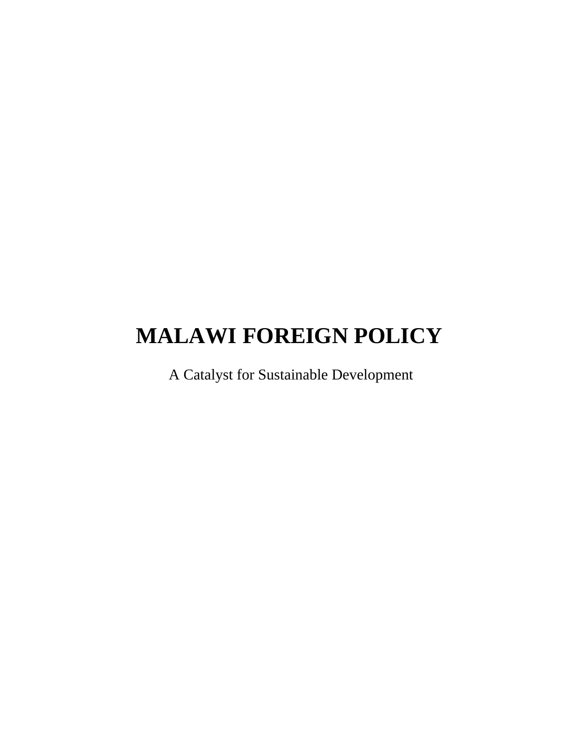# MALAWI FOREIGN POLICY

A Catalyst for Sustainable Development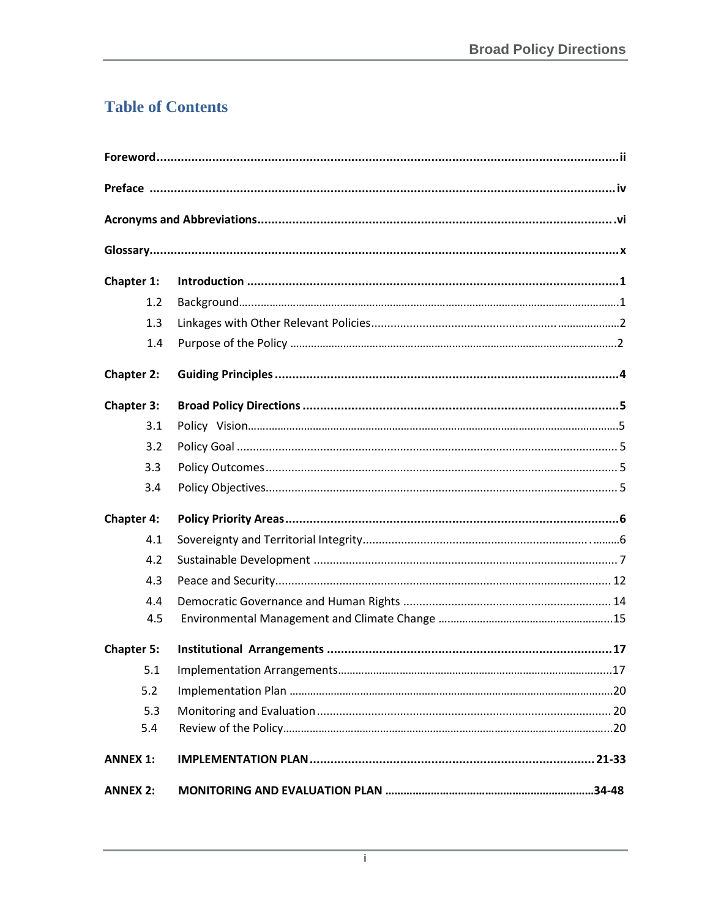# Table of Contents

| | | |
|---|---|---|
| **Foreword** | | **ii** |
| **Preface** | | **iv** |
| **Acronyms and Abbreviations** | | **vi** |
| **Glossary** | | **x** |
| **Chapter 1:** | **Introduction** | **1** |
| 1.2 | Background | 1 |
| 1.3 | Linkages with Other Relevant Policies | 2 |
| 1.4 | Purpose of the Policy | 2 |
| **Chapter 2:** | **Guiding Principles** | **4** |
| **Chapter 3:** | **Broad Policy Directions** | **5** |
| 3.1 | Policy Vision | 5 |
| 3.2 | Policy Goal | 5 |
| 3.3 | Policy Outcomes | 5 |
| 3.4 | Policy Objectives | 5 |
| **Chapter 4:** | **Policy Priority Areas** | **6** |
| 4.1 | Sovereignty and Territorial Integrity | 6 |
| 4.2 | Sustainable Development | 7 |
| 4.3 | Peace and Security | 12 |
| 4.4 | Democratic Governance and Human Rights | 14 |
| 4.5 | Environmental Management and Climate Change | 15 |
| **Chapter 5:** | **Institutional Arrangements** | **17** |
| 5.1 | Implementation Arrangements | 17 |
| 5.2 | Implementation Plan | 20 |
| 5.3 | Monitoring and Evaluation | 20 |
| 5.4 | Review of the Policy | 20 |
| **ANNEX 1:** | **IMPLEMENTATION PLAN** | **21-33** |
| **ANNEX 2:** | **MONITORING AND EVALUATION PLAN** | **34-48** |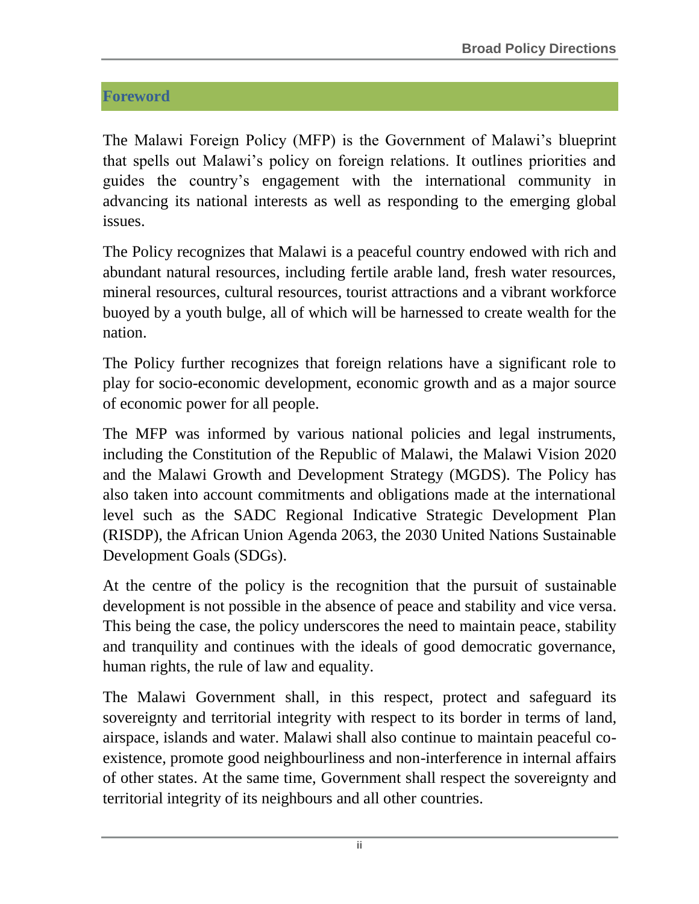## Foreword

The Malawi Foreign Policy (MFP) is the Government of Malawi's blueprint that spells out Malawi's policy on foreign relations. It outlines priorities and guides the country's engagement with the international community in advancing its national interests as well as responding to the emerging global issues.

The Policy recognizes that Malawi is a peaceful country endowed with rich and abundant natural resources, including fertile arable land, fresh water resources, mineral resources, cultural resources, tourist attractions and a vibrant workforce buoyed by a youth bulge, all of which will be harnessed to create wealth for the nation.

The Policy further recognizes that foreign relations have a significant role to play for socio-economic development, economic growth and as a major source of economic power for all people.

The MFP was informed by various national policies and legal instruments, including the Constitution of the Republic of Malawi, the Malawi Vision 2020 and the Malawi Growth and Development Strategy (MGDS). The Policy has also taken into account commitments and obligations made at the international level such as the SADC Regional Indicative Strategic Development Plan (RISDP), the African Union Agenda 2063, the 2030 United Nations Sustainable Development Goals (SDGs).

At the centre of the policy is the recognition that the pursuit of sustainable development is not possible in the absence of peace and stability and vice versa. This being the case, the policy underscores the need to maintain peace, stability and tranquility and continues with the ideals of good democratic governance, human rights, the rule of law and equality.

The Malawi Government shall, in this respect, protect and safeguard its sovereignty and territorial integrity with respect to its border in terms of land, airspace, islands and water. Malawi shall also continue to maintain peaceful co-existence, promote good neighbourliness and non-interference in internal affairs of other states. At the same time, Government shall respect the sovereignty and territorial integrity of its neighbours and all other countries.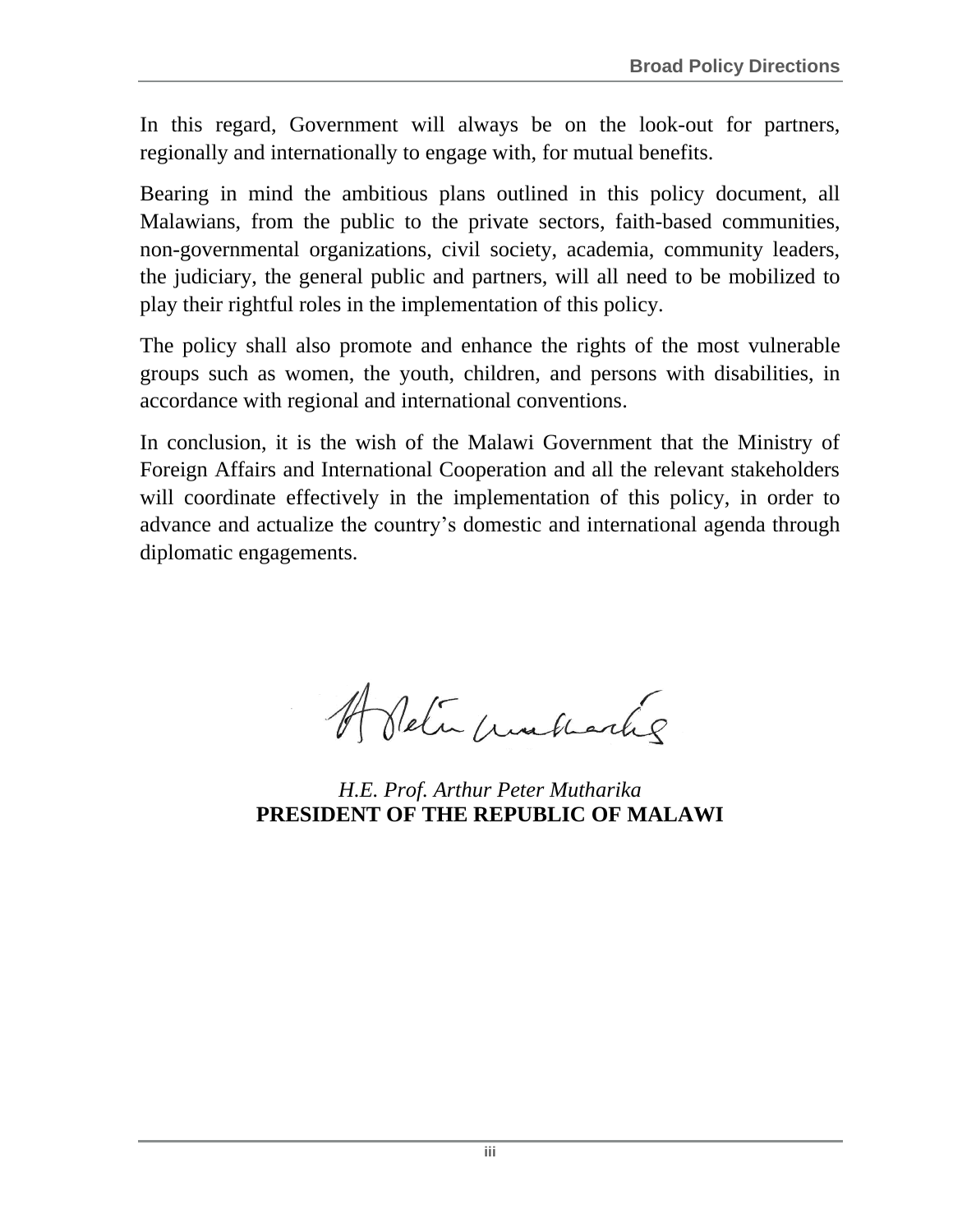In this regard, Government will always be on the look-out for partners, regionally and internationally to engage with, for mutual benefits.

Bearing in mind the ambitious plans outlined in this policy document, all Malawians, from the public to the private sectors, faith-based communities, non-governmental organizations, civil society, academia, community leaders, the judiciary, the general public and partners, will all need to be mobilized to play their rightful roles in the implementation of this policy.

The policy shall also promote and enhance the rights of the most vulnerable groups such as women, the youth, children, and persons with disabilities, in accordance with regional and international conventions.

In conclusion, it is the wish of the Malawi Government that the Ministry of Foreign Affairs and International Cooperation and all the relevant stakeholders will coordinate effectively in the implementation of this policy, in order to advance and actualize the country's domestic and international agenda through diplomatic engagements.

*H.E. Prof. Arthur Peter Mutharika*
**PRESIDENT OF THE REPUBLIC OF MALAWI**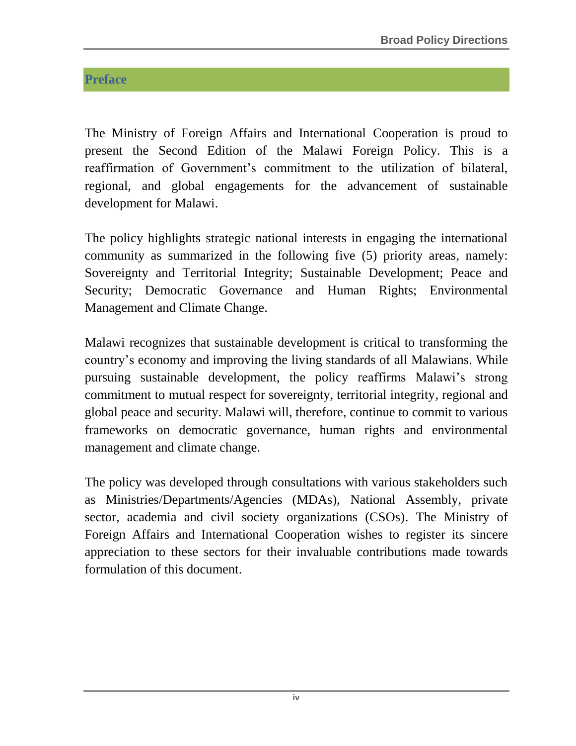## Preface

The Ministry of Foreign Affairs and International Cooperation is proud to present the Second Edition of the Malawi Foreign Policy. This is a reaffirmation of Government's commitment to the utilization of bilateral, regional, and global engagements for the advancement of sustainable development for Malawi.

The policy highlights strategic national interests in engaging the international community as summarized in the following five (5) priority areas, namely: Sovereignty and Territorial Integrity; Sustainable Development; Peace and Security; Democratic Governance and Human Rights; Environmental Management and Climate Change.

Malawi recognizes that sustainable development is critical to transforming the country's economy and improving the living standards of all Malawians. While pursuing sustainable development, the policy reaffirms Malawi's strong commitment to mutual respect for sovereignty, territorial integrity, regional and global peace and security. Malawi will, therefore, continue to commit to various frameworks on democratic governance, human rights and environmental management and climate change.

The policy was developed through consultations with various stakeholders such as Ministries/Departments/Agencies (MDAs), National Assembly, private sector, academia and civil society organizations (CSOs). The Ministry of Foreign Affairs and International Cooperation wishes to register its sincere appreciation to these sectors for their invaluable contributions made towards formulation of this document.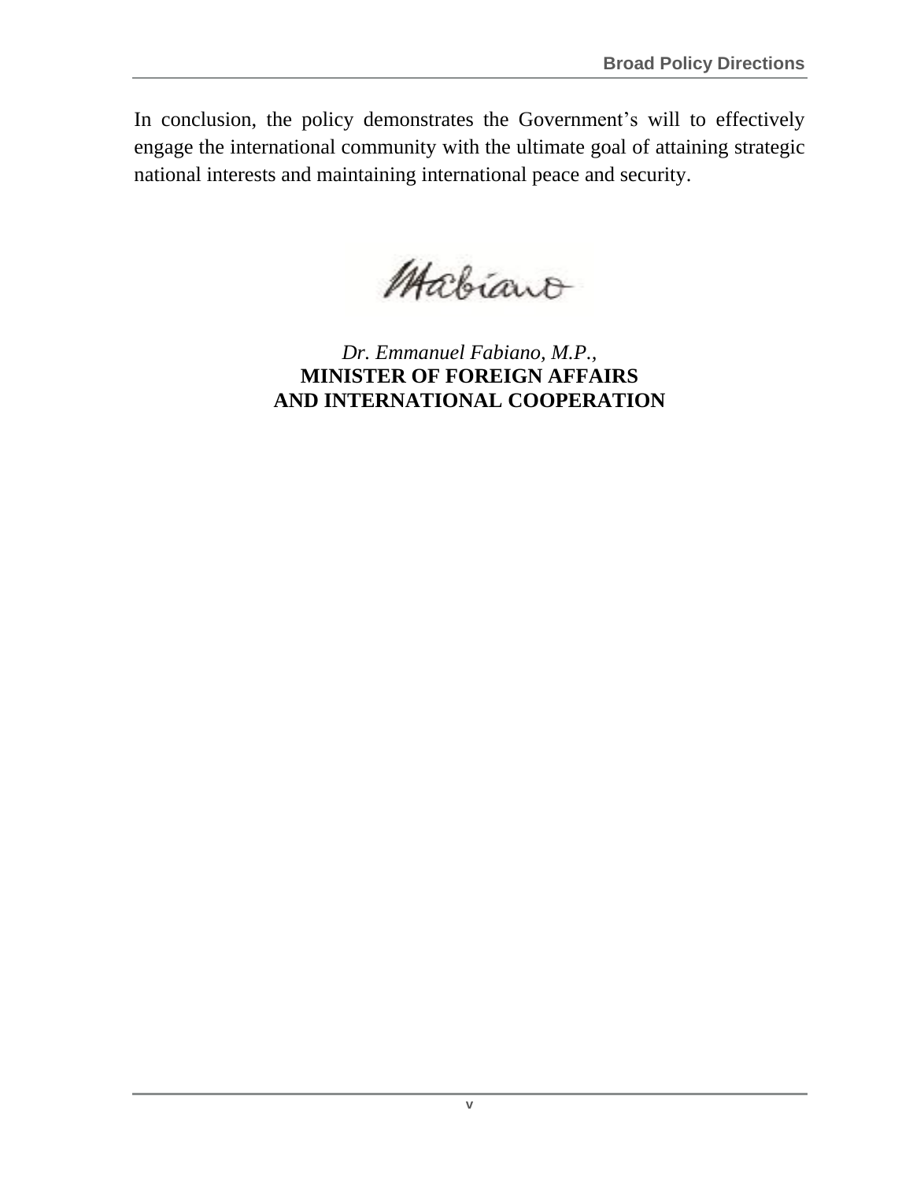In conclusion, the policy demonstrates the Government's will to effectively engage the international community with the ultimate goal of attaining strategic national interests and maintaining international peace and security.

*Dr. Emmanuel Fabiano, M.P.,*
**MINISTER OF FOREIGN AFFAIRS AND INTERNATIONAL COOPERATION**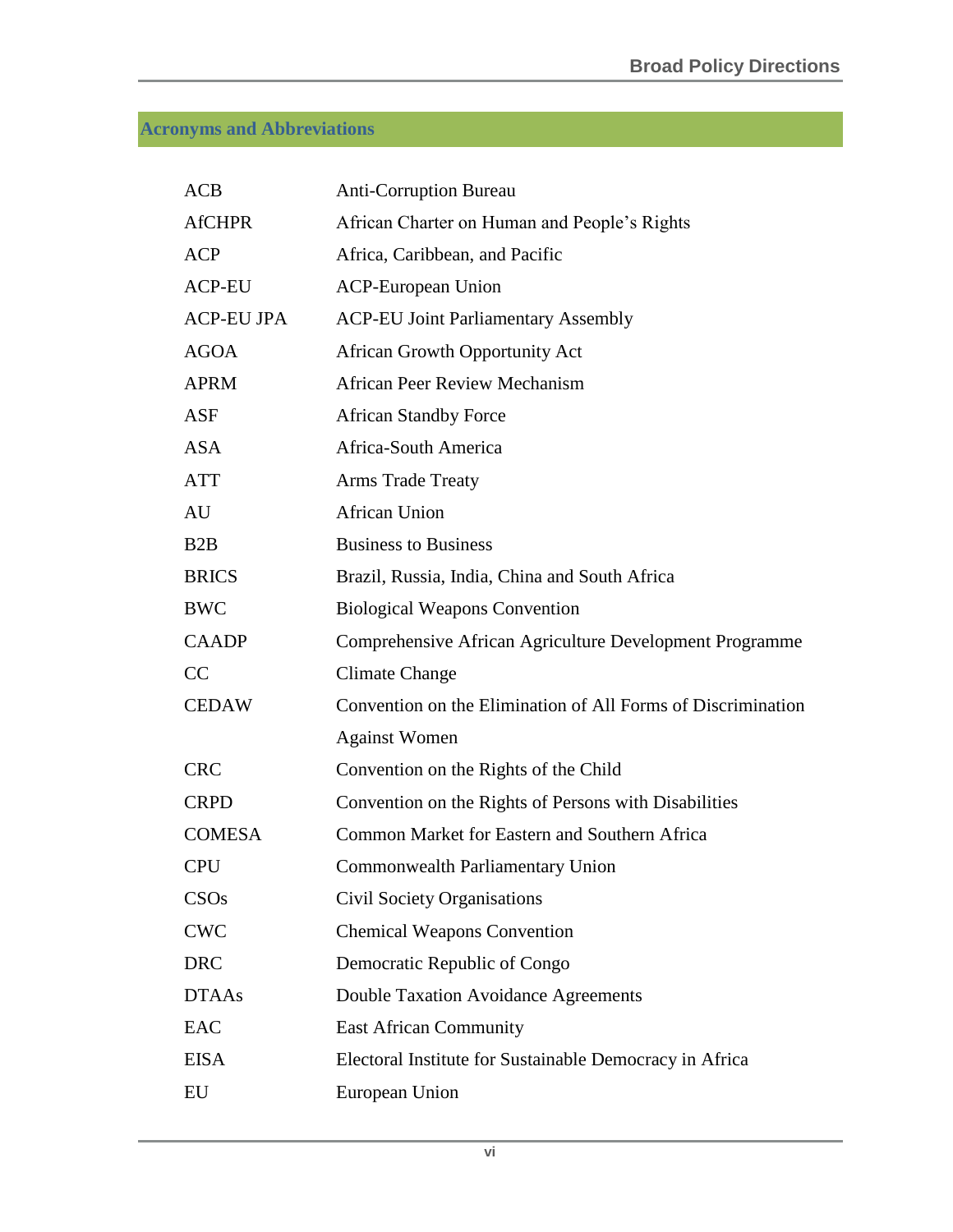## Acronyms and Abbreviations

| | |
|---|---|
| ACB | Anti-Corruption Bureau |
| AfCHPR | African Charter on Human and People's Rights |
| ACP | Africa, Caribbean, and Pacific |
| ACP-EU | ACP-European Union |
| ACP-EU JPA | ACP-EU Joint Parliamentary Assembly |
| AGOA | African Growth Opportunity Act |
| APRM | African Peer Review Mechanism |
| ASF | African Standby Force |
| ASA | Africa-South America |
| ATT | Arms Trade Treaty |
| AU | African Union |
| B2B | Business to Business |
| BRICS | Brazil, Russia, India, China and South Africa |
| BWC | Biological Weapons Convention |
| CAADP | Comprehensive African Agriculture Development Programme |
| CC | Climate Change |
| CEDAW | Convention on the Elimination of All Forms of Discrimination Against Women |
| CRC | Convention on the Rights of the Child |
| CRPD | Convention on the Rights of Persons with Disabilities |
| COMESA | Common Market for Eastern and Southern Africa |
| CPU | Commonwealth Parliamentary Union |
| CSOs | Civil Society Organisations |
| CWC | Chemical Weapons Convention |
| DRC | Democratic Republic of Congo |
| DTAAs | Double Taxation Avoidance Agreements |
| EAC | East African Community |
| EISA | Electoral Institute for Sustainable Democracy in Africa |
| EU | European Union |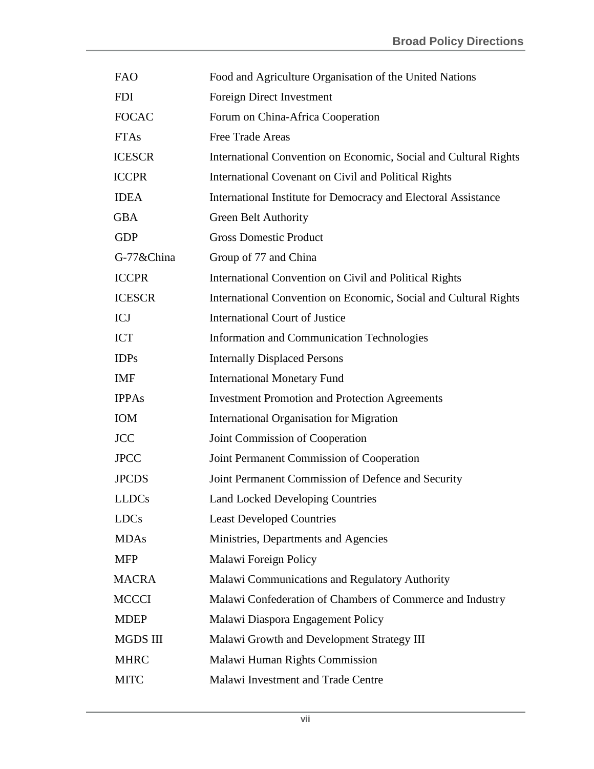| | |
|---|---|
| FAO | Food and Agriculture Organisation of the United Nations |
| FDI | Foreign Direct Investment |
| FOCAC | Forum on China-Africa Cooperation |
| FTAs | Free Trade Areas |
| ICESCR | International Convention on Economic, Social and Cultural Rights |
| ICCPR | International Covenant on Civil and Political Rights |
| IDEA | International Institute for Democracy and Electoral Assistance |
| GBA | Green Belt Authority |
| GDP | Gross Domestic Product |
| G-77&China | Group of 77 and China |
| ICCPR | International Convention on Civil and Political Rights |
| ICESCR | International Convention on Economic, Social and Cultural Rights |
| ICJ | International Court of Justice |
| ICT | Information and Communication Technologies |
| IDPs | Internally Displaced Persons |
| IMF | International Monetary Fund |
| IPPAs | Investment Promotion and Protection Agreements |
| IOM | International Organisation for Migration |
| JCC | Joint Commission of Cooperation |
| JPCC | Joint Permanent Commission of Cooperation |
| JPCDS | Joint Permanent Commission of Defence and Security |
| LLDCs | Land Locked Developing Countries |
| LDCs | Least Developed Countries |
| MDAs | Ministries, Departments and Agencies |
| MFP | Malawi Foreign Policy |
| MACRA | Malawi Communications and Regulatory Authority |
| MCCCI | Malawi Confederation of Chambers of Commerce and Industry |
| MDEP | Malawi Diaspora Engagement Policy |
| MGDS III | Malawi Growth and Development Strategy III |
| MHRC | Malawi Human Rights Commission |
| MITC | Malawi Investment and Trade Centre |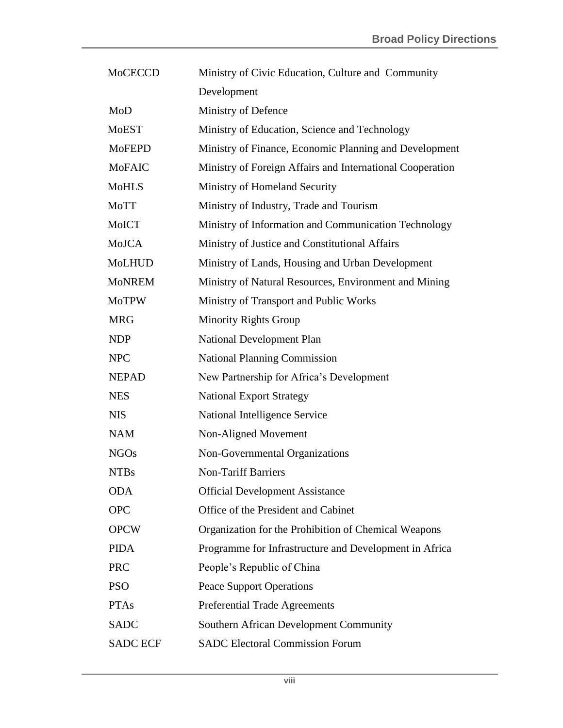| | |
|---|---|
| MoCECCD | Ministry of Civic Education, Culture and Community Development |
| MoD | Ministry of Defence |
| MoEST | Ministry of Education, Science and Technology |
| MoFEPD | Ministry of Finance, Economic Planning and Development |
| MoFAIC | Ministry of Foreign Affairs and International Cooperation |
| MoHLS | Ministry of Homeland Security |
| MoTT | Ministry of Industry, Trade and Tourism |
| MoICT | Ministry of Information and Communication Technology |
| MoJCA | Ministry of Justice and Constitutional Affairs |
| MoLHUD | Ministry of Lands, Housing and Urban Development |
| MoNREM | Ministry of Natural Resources, Environment and Mining |
| MoTPW | Ministry of Transport and Public Works |
| MRG | Minority Rights Group |
| NDP | National Development Plan |
| NPC | National Planning Commission |
| NEPAD | New Partnership for Africa's Development |
| NES | National Export Strategy |
| NIS | National Intelligence Service |
| NAM | Non-Aligned Movement |
| NGOs | Non-Governmental Organizations |
| NTBs | Non-Tariff Barriers |
| ODA | Official Development Assistance |
| OPC | Office of the President and Cabinet |
| OPCW | Organization for the Prohibition of Chemical Weapons |
| PIDA | Programme for Infrastructure and Development in Africa |
| PRC | People's Republic of China |
| PSO | Peace Support Operations |
| PTAs | Preferential Trade Agreements |
| SADC | Southern African Development Community |
| SADC ECF | SADC Electoral Commission Forum |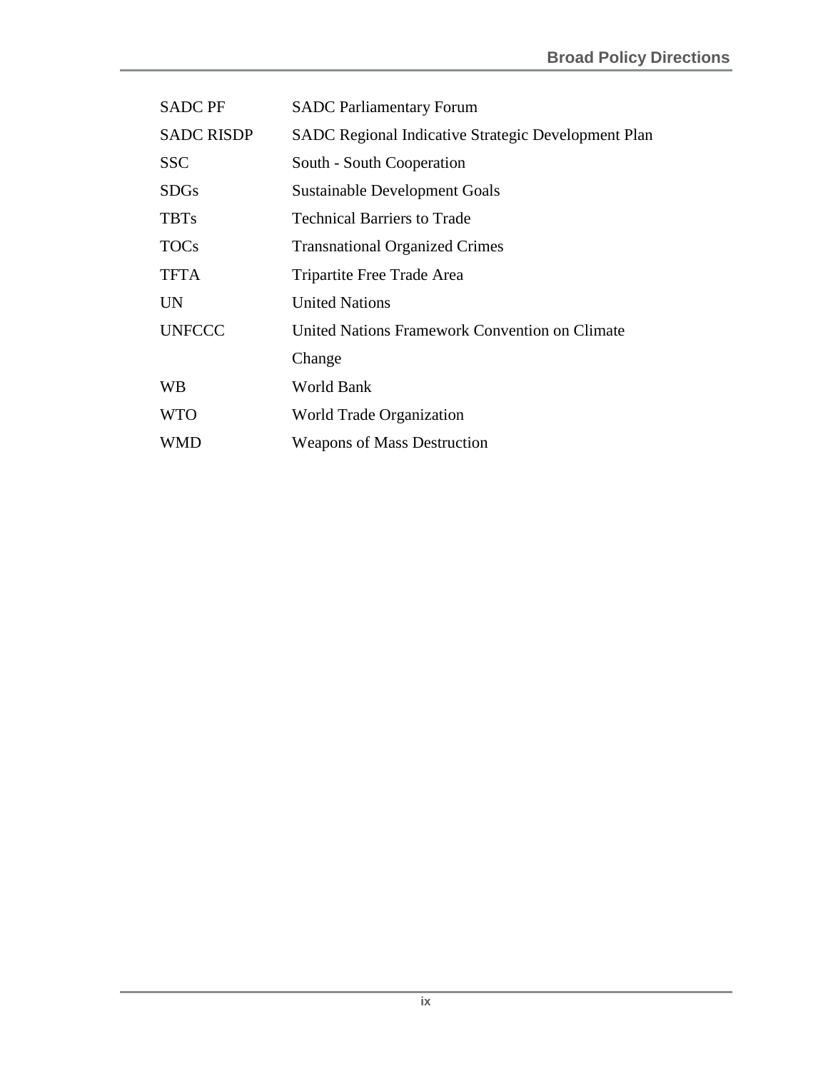| | |
|---|---|
| SADC PF | SADC Parliamentary Forum |
| SADC RISDP | SADC Regional Indicative Strategic Development Plan |
| SSC | South - South Cooperation |
| SDGs | Sustainable Development Goals |
| TBTs | Technical Barriers to Trade |
| TOCs | Transnational Organized Crimes |
| TFTA | Tripartite Free Trade Area |
| UN | United Nations |
| UNFCCC | United Nations Framework Convention on Climate Change |
| WB | World Bank |
| WTO | World Trade Organization |
| WMD | Weapons of Mass Destruction |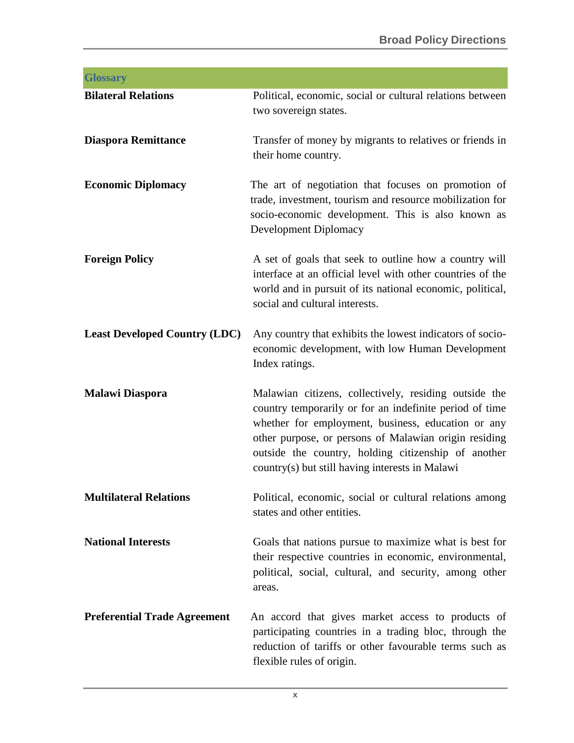## Glossary

| | |
|---|---|
| **Bilateral Relations** | Political, economic, social or cultural relations between two sovereign states. |
| **Diaspora Remittance** | Transfer of money by migrants to relatives or friends in their home country. |
| **Economic Diplomacy** | The art of negotiation that focuses on promotion of trade, investment, tourism and resource mobilization for socio-economic development. This is also known as Development Diplomacy |
| **Foreign Policy** | A set of goals that seek to outline how a country will interface at an official level with other countries of the world and in pursuit of its national economic, political, social and cultural interests. |
| **Least Developed Country (LDC)** | Any country that exhibits the lowest indicators of socio-economic development, with low Human Development Index ratings. |
| **Malawi Diaspora** | Malawian citizens, collectively, residing outside the country temporarily or for an indefinite period of time whether for employment, business, education or any other purpose, or persons of Malawian origin residing outside the country, holding citizenship of another country(s) but still having interests in Malawi |
| **Multilateral Relations** | Political, economic, social or cultural relations among states and other entities. |
| **National Interests** | Goals that nations pursue to maximize what is best for their respective countries in economic, environmental, political, social, cultural, and security, among other areas. |
| **Preferential Trade Agreement** | An accord that gives market access to products of participating countries in a trading bloc, through the reduction of tariffs or other favourable terms such as flexible rules of origin. |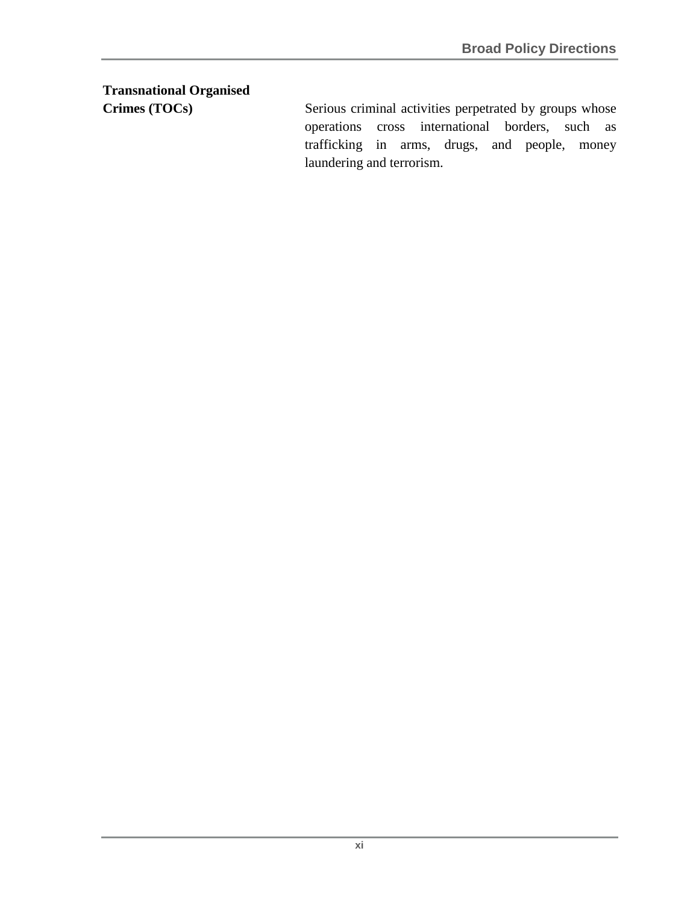| | |
|---|---|
| **Transnational Organised Crimes (TOCs)** | Serious criminal activities perpetrated by groups whose operations cross international borders, such as trafficking in arms, drugs, and people, money laundering and terrorism. |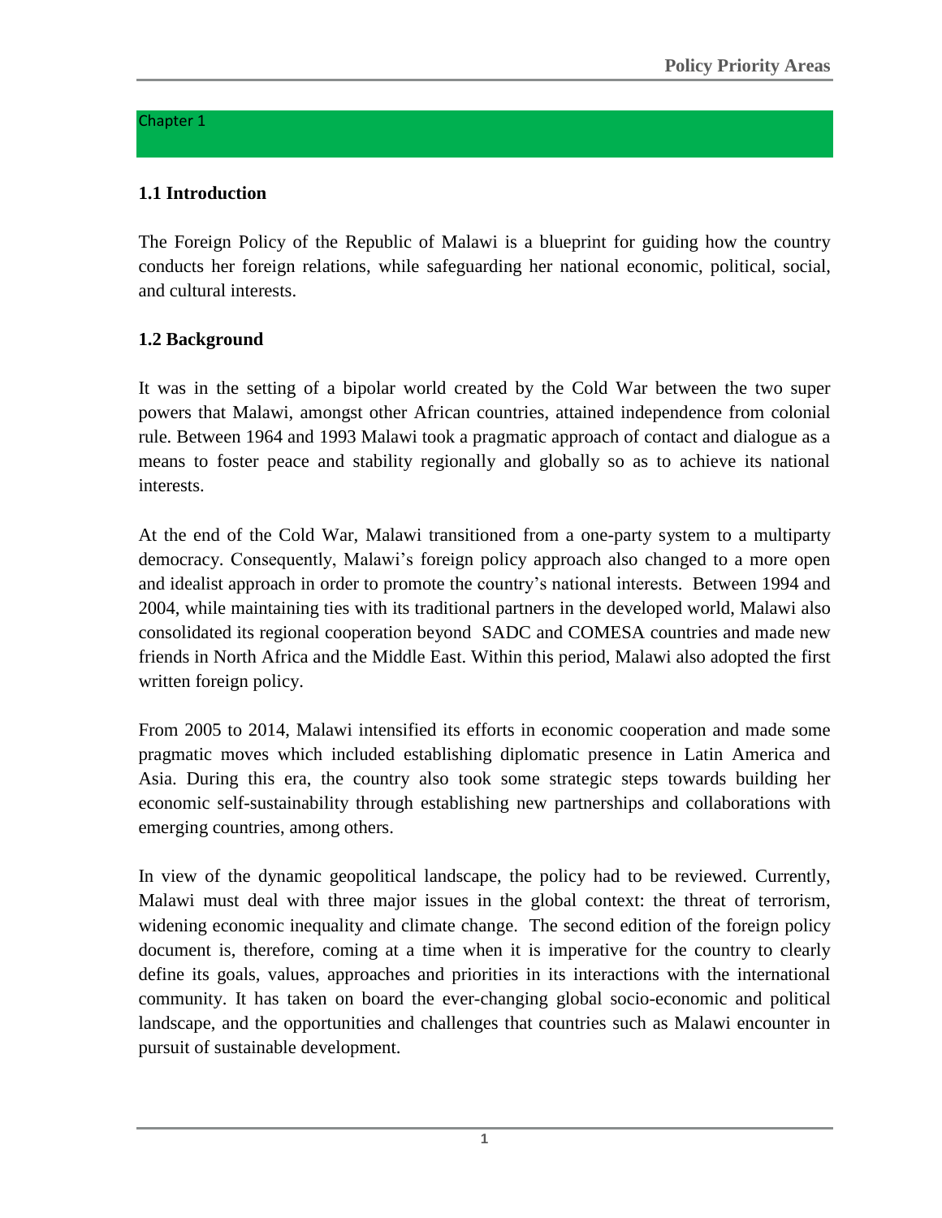# Chapter 1

## 1.1 Introduction

The Foreign Policy of the Republic of Malawi is a blueprint for guiding how the country conducts her foreign relations, while safeguarding her national economic, political, social, and cultural interests.

## 1.2 Background

It was in the setting of a bipolar world created by the Cold War between the two super powers that Malawi, amongst other African countries, attained independence from colonial rule. Between 1964 and 1993 Malawi took a pragmatic approach of contact and dialogue as a means to foster peace and stability regionally and globally so as to achieve its national interests.

At the end of the Cold War, Malawi transitioned from a one-party system to a multiparty democracy. Consequently, Malawi's foreign policy approach also changed to a more open and idealist approach in order to promote the country's national interests. Between 1994 and 2004, while maintaining ties with its traditional partners in the developed world, Malawi also consolidated its regional cooperation beyond SADC and COMESA countries and made new friends in North Africa and the Middle East. Within this period, Malawi also adopted the first written foreign policy.

From 2005 to 2014, Malawi intensified its efforts in economic cooperation and made some pragmatic moves which included establishing diplomatic presence in Latin America and Asia. During this era, the country also took some strategic steps towards building her economic self-sustainability through establishing new partnerships and collaborations with emerging countries, among others.

In view of the dynamic geopolitical landscape, the policy had to be reviewed. Currently, Malawi must deal with three major issues in the global context: the threat of terrorism, widening economic inequality and climate change. The second edition of the foreign policy document is, therefore, coming at a time when it is imperative for the country to clearly define its goals, values, approaches and priorities in its interactions with the international community. It has taken on board the ever-changing global socio-economic and political landscape, and the opportunities and challenges that countries such as Malawi encounter in pursuit of sustainable development.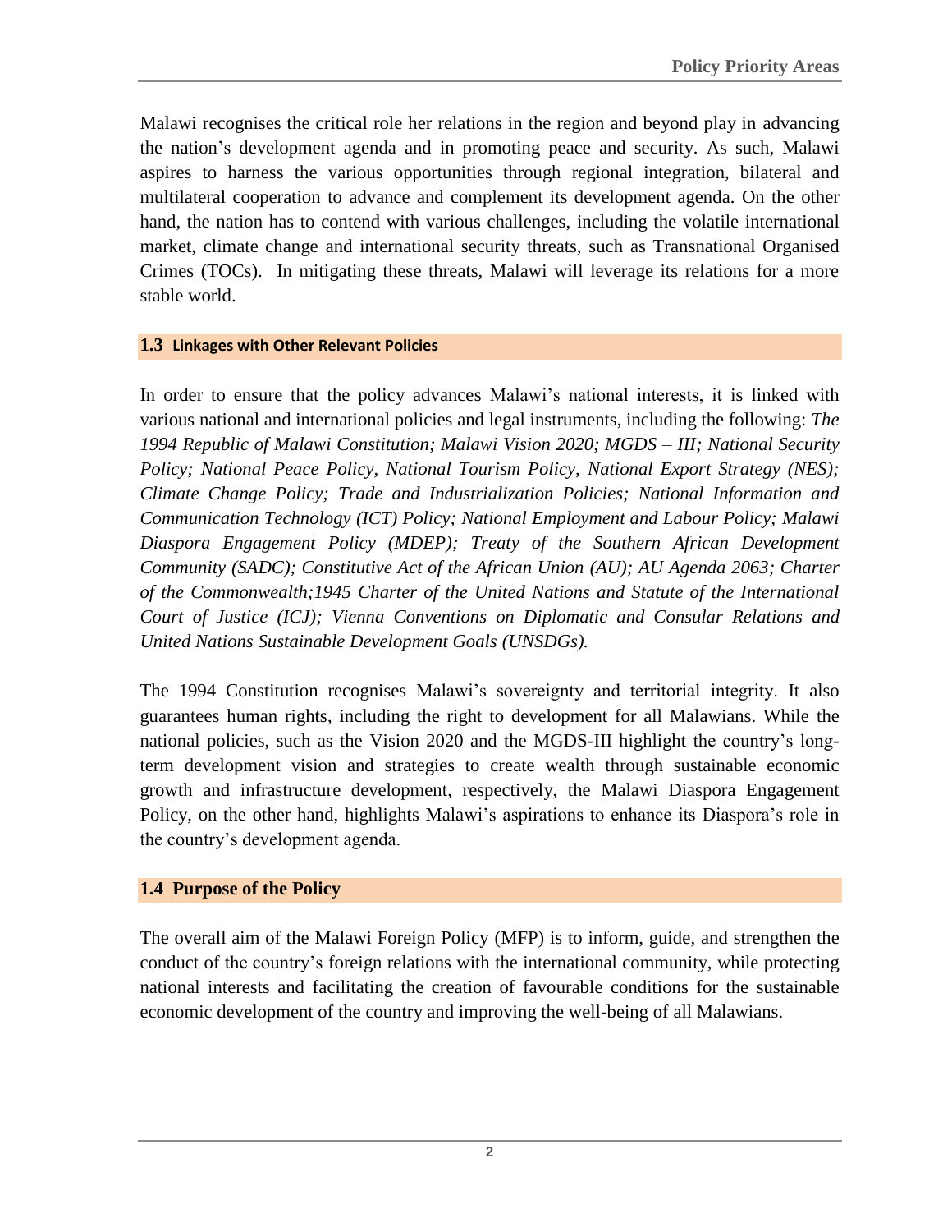Malawi recognises the critical role her relations in the region and beyond play in advancing the nation's development agenda and in promoting peace and security. As such, Malawi aspires to harness the various opportunities through regional integration, bilateral and multilateral cooperation to advance and complement its development agenda. On the other hand, the nation has to contend with various challenges, including the volatile international market, climate change and international security threats, such as Transnational Organised Crimes (TOCs). In mitigating these threats, Malawi will leverage its relations for a more stable world.

### 1.3 Linkages with Other Relevant Policies

In order to ensure that the policy advances Malawi's national interests, it is linked with various national and international policies and legal instruments, including the following: *The 1994 Republic of Malawi Constitution; Malawi Vision 2020; MGDS – III; National Security Policy; National Peace Policy, National Tourism Policy, National Export Strategy (NES); Climate Change Policy; Trade and Industrialization Policies; National Information and Communication Technology (ICT) Policy; National Employment and Labour Policy; Malawi Diaspora Engagement Policy (MDEP); Treaty of the Southern African Development Community (SADC); Constitutive Act of the African Union (AU); AU Agenda 2063; Charter of the Commonwealth;1945 Charter of the United Nations and Statute of the International Court of Justice (ICJ); Vienna Conventions on Diplomatic and Consular Relations and United Nations Sustainable Development Goals (UNSDGs).*

The 1994 Constitution recognises Malawi's sovereignty and territorial integrity. It also guarantees human rights, including the right to development for all Malawians. While the national policies, such as the Vision 2020 and the MGDS-III highlight the country's long-term development vision and strategies to create wealth through sustainable economic growth and infrastructure development, respectively, the Malawi Diaspora Engagement Policy, on the other hand, highlights Malawi's aspirations to enhance its Diaspora's role in the country's development agenda.

### 1.4 Purpose of the Policy

The overall aim of the Malawi Foreign Policy (MFP) is to inform, guide, and strengthen the conduct of the country's foreign relations with the international community, while protecting national interests and facilitating the creation of favourable conditions for the sustainable economic development of the country and improving the well-being of all Malawians.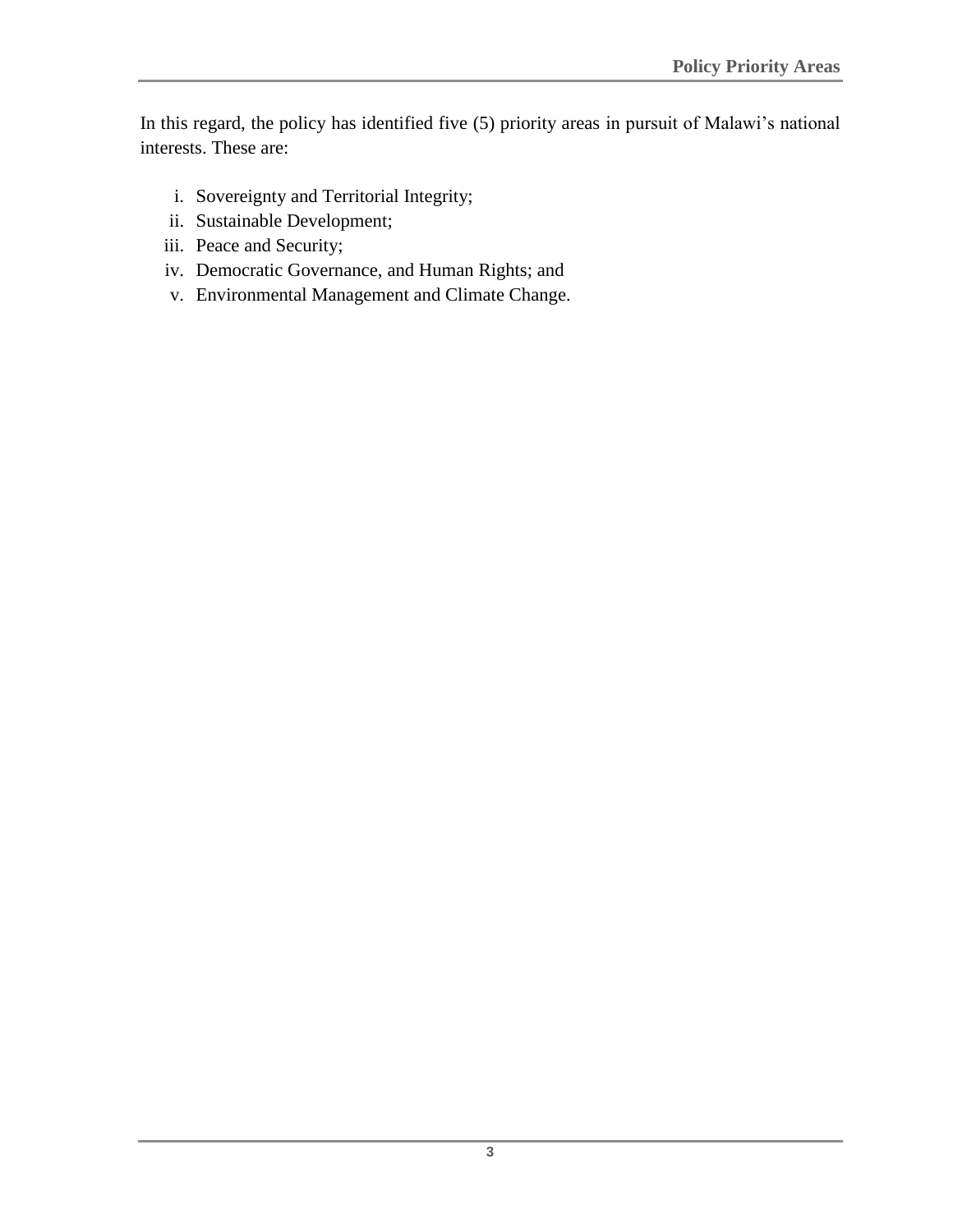In this regard, the policy has identified five (5) priority areas in pursuit of Malawi's national interests. These are:

i. Sovereignty and Territorial Integrity;
ii. Sustainable Development;
iii. Peace and Security;
iv. Democratic Governance, and Human Rights; and
v. Environmental Management and Climate Change.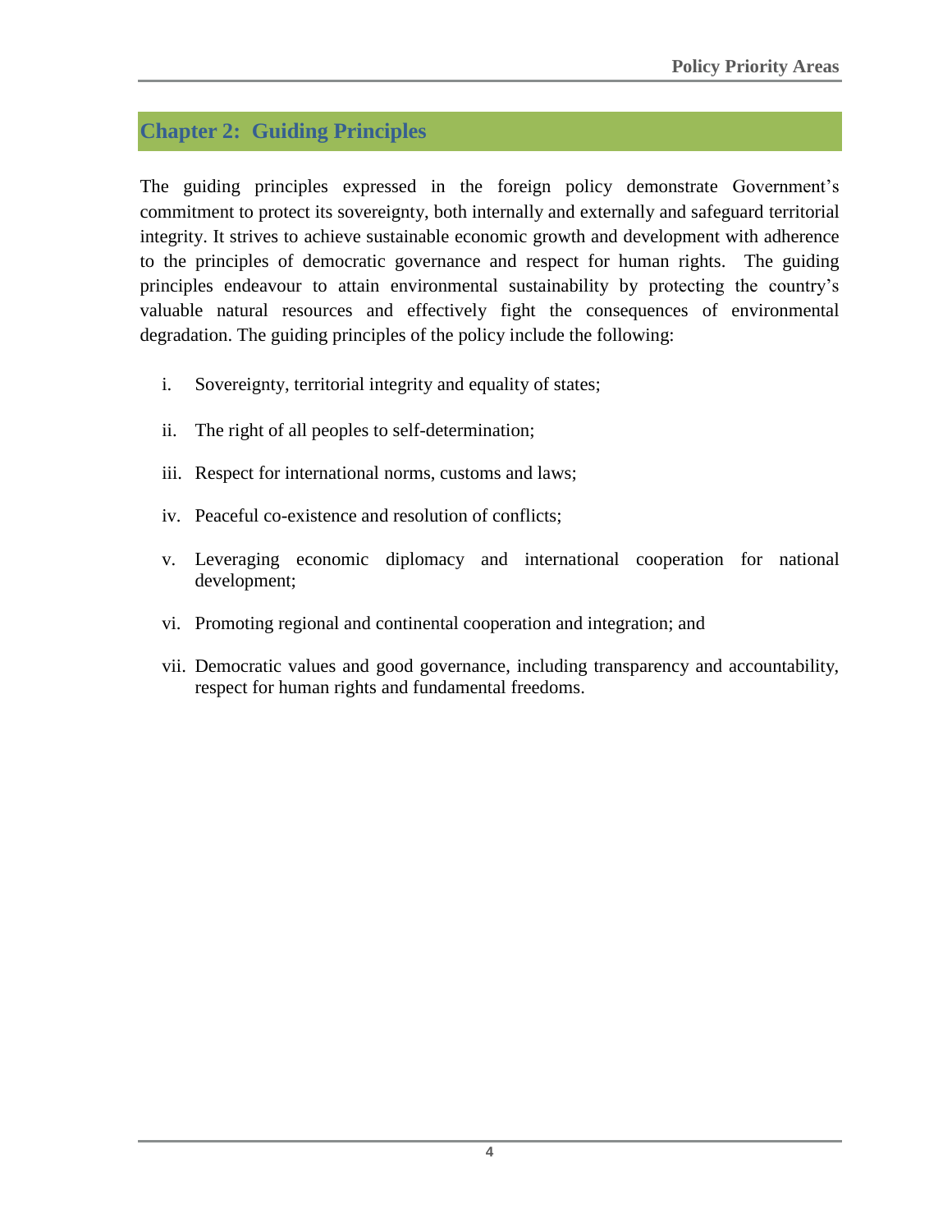## Chapter 2: Guiding Principles

The guiding principles expressed in the foreign policy demonstrate Government's commitment to protect its sovereignty, both internally and externally and safeguard territorial integrity. It strives to achieve sustainable economic growth and development with adherence to the principles of democratic governance and respect for human rights. The guiding principles endeavour to attain environmental sustainability by protecting the country's valuable natural resources and effectively fight the consequences of environmental degradation. The guiding principles of the policy include the following:

i. Sovereignty, territorial integrity and equality of states;

ii. The right of all peoples to self-determination;

iii. Respect for international norms, customs and laws;

iv. Peaceful co-existence and resolution of conflicts;

v. Leveraging economic diplomacy and international cooperation for national development;

vi. Promoting regional and continental cooperation and integration; and

vii. Democratic values and good governance, including transparency and accountability, respect for human rights and fundamental freedoms.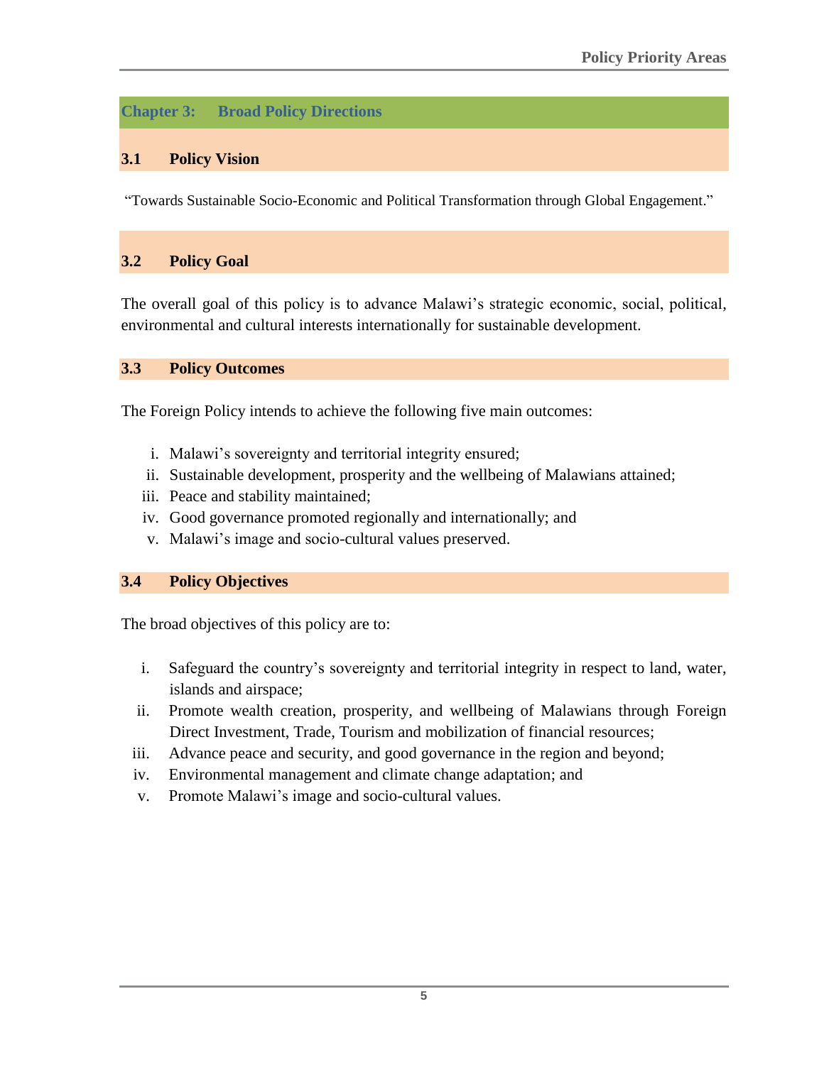# Chapter 3: Broad Policy Directions

## 3.1 Policy Vision

"Towards Sustainable Socio-Economic and Political Transformation through Global Engagement."

## 3.2 Policy Goal

The overall goal of this policy is to advance Malawi's strategic economic, social, political, environmental and cultural interests internationally for sustainable development.

## 3.3 Policy Outcomes

The Foreign Policy intends to achieve the following five main outcomes:

i. Malawi's sovereignty and territorial integrity ensured;
ii. Sustainable development, prosperity and the wellbeing of Malawians attained;
iii. Peace and stability maintained;
iv. Good governance promoted regionally and internationally; and
v. Malawi's image and socio-cultural values preserved.

## 3.4 Policy Objectives

The broad objectives of this policy are to:

i. Safeguard the country's sovereignty and territorial integrity in respect to land, water, islands and airspace;
ii. Promote wealth creation, prosperity, and wellbeing of Malawians through Foreign Direct Investment, Trade, Tourism and mobilization of financial resources;
iii. Advance peace and security, and good governance in the region and beyond;
iv. Environmental management and climate change adaptation; and
v. Promote Malawi's image and socio-cultural values.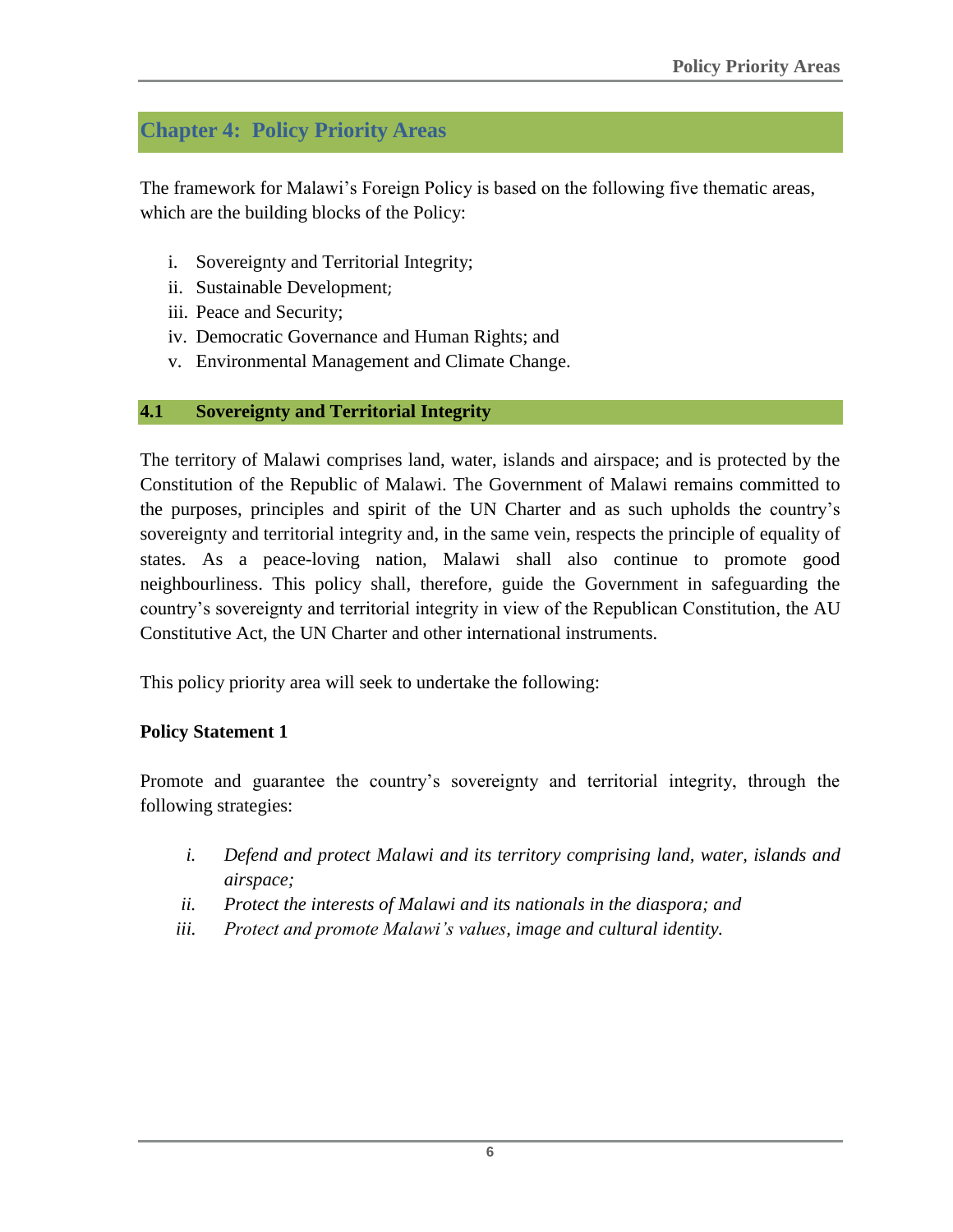# Chapter 4: Policy Priority Areas

The framework for Malawi's Foreign Policy is based on the following five thematic areas, which are the building blocks of the Policy:

i. Sovereignty and Territorial Integrity;
ii. Sustainable Development;
iii. Peace and Security;
iv. Democratic Governance and Human Rights; and
v. Environmental Management and Climate Change.

## 4.1 Sovereignty and Territorial Integrity

The territory of Malawi comprises land, water, islands and airspace; and is protected by the Constitution of the Republic of Malawi. The Government of Malawi remains committed to the purposes, principles and spirit of the UN Charter and as such upholds the country's sovereignty and territorial integrity and, in the same vein, respects the principle of equality of states. As a peace-loving nation, Malawi shall also continue to promote good neighbourliness. This policy shall, therefore, guide the Government in safeguarding the country's sovereignty and territorial integrity in view of the Republican Constitution, the AU Constitutive Act, the UN Charter and other international instruments.

This policy priority area will seek to undertake the following:

**Policy Statement 1**

Promote and guarantee the country's sovereignty and territorial integrity, through the following strategies:

*i. Defend and protect Malawi and its territory comprising land, water, islands and airspace;*
*ii. Protect the interests of Malawi and its nationals in the diaspora; and*
*iii. Protect and promote Malawi's values, image and cultural identity.*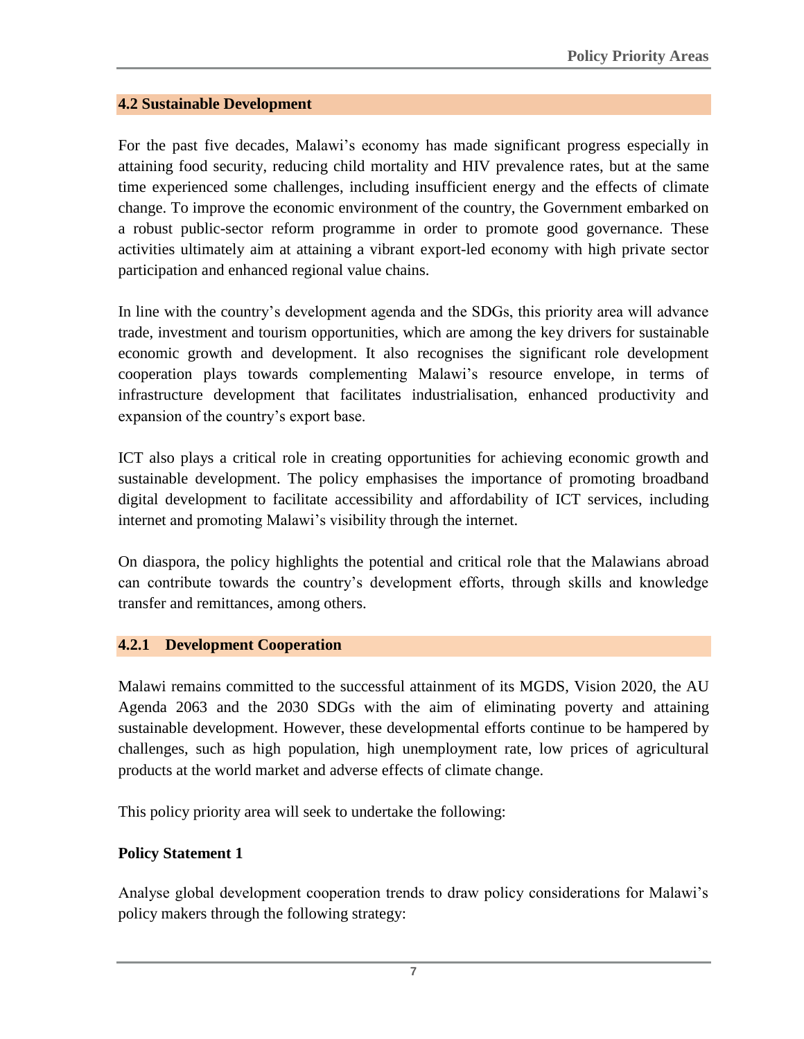## 4.2 Sustainable Development

For the past five decades, Malawi's economy has made significant progress especially in attaining food security, reducing child mortality and HIV prevalence rates, but at the same time experienced some challenges, including insufficient energy and the effects of climate change. To improve the economic environment of the country, the Government embarked on a robust public-sector reform programme in order to promote good governance. These activities ultimately aim at attaining a vibrant export-led economy with high private sector participation and enhanced regional value chains.

In line with the country's development agenda and the SDGs, this priority area will advance trade, investment and tourism opportunities, which are among the key drivers for sustainable economic growth and development. It also recognises the significant role development cooperation plays towards complementing Malawi's resource envelope, in terms of infrastructure development that facilitates industrialisation, enhanced productivity and expansion of the country's export base.

ICT also plays a critical role in creating opportunities for achieving economic growth and sustainable development. The policy emphasises the importance of promoting broadband digital development to facilitate accessibility and affordability of ICT services, including internet and promoting Malawi's visibility through the internet.

On diaspora, the policy highlights the potential and critical role that the Malawians abroad can contribute towards the country's development efforts, through skills and knowledge transfer and remittances, among others.

### 4.2.1 Development Cooperation

Malawi remains committed to the successful attainment of its MGDS, Vision 2020, the AU Agenda 2063 and the 2030 SDGs with the aim of eliminating poverty and attaining sustainable development. However, these developmental efforts continue to be hampered by challenges, such as high population, high unemployment rate, low prices of agricultural products at the world market and adverse effects of climate change.

This policy priority area will seek to undertake the following:

**Policy Statement 1**

Analyse global development cooperation trends to draw policy considerations for Malawi's policy makers through the following strategy: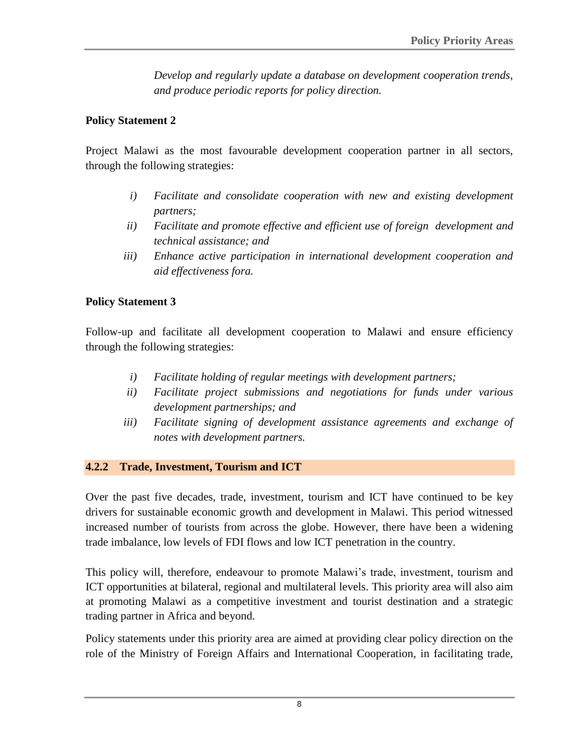*Develop and regularly update a database on development cooperation trends, and produce periodic reports for policy direction.*

**Policy Statement 2**

Project Malawi as the most favourable development cooperation partner in all sectors, through the following strategies:

i) *Facilitate and consolidate cooperation with new and existing development partners;*
ii) *Facilitate and promote effective and efficient use of foreign development and technical assistance; and*
iii) *Enhance active participation in international development cooperation and aid effectiveness fora.*

**Policy Statement 3**

Follow-up and facilitate all development cooperation to Malawi and ensure efficiency through the following strategies:

i) *Facilitate holding of regular meetings with development partners;*
ii) *Facilitate project submissions and negotiations for funds under various development partnerships; and*
iii) *Facilitate signing of development assistance agreements and exchange of notes with development partners.*

### 4.2.2 Trade, Investment, Tourism and ICT

Over the past five decades, trade, investment, tourism and ICT have continued to be key drivers for sustainable economic growth and development in Malawi. This period witnessed increased number of tourists from across the globe. However, there have been a widening trade imbalance, low levels of FDI flows and low ICT penetration in the country.

This policy will, therefore, endeavour to promote Malawi's trade, investment, tourism and ICT opportunities at bilateral, regional and multilateral levels. This priority area will also aim at promoting Malawi as a competitive investment and tourist destination and a strategic trading partner in Africa and beyond.

Policy statements under this priority area are aimed at providing clear policy direction on the role of the Ministry of Foreign Affairs and International Cooperation, in facilitating trade,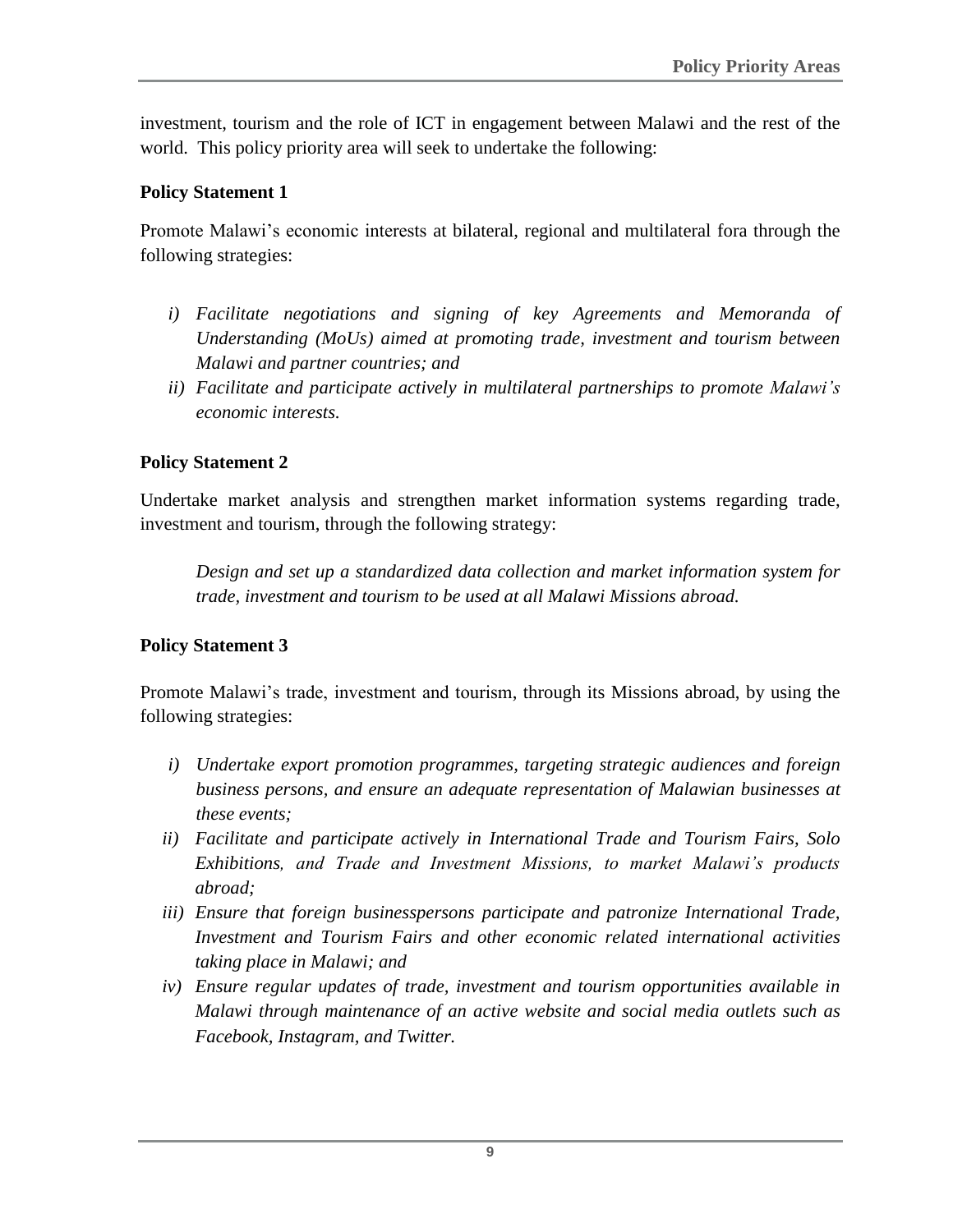investment, tourism and the role of ICT in engagement between Malawi and the rest of the world. This policy priority area will seek to undertake the following:

**Policy Statement 1**

Promote Malawi's economic interests at bilateral, regional and multilateral fora through the following strategies:

i) *Facilitate negotiations and signing of key Agreements and Memoranda of Understanding (MoUs) aimed at promoting trade, investment and tourism between Malawi and partner countries; and*
ii) *Facilitate and participate actively in multilateral partnerships to promote Malawi's economic interests.*

**Policy Statement 2**

Undertake market analysis and strengthen market information systems regarding trade, investment and tourism, through the following strategy:

*Design and set up a standardized data collection and market information system for trade, investment and tourism to be used at all Malawi Missions abroad.*

**Policy Statement 3**

Promote Malawi's trade, investment and tourism, through its Missions abroad, by using the following strategies:

i) *Undertake export promotion programmes, targeting strategic audiences and foreign business persons, and ensure an adequate representation of Malawian businesses at these events;*
ii) *Facilitate and participate actively in International Trade and Tourism Fairs, Solo Exhibitions, and Trade and Investment Missions, to market Malawi's products abroad;*
iii) *Ensure that foreign businesspersons participate and patronize International Trade, Investment and Tourism Fairs and other economic related international activities taking place in Malawi; and*
iv) *Ensure regular updates of trade, investment and tourism opportunities available in Malawi through maintenance of an active website and social media outlets such as Facebook, Instagram, and Twitter.*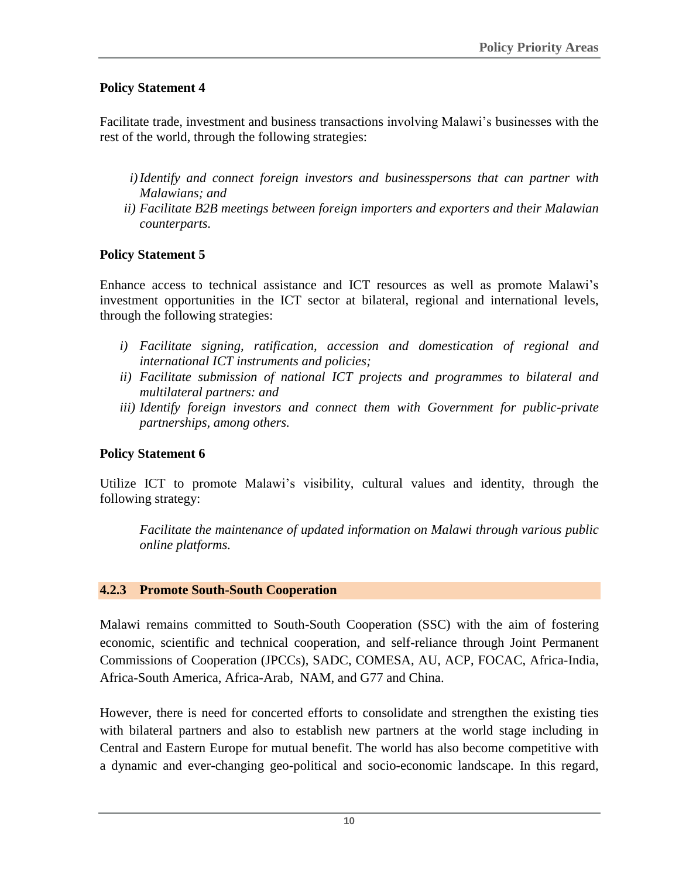**Policy Statement 4**

Facilitate trade, investment and business transactions involving Malawi's businesses with the rest of the world, through the following strategies:

*i) Identify and connect foreign investors and businesspersons that can partner with Malawians; and*
*ii) Facilitate B2B meetings between foreign importers and exporters and their Malawian counterparts.*

**Policy Statement 5**

Enhance access to technical assistance and ICT resources as well as promote Malawi's investment opportunities in the ICT sector at bilateral, regional and international levels, through the following strategies:

*i) Facilitate signing, ratification, accession and domestication of regional and international ICT instruments and policies;*
*ii) Facilitate submission of national ICT projects and programmes to bilateral and multilateral partners: and*
*iii) Identify foreign investors and connect them with Government for public-private partnerships, among others.*

**Policy Statement 6**

Utilize ICT to promote Malawi's visibility, cultural values and identity, through the following strategy:

*Facilitate the maintenance of updated information on Malawi through various public online platforms.*

### 4.2.3 Promote South-South Cooperation

Malawi remains committed to South-South Cooperation (SSC) with the aim of fostering economic, scientific and technical cooperation, and self-reliance through Joint Permanent Commissions of Cooperation (JPCCs), SADC, COMESA, AU, ACP, FOCAC, Africa-India, Africa-South America, Africa-Arab, NAM, and G77 and China.

However, there is need for concerted efforts to consolidate and strengthen the existing ties with bilateral partners and also to establish new partners at the world stage including in Central and Eastern Europe for mutual benefit. The world has also become competitive with a dynamic and ever-changing geo-political and socio-economic landscape. In this regard,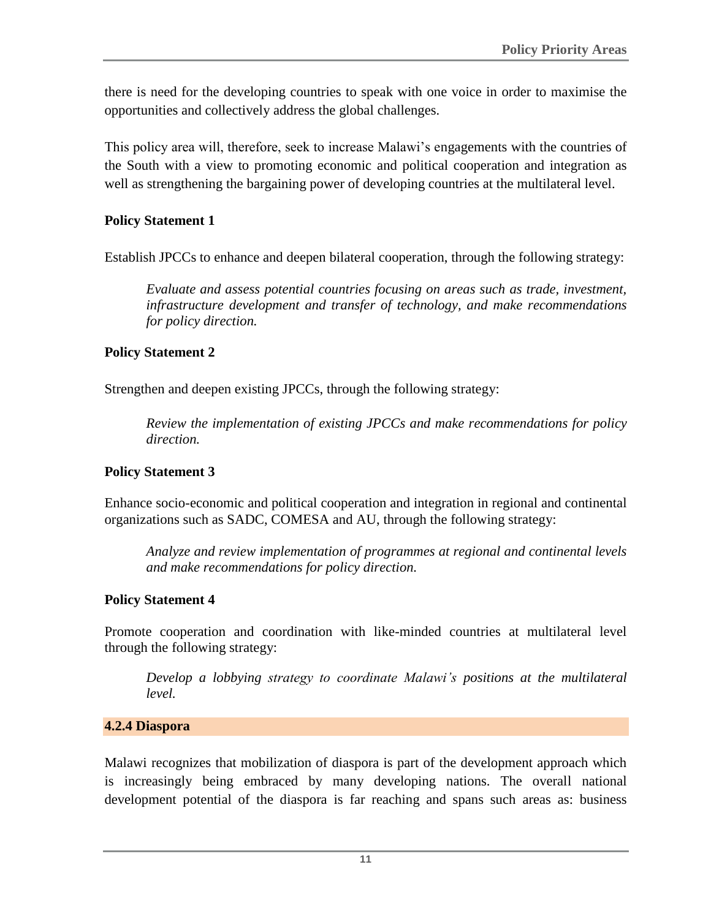there is need for the developing countries to speak with one voice in order to maximise the opportunities and collectively address the global challenges.

This policy area will, therefore, seek to increase Malawi's engagements with the countries of the South with a view to promoting economic and political cooperation and integration as well as strengthening the bargaining power of developing countries at the multilateral level.

**Policy Statement 1**

Establish JPCCs to enhance and deepen bilateral cooperation, through the following strategy:

> *Evaluate and assess potential countries focusing on areas such as trade, investment, infrastructure development and transfer of technology, and make recommendations for policy direction.*

**Policy Statement 2**

Strengthen and deepen existing JPCCs, through the following strategy:

> *Review the implementation of existing JPCCs and make recommendations for policy direction.*

**Policy Statement 3**

Enhance socio-economic and political cooperation and integration in regional and continental organizations such as SADC, COMESA and AU, through the following strategy:

> *Analyze and review implementation of programmes at regional and continental levels and make recommendations for policy direction.*

**Policy Statement 4**

Promote cooperation and coordination with like-minded countries at multilateral level through the following strategy:

> *Develop a lobbying strategy to coordinate Malawi's positions at the multilateral level.*

### 4.2.4 Diaspora

Malawi recognizes that mobilization of diaspora is part of the development approach which is increasingly being embraced by many developing nations. The overall national development potential of the diaspora is far reaching and spans such areas as: business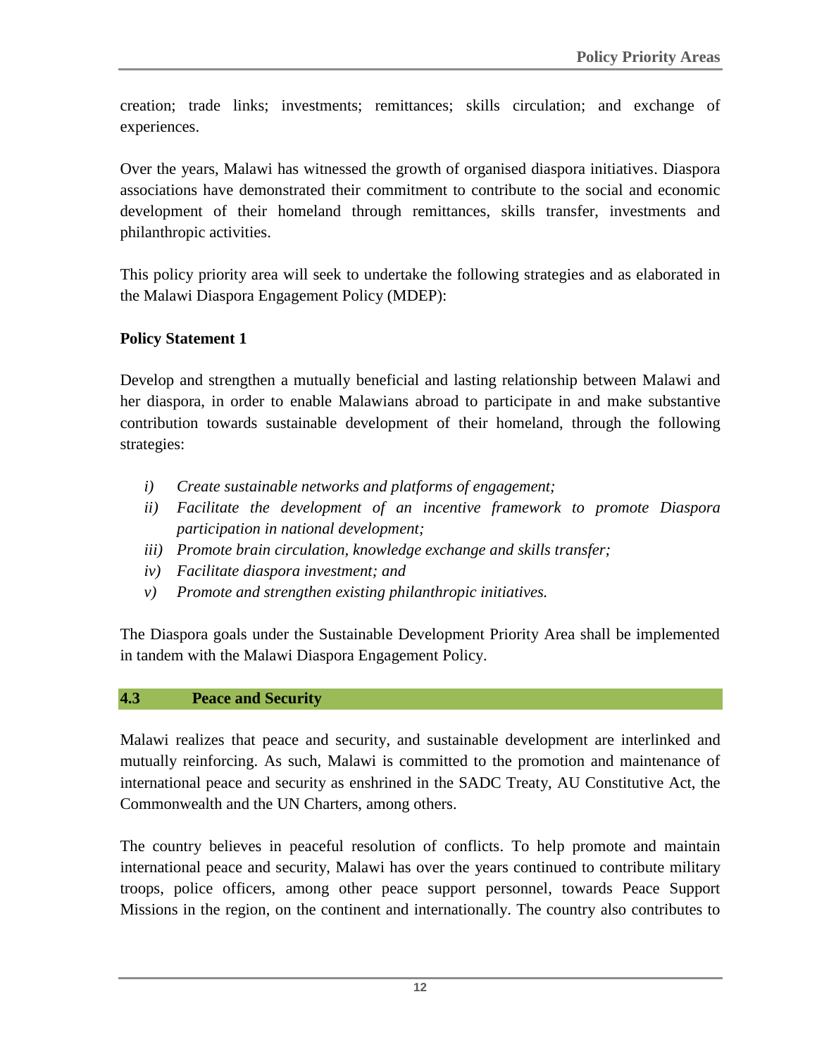creation; trade links; investments; remittances; skills circulation; and exchange of experiences.

Over the years, Malawi has witnessed the growth of organised diaspora initiatives. Diaspora associations have demonstrated their commitment to contribute to the social and economic development of their homeland through remittances, skills transfer, investments and philanthropic activities.

This policy priority area will seek to undertake the following strategies and as elaborated in the Malawi Diaspora Engagement Policy (MDEP):

**Policy Statement 1**

Develop and strengthen a mutually beneficial and lasting relationship between Malawi and her diaspora, in order to enable Malawians abroad to participate in and make substantive contribution towards sustainable development of their homeland, through the following strategies:

- *i) Create sustainable networks and platforms of engagement;*
- *ii) Facilitate the development of an incentive framework to promote Diaspora participation in national development;*
- *iii) Promote brain circulation, knowledge exchange and skills transfer;*
- *iv) Facilitate diaspora investment; and*
- *v) Promote and strengthen existing philanthropic initiatives.*

The Diaspora goals under the Sustainable Development Priority Area shall be implemented in tandem with the Malawi Diaspora Engagement Policy.

## 4.3 Peace and Security

Malawi realizes that peace and security, and sustainable development are interlinked and mutually reinforcing. As such, Malawi is committed to the promotion and maintenance of international peace and security as enshrined in the SADC Treaty, AU Constitutive Act, the Commonwealth and the UN Charters, among others.

The country believes in peaceful resolution of conflicts. To help promote and maintain international peace and security, Malawi has over the years continued to contribute military troops, police officers, among other peace support personnel, towards Peace Support Missions in the region, on the continent and internationally. The country also contributes to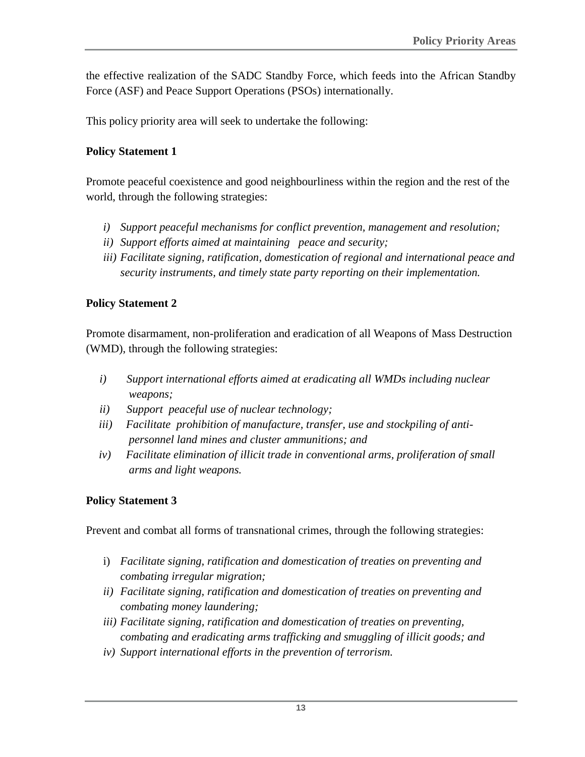the effective realization of the SADC Standby Force, which feeds into the African Standby Force (ASF) and Peace Support Operations (PSOs) internationally.

This policy priority area will seek to undertake the following:

**Policy Statement 1**

Promote peaceful coexistence and good neighbourliness within the region and the rest of the world, through the following strategies:

- *i) Support peaceful mechanisms for conflict prevention, management and resolution;*
- *ii) Support efforts aimed at maintaining peace and security;*
- *iii) Facilitate signing, ratification, domestication of regional and international peace and security instruments, and timely state party reporting on their implementation.*

**Policy Statement 2**

Promote disarmament, non-proliferation and eradication of all Weapons of Mass Destruction (WMD), through the following strategies:

- *i) Support international efforts aimed at eradicating all WMDs including nuclear weapons;*
- *ii) Support peaceful use of nuclear technology;*
- *iii) Facilitate prohibition of manufacture, transfer, use and stockpiling of anti-personnel land mines and cluster ammunitions; and*
- *iv) Facilitate elimination of illicit trade in conventional arms, proliferation of small arms and light weapons.*

**Policy Statement 3**

Prevent and combat all forms of transnational crimes, through the following strategies:

- i) *Facilitate signing, ratification and domestication of treaties on preventing and combating irregular migration;*
- *ii) Facilitate signing, ratification and domestication of treaties on preventing and combating money laundering;*
- *iii) Facilitate signing, ratification and domestication of treaties on preventing, combating and eradicating arms trafficking and smuggling of illicit goods; and*
- *iv) Support international efforts in the prevention of terrorism.*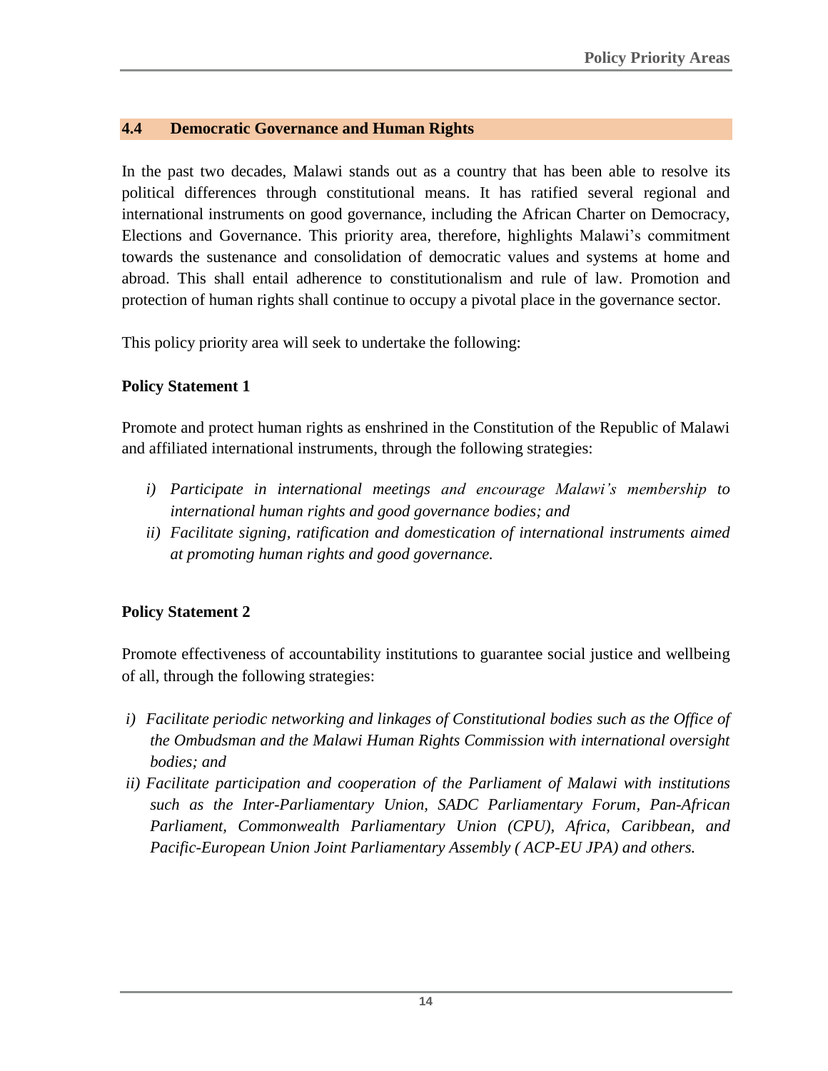## 4.4 Democratic Governance and Human Rights

In the past two decades, Malawi stands out as a country that has been able to resolve its political differences through constitutional means. It has ratified several regional and international instruments on good governance, including the African Charter on Democracy, Elections and Governance. This priority area, therefore, highlights Malawi's commitment towards the sustenance and consolidation of democratic values and systems at home and abroad. This shall entail adherence to constitutionalism and rule of law. Promotion and protection of human rights shall continue to occupy a pivotal place in the governance sector.

This policy priority area will seek to undertake the following:

**Policy Statement 1**

Promote and protect human rights as enshrined in the Constitution of the Republic of Malawi and affiliated international instruments, through the following strategies:

- *i) Participate in international meetings and encourage Malawi's membership to international human rights and good governance bodies; and*
- *ii) Facilitate signing, ratification and domestication of international instruments aimed at promoting human rights and good governance.*

**Policy Statement 2**

Promote effectiveness of accountability institutions to guarantee social justice and wellbeing of all, through the following strategies:

- *i) Facilitate periodic networking and linkages of Constitutional bodies such as the Office of the Ombudsman and the Malawi Human Rights Commission with international oversight bodies; and*
- *ii) Facilitate participation and cooperation of the Parliament of Malawi with institutions such as the Inter-Parliamentary Union, SADC Parliamentary Forum, Pan-African Parliament, Commonwealth Parliamentary Union (CPU), Africa, Caribbean, and Pacific-European Union Joint Parliamentary Assembly ( ACP-EU JPA) and others.*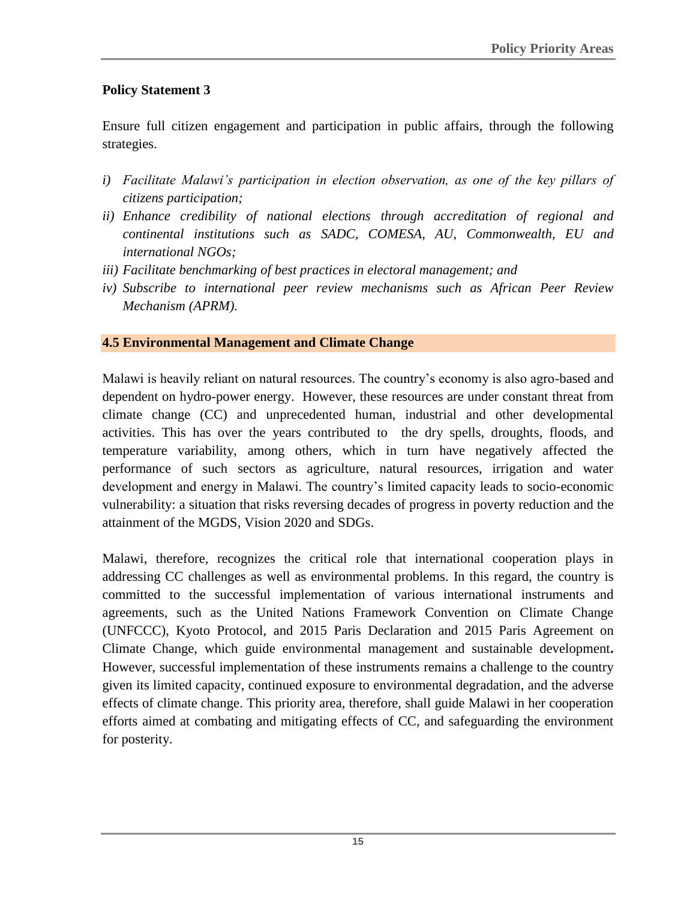**Policy Statement 3**

Ensure full citizen engagement and participation in public affairs, through the following strategies.

*i) Facilitate Malawi's participation in election observation, as one of the key pillars of citizens participation;*

*ii) Enhance credibility of national elections through accreditation of regional and continental institutions such as SADC, COMESA, AU, Commonwealth, EU and international NGOs;*

*iii) Facilitate benchmarking of best practices in electoral management; and*

*iv) Subscribe to international peer review mechanisms such as African Peer Review Mechanism (APRM).*

## 4.5 Environmental Management and Climate Change

Malawi is heavily reliant on natural resources. The country's economy is also agro-based and dependent on hydro-power energy. However, these resources are under constant threat from climate change (CC) and unprecedented human, industrial and other developmental activities. This has over the years contributed to the dry spells, droughts, floods, and temperature variability, among others, which in turn have negatively affected the performance of such sectors as agriculture, natural resources, irrigation and water development and energy in Malawi. The country's limited capacity leads to socio-economic vulnerability: a situation that risks reversing decades of progress in poverty reduction and the attainment of the MGDS, Vision 2020 and SDGs.

Malawi, therefore, recognizes the critical role that international cooperation plays in addressing CC challenges as well as environmental problems. In this regard, the country is committed to the successful implementation of various international instruments and agreements, such as the United Nations Framework Convention on Climate Change (UNFCCC), Kyoto Protocol, and 2015 Paris Declaration and 2015 Paris Agreement on Climate Change, which guide environmental management and sustainable development**.** However, successful implementation of these instruments remains a challenge to the country given its limited capacity, continued exposure to environmental degradation, and the adverse effects of climate change. This priority area, therefore, shall guide Malawi in her cooperation efforts aimed at combating and mitigating effects of CC, and safeguarding the environment for posterity.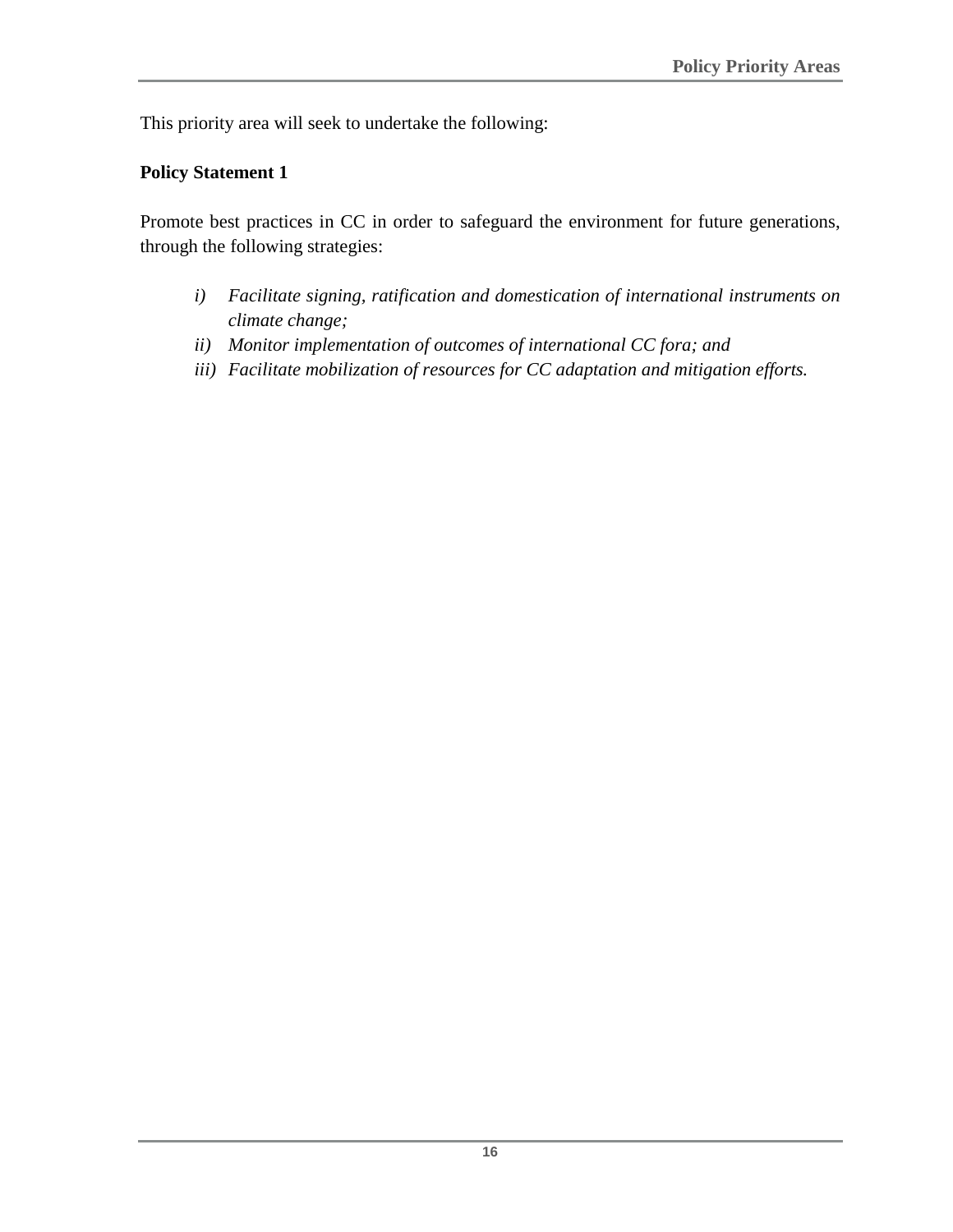This priority area will seek to undertake the following:

**Policy Statement 1**

Promote best practices in CC in order to safeguard the environment for future generations, through the following strategies:

*i)* *Facilitate signing, ratification and domestication of international instruments on climate change;*
*ii)* *Monitor implementation of outcomes of international CC fora; and*
*iii)* *Facilitate mobilization of resources for CC adaptation and mitigation efforts.*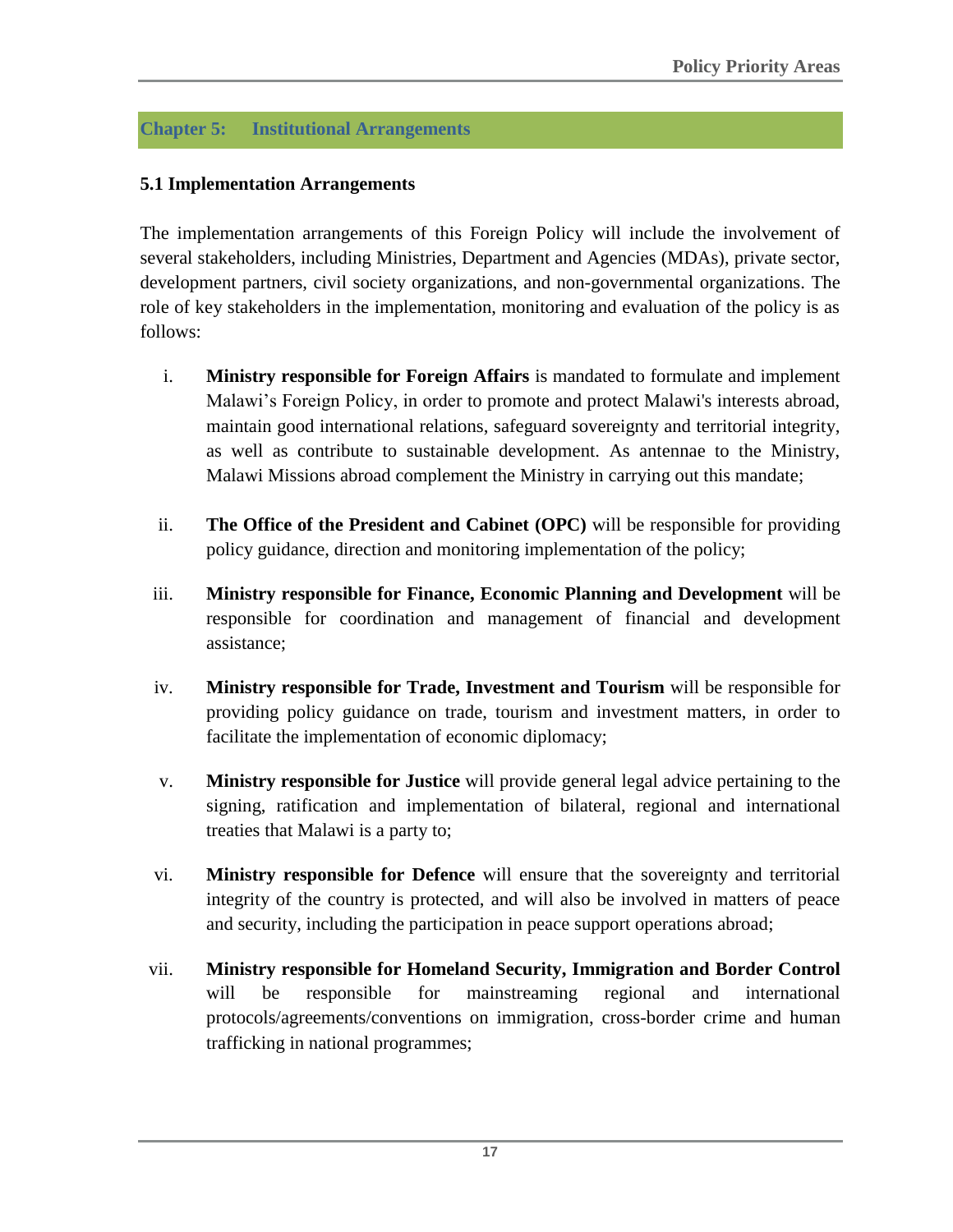# Chapter 5: Institutional Arrangements

## 5.1 Implementation Arrangements

The implementation arrangements of this Foreign Policy will include the involvement of several stakeholders, including Ministries, Department and Agencies (MDAs), private sector, development partners, civil society organizations, and non-governmental organizations. The role of key stakeholders in the implementation, monitoring and evaluation of the policy is as follows:

i. **Ministry responsible for Foreign Affairs** is mandated to formulate and implement Malawi's Foreign Policy, in order to promote and protect Malawi's interests abroad, maintain good international relations, safeguard sovereignty and territorial integrity, as well as contribute to sustainable development. As antennae to the Ministry, Malawi Missions abroad complement the Ministry in carrying out this mandate;

ii. **The Office of the President and Cabinet (OPC)** will be responsible for providing policy guidance, direction and monitoring implementation of the policy;

iii. **Ministry responsible for Finance, Economic Planning and Development** will be responsible for coordination and management of financial and development assistance;

iv. **Ministry responsible for Trade, Investment and Tourism** will be responsible for providing policy guidance on trade, tourism and investment matters, in order to facilitate the implementation of economic diplomacy;

v. **Ministry responsible for Justice** will provide general legal advice pertaining to the signing, ratification and implementation of bilateral, regional and international treaties that Malawi is a party to;

vi. **Ministry responsible for Defence** will ensure that the sovereignty and territorial integrity of the country is protected, and will also be involved in matters of peace and security, including the participation in peace support operations abroad;

vii. **Ministry responsible for Homeland Security, Immigration and Border Control** will be responsible for mainstreaming regional and international protocols/agreements/conventions on immigration, cross-border crime and human trafficking in national programmes;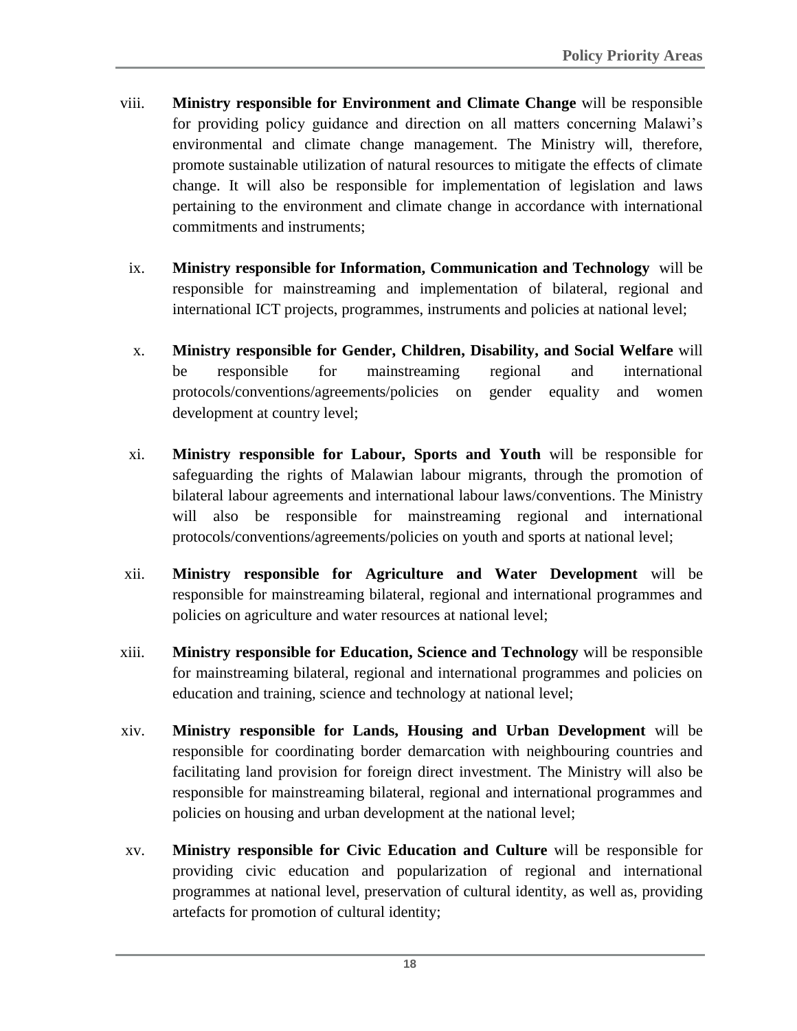viii. **Ministry responsible for Environment and Climate Change** will be responsible for providing policy guidance and direction on all matters concerning Malawi's environmental and climate change management. The Ministry will, therefore, promote sustainable utilization of natural resources to mitigate the effects of climate change. It will also be responsible for implementation of legislation and laws pertaining to the environment and climate change in accordance with international commitments and instruments;

ix. **Ministry responsible for Information, Communication and Technology** will be responsible for mainstreaming and implementation of bilateral, regional and international ICT projects, programmes, instruments and policies at national level;

x. **Ministry responsible for Gender, Children, Disability, and Social Welfare** will be responsible for mainstreaming regional and international protocols/conventions/agreements/policies on gender equality and women development at country level;

xi. **Ministry responsible for Labour, Sports and Youth** will be responsible for safeguarding the rights of Malawian labour migrants, through the promotion of bilateral labour agreements and international labour laws/conventions. The Ministry will also be responsible for mainstreaming regional and international protocols/conventions/agreements/policies on youth and sports at national level;

xii. **Ministry responsible for Agriculture and Water Development** will be responsible for mainstreaming bilateral, regional and international programmes and policies on agriculture and water resources at national level;

xiii. **Ministry responsible for Education, Science and Technology** will be responsible for mainstreaming bilateral, regional and international programmes and policies on education and training, science and technology at national level;

xiv. **Ministry responsible for Lands, Housing and Urban Development** will be responsible for coordinating border demarcation with neighbouring countries and facilitating land provision for foreign direct investment. The Ministry will also be responsible for mainstreaming bilateral, regional and international programmes and policies on housing and urban development at the national level;

xv. **Ministry responsible for Civic Education and Culture** will be responsible for providing civic education and popularization of regional and international programmes at national level, preservation of cultural identity, as well as, providing artefacts for promotion of cultural identity;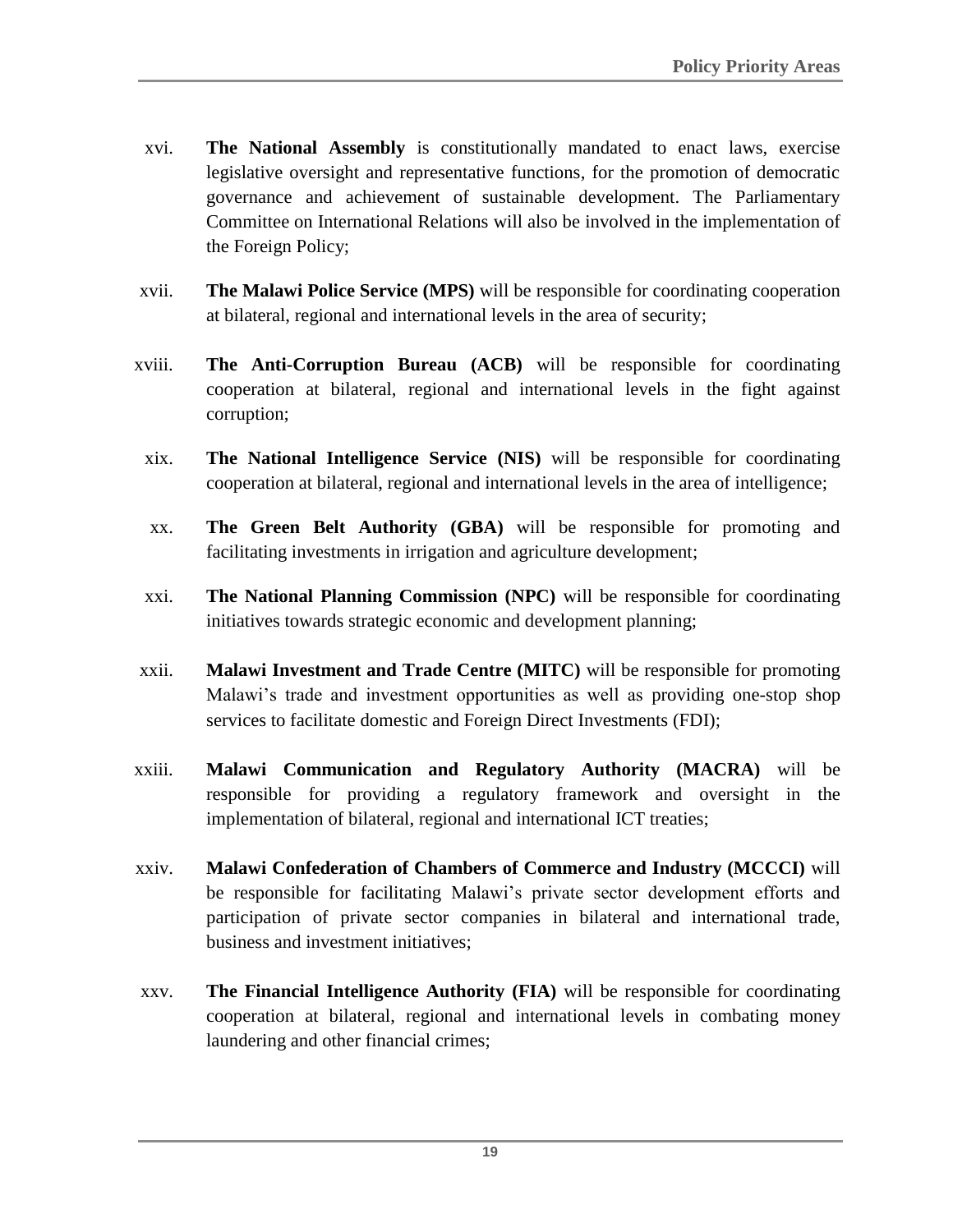xvi. **The National Assembly** is constitutionally mandated to enact laws, exercise legislative oversight and representative functions, for the promotion of democratic governance and achievement of sustainable development. The Parliamentary Committee on International Relations will also be involved in the implementation of the Foreign Policy;

xvii. **The Malawi Police Service (MPS)** will be responsible for coordinating cooperation at bilateral, regional and international levels in the area of security;

xviii. **The Anti-Corruption Bureau (ACB)** will be responsible for coordinating cooperation at bilateral, regional and international levels in the fight against corruption;

xix. **The National Intelligence Service (NIS)** will be responsible for coordinating cooperation at bilateral, regional and international levels in the area of intelligence;

xx. **The Green Belt Authority (GBA)** will be responsible for promoting and facilitating investments in irrigation and agriculture development;

xxi. **The National Planning Commission (NPC)** will be responsible for coordinating initiatives towards strategic economic and development planning;

xxii. **Malawi Investment and Trade Centre (MITC)** will be responsible for promoting Malawi's trade and investment opportunities as well as providing one-stop shop services to facilitate domestic and Foreign Direct Investments (FDI);

xxiii. **Malawi Communication and Regulatory Authority (MACRA)** will be responsible for providing a regulatory framework and oversight in the implementation of bilateral, regional and international ICT treaties;

xxiv. **Malawi Confederation of Chambers of Commerce and Industry (MCCCI)** will be responsible for facilitating Malawi's private sector development efforts and participation of private sector companies in bilateral and international trade, business and investment initiatives;

xxv. **The Financial Intelligence Authority (FIA)** will be responsible for coordinating cooperation at bilateral, regional and international levels in combating money laundering and other financial crimes;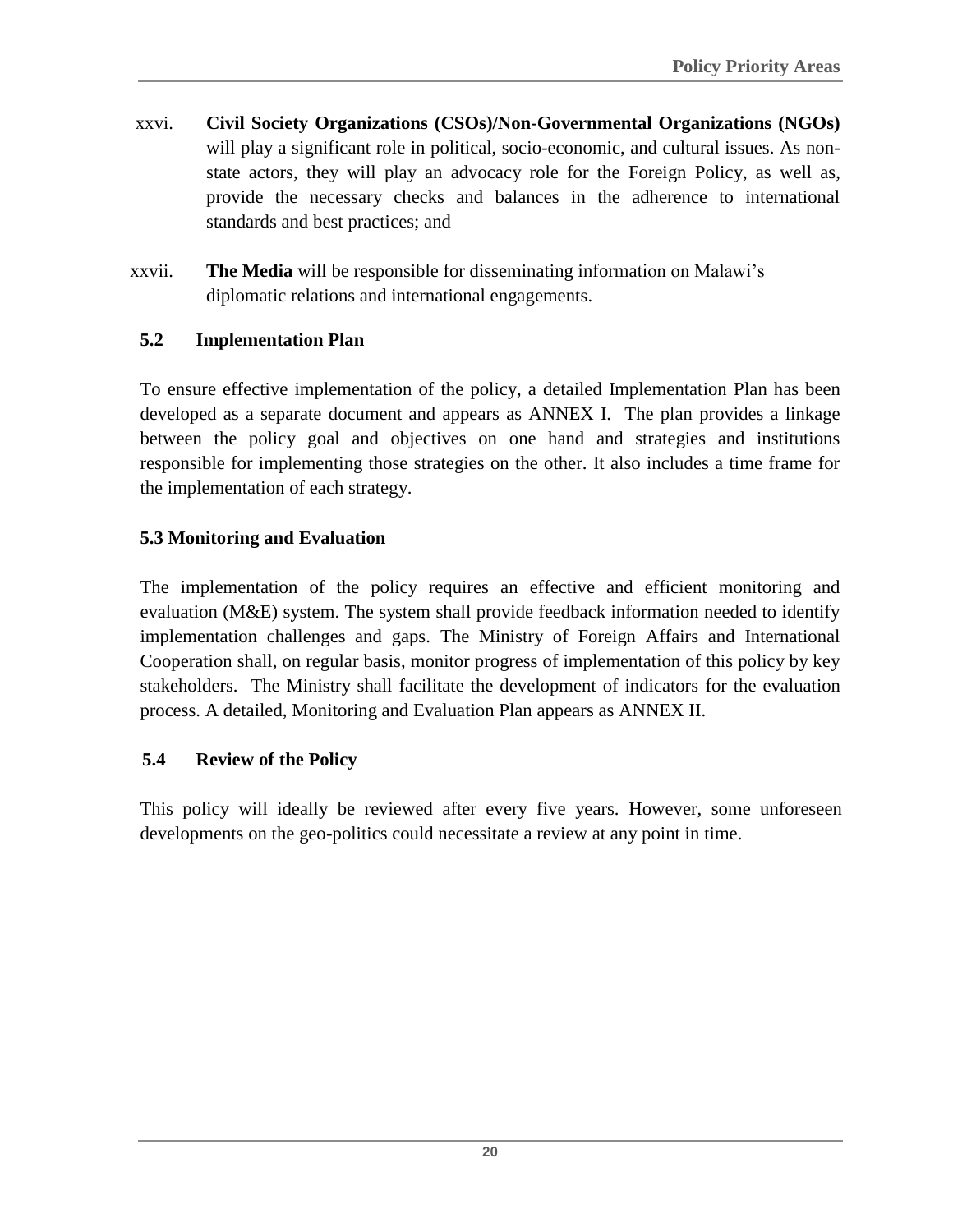xxvi. **Civil Society Organizations (CSOs)/Non-Governmental Organizations (NGOs)** will play a significant role in political, socio-economic, and cultural issues. As non-state actors, they will play an advocacy role for the Foreign Policy, as well as, provide the necessary checks and balances in the adherence to international standards and best practices; and

xxvii. **The Media** will be responsible for disseminating information on Malawi's diplomatic relations and international engagements.

### 5.2 Implementation Plan

To ensure effective implementation of the policy, a detailed Implementation Plan has been developed as a separate document and appears as ANNEX I. The plan provides a linkage between the policy goal and objectives on one hand and strategies and institutions responsible for implementing those strategies on the other. It also includes a time frame for the implementation of each strategy.

### 5.3 Monitoring and Evaluation

The implementation of the policy requires an effective and efficient monitoring and evaluation (M&E) system. The system shall provide feedback information needed to identify implementation challenges and gaps. The Ministry of Foreign Affairs and International Cooperation shall, on regular basis, monitor progress of implementation of this policy by key stakeholders. The Ministry shall facilitate the development of indicators for the evaluation process. A detailed, Monitoring and Evaluation Plan appears as ANNEX II.

### 5.4 Review of the Policy

This policy will ideally be reviewed after every five years. However, some unforeseen developments on the geo-politics could necessitate a review at any point in time.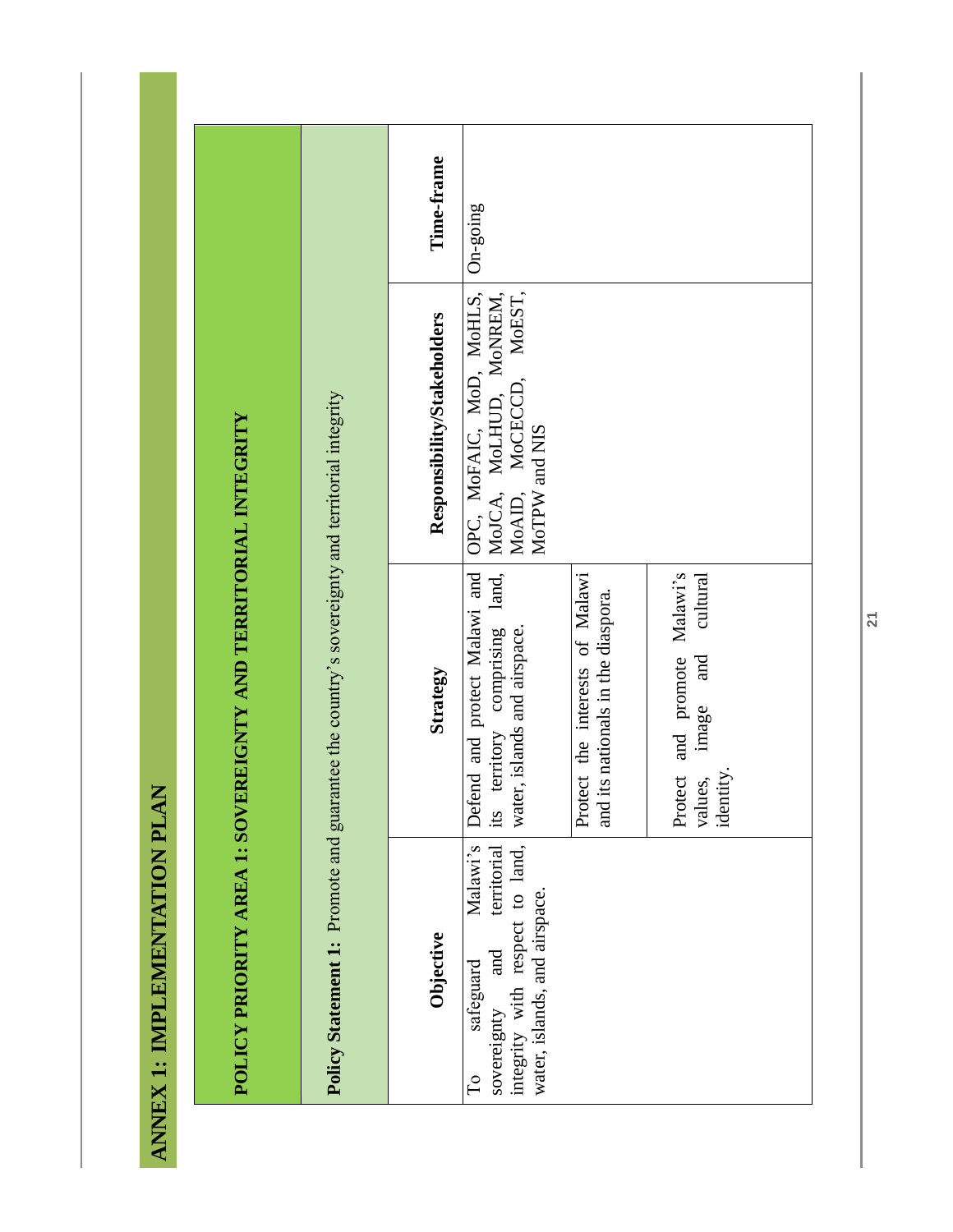# ANNEX 1: IMPLEMENTATION PLAN

| POLICY PRIORITY AREA 1: SOVEREIGNTY AND TERRITORIAL INTEGRITY | | | |
|---|---|---|---|
| **Policy Statement 1:** Promote and guarantee the country's sovereignty and territorial integrity | | | |
| **Objective** | **Strategy** | **Responsibility/Stakeholders** | **Time-frame** |
| To safeguard Malawi's sovereignty and territorial integrity with respect to land, water, islands, and airspace. | Defend and protect Malawi and its territory comprising land, water, islands and airspace. | OPC, MoFAIC, MoD, MoHLS, MoJCA, MoLHUD, MoNREM, MoAID, MoCECCD, MoEST, MoTPW and NIS | On-going |
| | Protect the interests of Malawi and its nationals in the diaspora. | | |
| | Protect and promote Malawi's values, image and cultural identity. | | |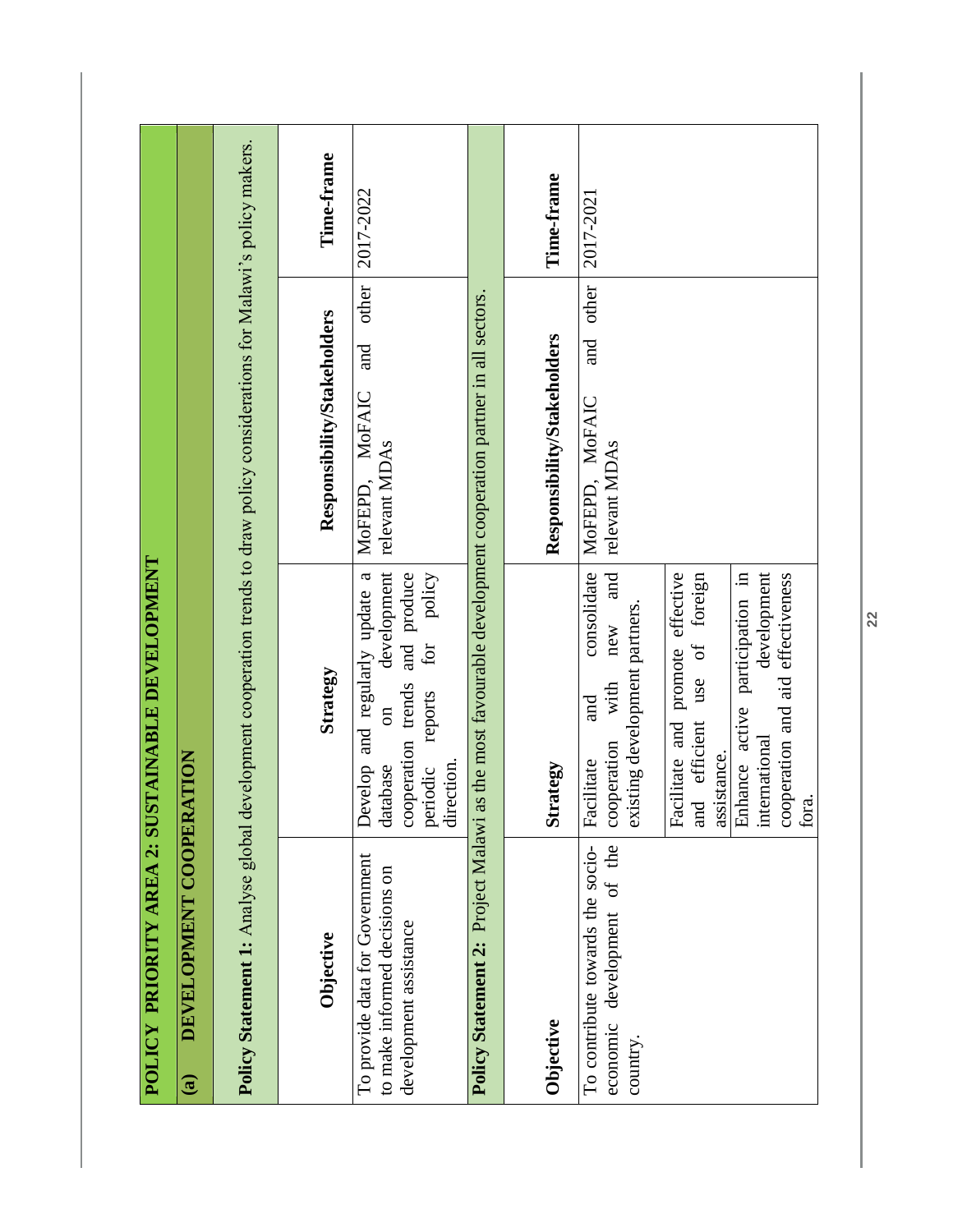## POLICY PRIORITY AREA 2: SUSTAINABLE DEVELOPMENT

### (a) DEVELOPMENT COOPERATION

**Policy Statement 1:** Analyse global development cooperation trends to draw policy considerations for Malawi's policy makers.

| Objective | Strategy | Responsibility/Stakeholders | Time-frame |
|---|---|---|---|
| To provide data for Government to make informed decisions on development assistance | Develop and regularly update a database on development cooperation trends and produce periodic reports for policy direction. | MoFEPD, MoFAIC and other relevant MDAs | 2017-2022 |

**Policy Statement 2:** Project Malawi as the most favourable development cooperation partner in all sectors.

| Objective | Strategy | Responsibility/Stakeholders | Time-frame |
|---|---|---|---|
| To contribute towards the socio-economic development of the country. | Facilitate and consolidate cooperation with new and existing development partners. | MoFEPD, MoFAIC and other relevant MDAs | 2017-2021 |
| | Facilitate and promote effective and efficient use of foreign assistance. | | |
| | Enhance active participation in international development cooperation and aid effectiveness fora. | | |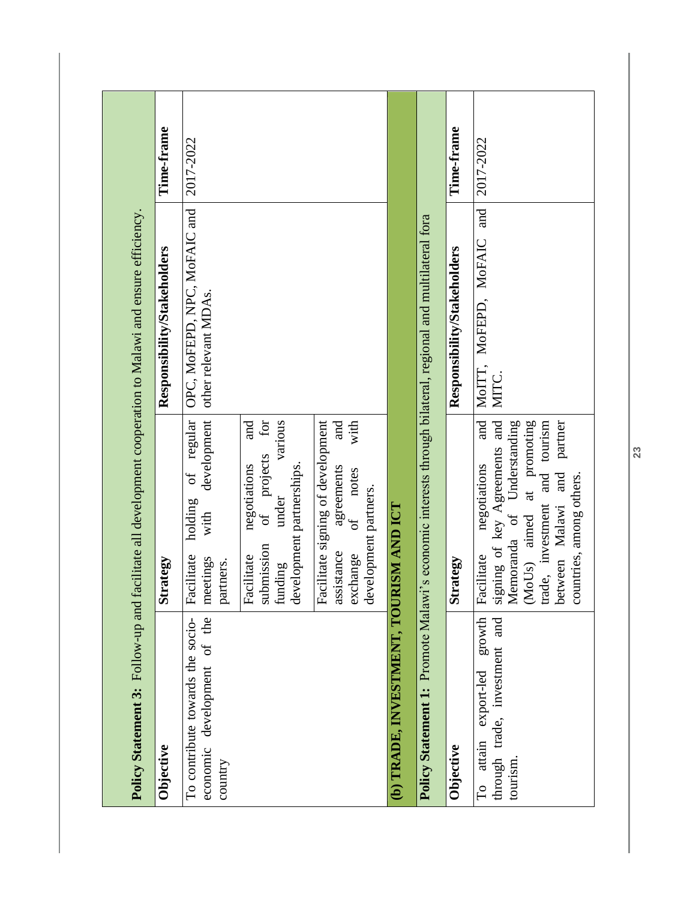**Policy Statement 3:** Follow-up and facilitate all development cooperation to Malawi and ensure efficiency.

| Objective | Strategy | Responsibility/Stakeholders | Time-frame |
|---|---|---|---|
| To contribute towards the socio-economic development of the country | Facilitate holding of regular meetings with development partners. | OPC, MoFEPD, NPC, MoFAIC and other relevant MDAs. | 2017-2022 |
| | Facilitate negotiations and submission of projects for funding under various development partnerships. | | |
| | Facilitate signing of development assistance agreements and exchange of notes with development partners. | | |

## (b) TRADE, INVESTMENT, TOURISM AND ICT

**Policy Statement 1:** Promote Malawi's economic interests through bilateral, regional and multilateral fora

| Objective | Strategy | Responsibility/Stakeholders | Time-frame |
|---|---|---|---|
| To attain export-led growth through trade, investment and tourism. | Facilitate negotiations and signing of key Agreements and Memoranda of Understanding (MoUs) aimed at promoting trade, investment and tourism between Malawi and partner countries, among others. | MoITT, MoFEPD, MoFAIC and MITC. | 2017-2022 |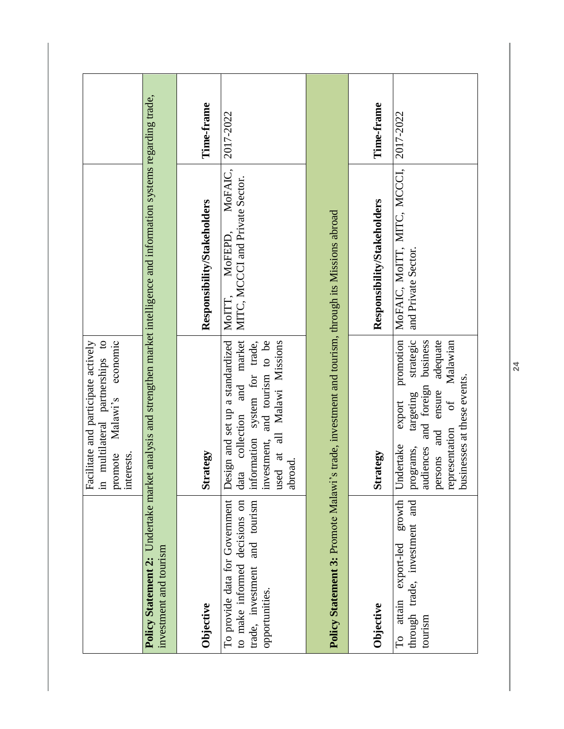| | Facilitate and participate actively in multilateral partnerships to promote Malawi's economic interests. | | |
|---|---|---|---|
| **Policy Statement 2:** Undertake market analysis and strengthen market intelligence and information systems regarding trade, investment and tourism | | | |
| **Objective** | **Strategy** | **Responsibility/Stakeholders** | **Time-frame** |
| To provide data for Government to make informed decisions on trade, investment and tourism opportunities. | Design and set up a standardized data collection and market information system for trade, investment, and tourism to be used at all Malawi Missions abroad. | MoITT, MoFEPD, MoFAIC, MITC, MCCCI and Private Sector. | 2017-2022 |
| **Policy Statement 3:** Promote Malawi's trade, investment and tourism, through its Missions abroad | | | |
| **Objective** | **Strategy** | **Responsibility/Stakeholders** | **Time-frame** |
| To attain export-led growth through trade, investment and tourism | Undertake export promotion programs, targeting strategic audiences and foreign business persons and ensure adequate representation of Malawian businesses at these events. | MoFAIC, MoITT, MITC, MCCCI, and Private Sector. | 2017-2022 |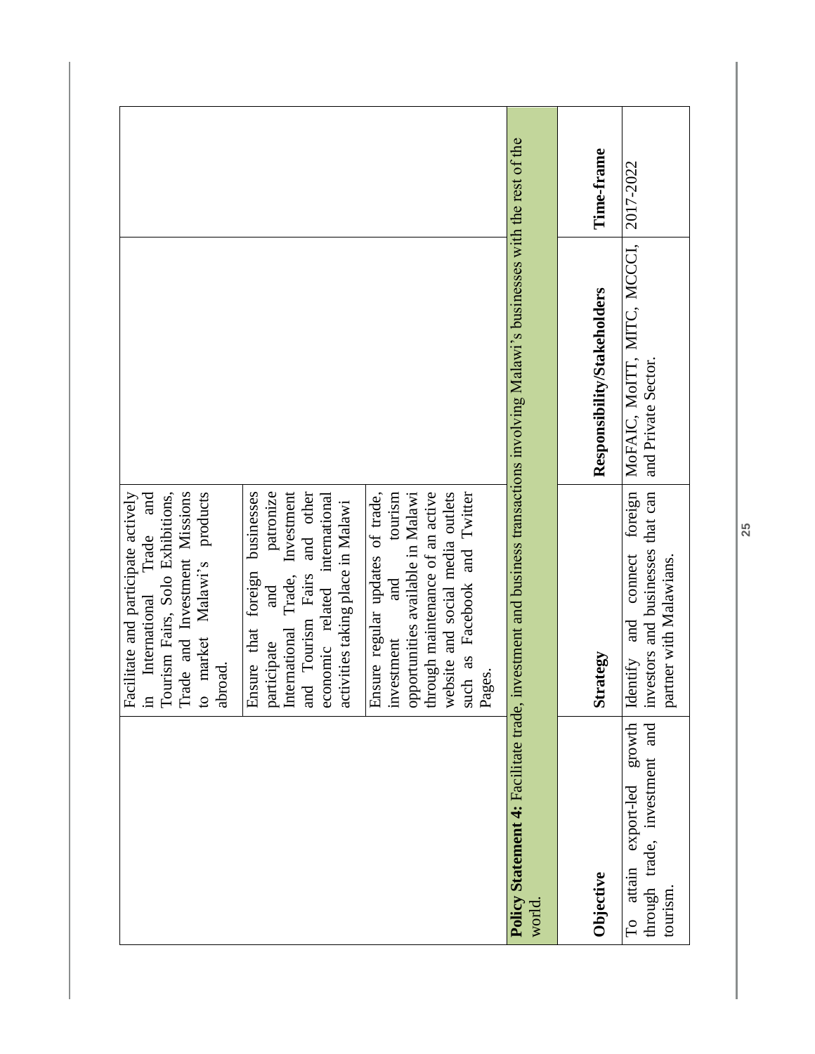| | | | |
|---|---|---|---|
| | Facilitate and participate actively in International Trade and Tourism Fairs, Solo Exhibitions, Trade and Investment Missions to market Malawi's products abroad. | | |
| | Ensure that foreign businesses participate and patronize International Trade, Investment and Tourism Fairs and other economic related international activities taking place in Malawi | | |
| | Ensure regular updates of trade, investment and tourism opportunities available in Malawi through maintenance of an active website and social media outlets such as Facebook and Twitter Pages. | | |

**Policy Statement 4:** Facilitate trade, investment and business transactions involving Malawi's businesses with the rest of the world.

| Objective | Strategy | Responsibility/Stakeholders | Time-frame |
|---|---|---|---|
| To attain export-led growth through trade, investment and tourism. | Identify and connect foreign investors and businesses that can partner with Malawians. | MoFAIC, MoITT, MITC, MCCCI, and Private Sector. | 2017-2022 |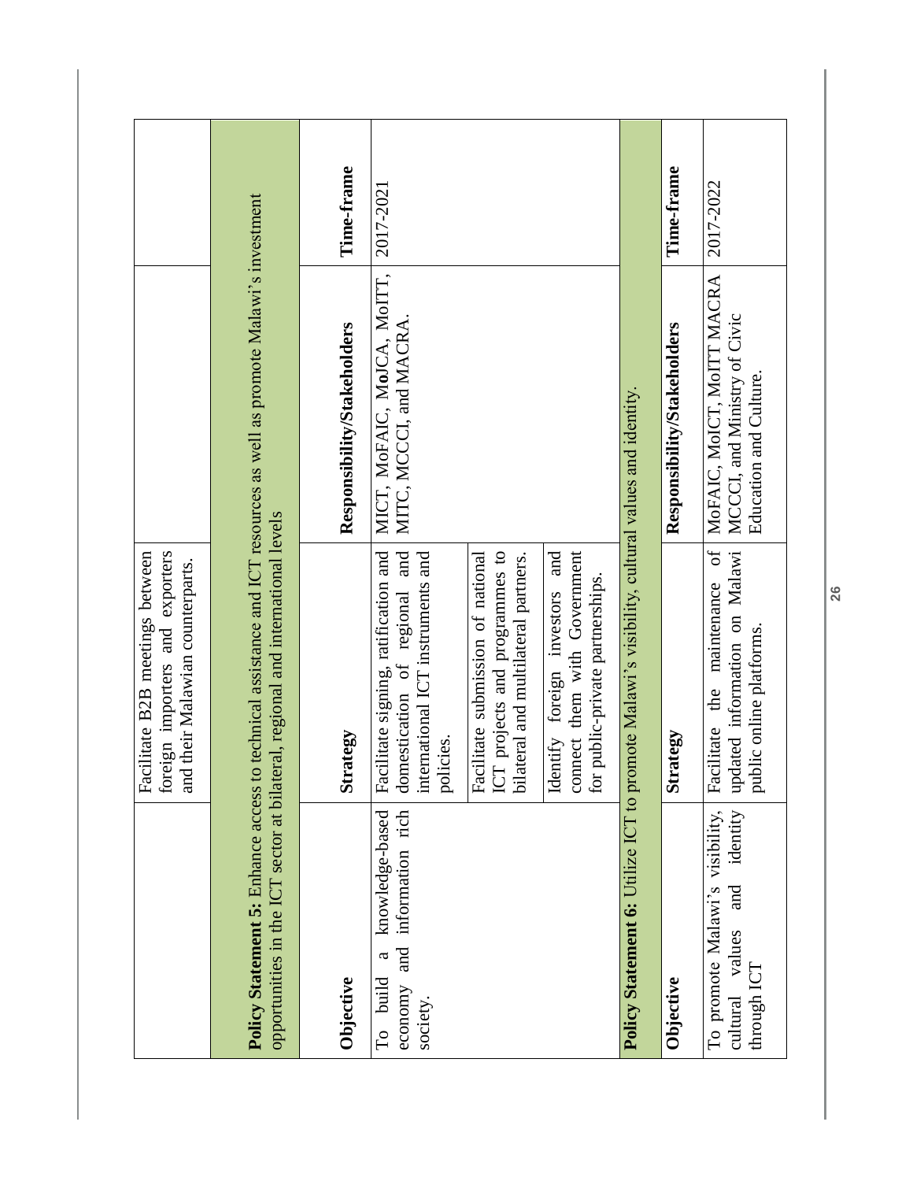| | | | |
|---|---|---|---|
| | Facilitate B2B meetings between foreign importers and exporters and their Malawian counterparts. | | |
| **Policy Statement 5:** Enhance access to technical assistance and ICT resources as well as promote Malawi's investment opportunities in the ICT sector at bilateral, regional and international levels | | | |
| **Objective** | **Strategy** | **Responsibility/Stakeholders** | **Time-frame** |
| To build a knowledge-based economy and information rich society. | Facilitate signing, ratification and domestication of regional and international ICT instruments and policies. | MICT, MoFAIC, MoJCA, MoITT, MITC, MCCCI, and MACRA. | 2017-2021 |
| | Facilitate submission of national ICT projects and programmes to bilateral and multilateral partners. | | |
| | Identify foreign investors and connect them with Government for public-private partnerships. | | |
| **Policy Statement 6:** Utilize ICT to promote Malawi's visibility, cultural values and identity. | | | |
| **Objective** | **Strategy** | **Responsibility/Stakeholders** | **Time-frame** |
| To promote Malawi's visibility, cultural values and identity through ICT | Facilitate the maintenance of updated information on Malawi public online platforms. | MoFAIC, MoICT, MoITT MACRA MCCCI, and Ministry of Civic Education and Culture. | 2017-2022 |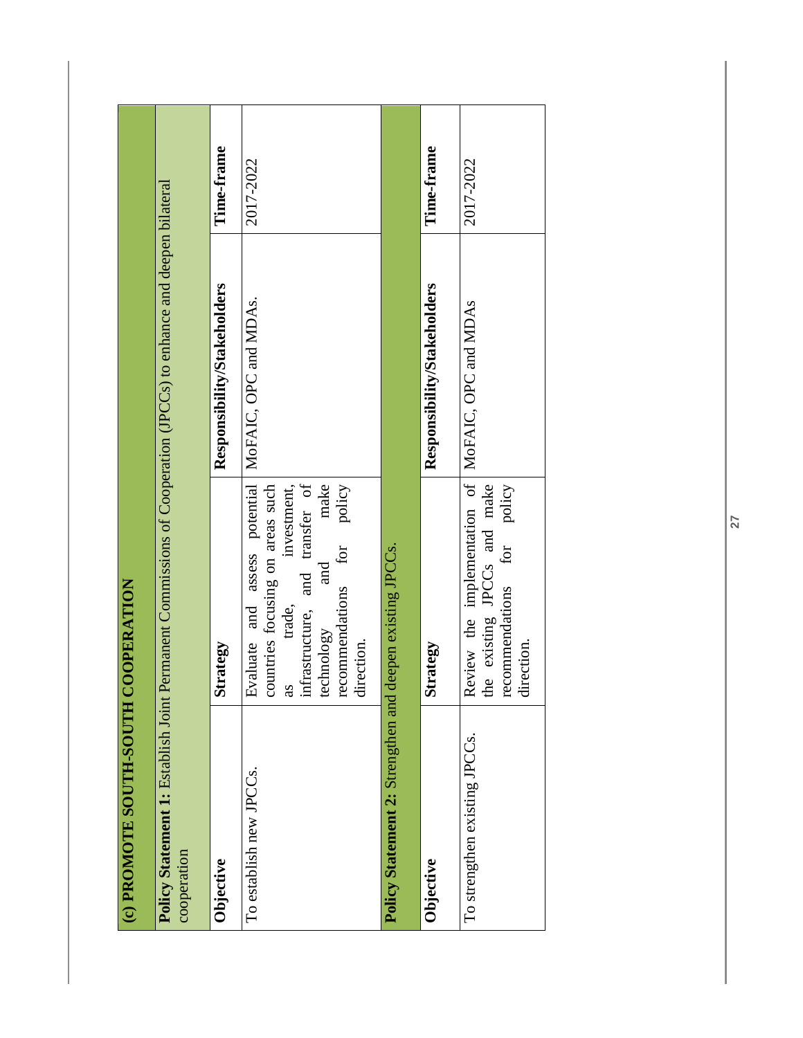## (c) PROMOTE SOUTH-SOUTH COOPERATION

**Policy Statement 1:** Establish Joint Permanent Commissions of Cooperation (JPCCs) to enhance and deepen bilateral cooperation

| Objective | Strategy | Responsibility/Stakeholders | Time-frame |
|---|---|---|---|
| To establish new JPCCs. | Evaluate and assess potential countries focusing on areas such as trade, investment, infrastructure, and transfer of technology and make recommendations for policy direction. | MoFAIC, OPC and MDAs. | 2017-2022 |

**Policy Statement 2:** Strengthen and deepen existing JPCCs.

| Objective | Strategy | Responsibility/Stakeholders | Time-frame |
|---|---|---|---|
| To strengthen existing JPCCs. | Review the implementation of the existing JPCCs and make recommendations for policy direction. | MoFAIC, OPC and MDAs | 2017-2022 |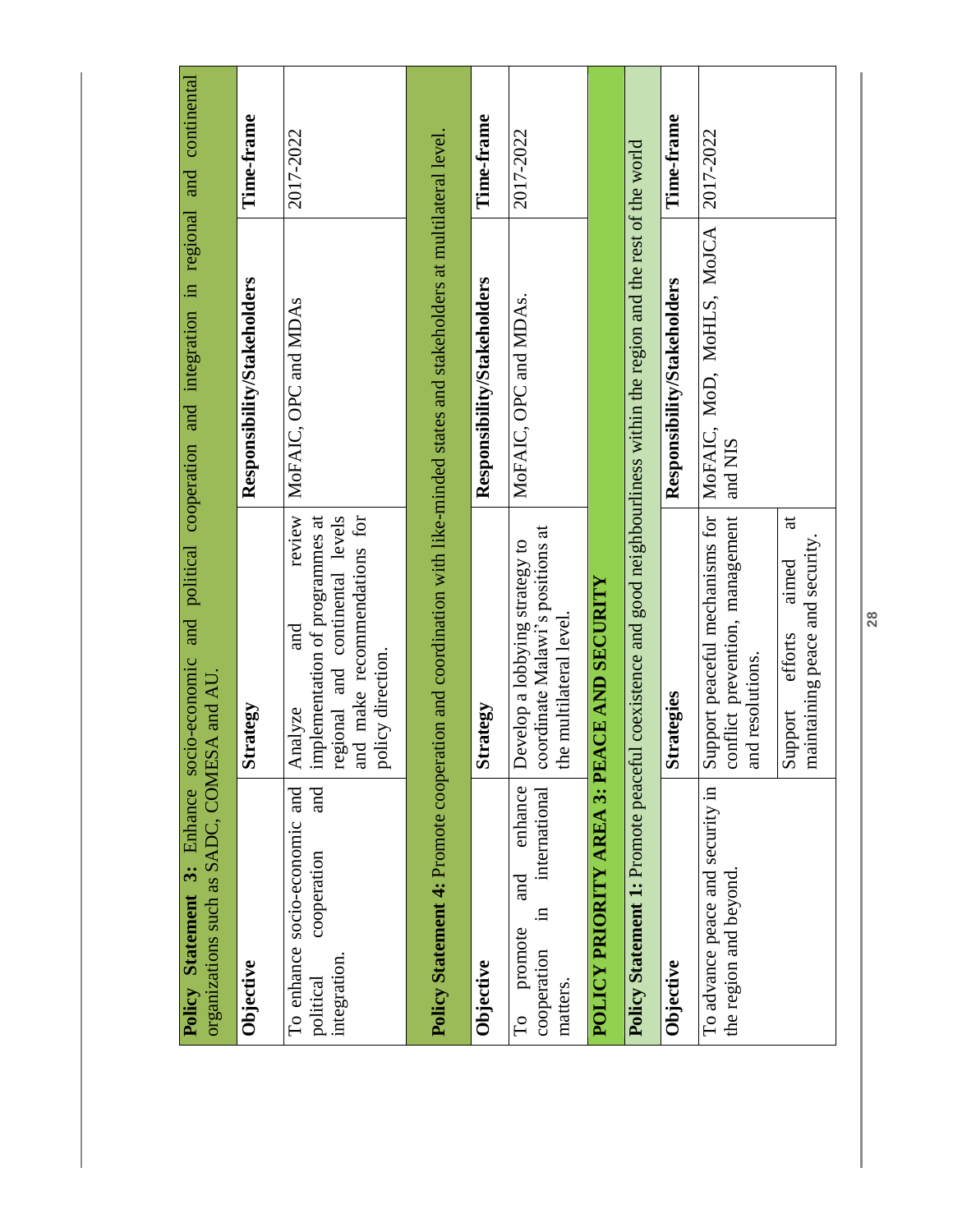| **Policy Statement 3:** Enhance socio-economic and political cooperation and integration in regional and continental organizations such as SADC, COMESA and AU. | | | |
|---|---|---|---|
| **Objective** | **Strategy** | **Responsibility/Stakeholders** | **Time-frame** |
| To enhance socio-economic and political cooperation and integration. | Analyze and review implementation of programmes at regional and continental levels and make recommendations for policy direction. | MoFAIC, OPC and MDAs | 2017-2022 |

| **Policy Statement 4:** Promote cooperation and coordination with like-minded states and stakeholders at multilateral level. | | | |
|---|---|---|---|
| **Objective** | **Strategy** | **Responsibility/Stakeholders** | **Time-frame** |
| To promote and enhance cooperation in international matters. | Develop a lobbying strategy to coordinate Malawi's positions at the multilateral level. | MoFAIC, OPC and MDAs. | 2017-2022 |

## POLICY PRIORITY AREA 3: PEACE AND SECURITY

| **Policy Statement 1:** Promote peaceful coexistence and good neighbourliness within the region and the rest of the world | | | |
|---|---|---|---|
| **Objective** | **Strategies** | **Responsibility/Stakeholders** | **Time-frame** |
| To advance peace and security in the region and beyond. | Support peaceful mechanisms for conflict prevention, management and resolutions. | MoFAIC, MoD, MoHLS, MoJCA and NIS | 2017-2022 |
| | Support efforts aimed at maintaining peace and security. | | |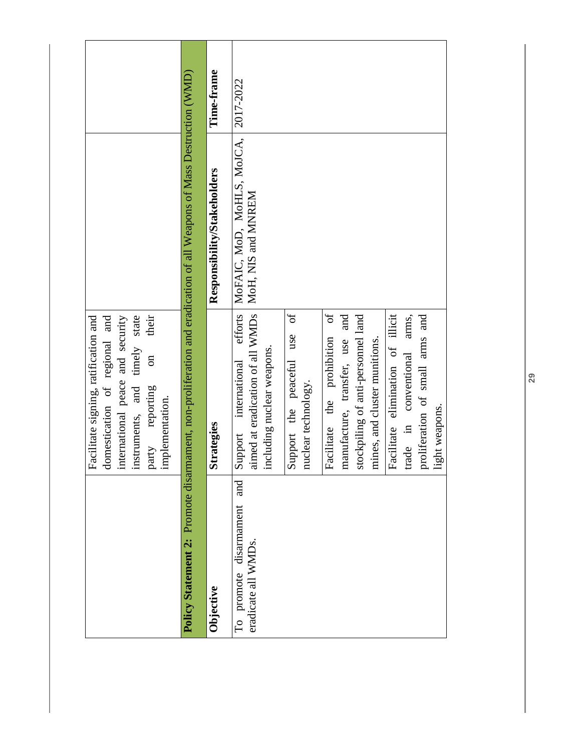| | | | |
|---|---|---|---|
| | Facilitate signing, ratification and domestication of regional and international peace and security instruments, and timely state party reporting on their implementation. | | |

**Policy Statement 2:** Promote disarmament, non-proliferation and eradication of all Weapons of Mass Destruction (WMD)

| Objective | Strategies | Responsibility/Stakeholders | Time-frame |
|---|---|---|---|
| To promote disarmament and eradicate all WMDs. | Support international efforts aimed at eradication of all WMDs including nuclear weapons. | MoFAIC, MoD, MoHLS, MoJCA, MoH, NIS and MNREM | 2017-2022 |
| | Support the peaceful use of nuclear technology. | | |
| | Facilitate the prohibition of manufacture, transfer, use and stockpiling of anti-personnel land mines, and cluster munitions. | | |
| | Facilitate elimination of illicit trade in conventional arms, proliferation of small arms and light weapons. | | |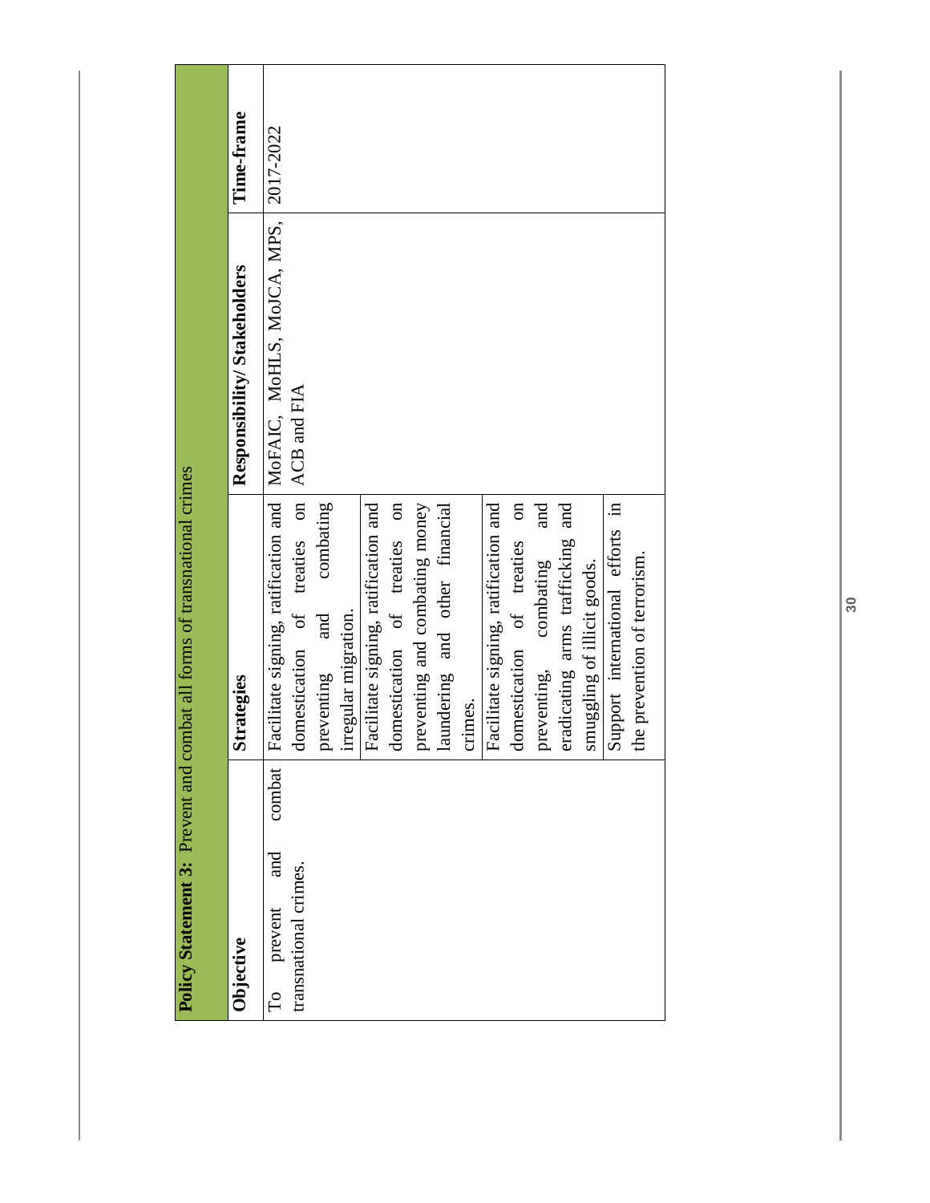| **Policy Statement 3:** Prevent and combat all forms of transnational crimes | | | |
|---|---|---|---|
| **Objective** | **Strategies** | **Responsibility/ Stakeholders** | **Time-frame** |
| To prevent and combat transnational crimes. | Facilitate signing, ratification and domestication of treaties on preventing and combating irregular migration. | MoFAIC, MoHLS, MoJCA, MPS, ACB and FIA | 2017-2022 |
| | Facilitate signing, ratification and domestication of treaties on preventing and combating money laundering and other financial crimes. | | |
| | Facilitate signing, ratification and domestication of treaties on preventing, combating and eradicating arms trafficking and smuggling of illicit goods. | | |
| | Support international efforts in the prevention of terrorism. | | |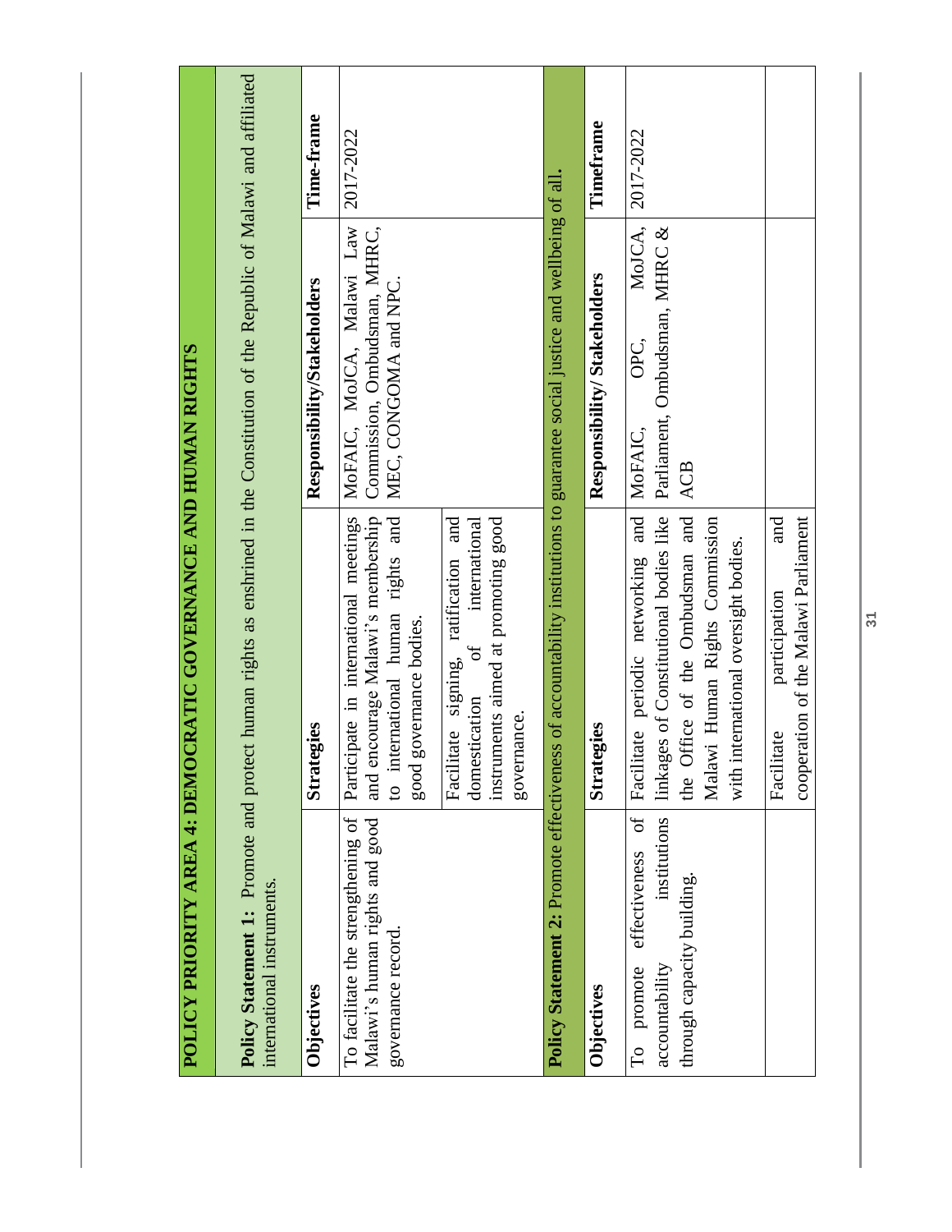| **POLICY PRIORITY AREA 4: DEMOCRATIC GOVERNANCE AND HUMAN RIGHTS** | | | |
|---|---|---|---|
| **Policy Statement 1:** Promote and protect human rights as enshrined in the Constitution of the Republic of Malawi and affiliated international instruments. | | | |
| **Objectives** | **Strategies** | **Responsibility/Stakeholders** | **Time-frame** |
| To facilitate the strengthening of Malawi's human rights and good governance record. | Participate in international meetings and encourage Malawi's membership to international human rights and good governance bodies. | MoFAIC, MoJCA, Malawi Law Commission, Ombudsman, MHRC, MEC, CONGOMA and NPC. | 2017-2022 |
| | Facilitate signing, ratification and domestication of international instruments aimed at promoting good governance. | | |
| **Policy Statement 2:** Promote effectiveness of accountability institutions to guarantee social justice and wellbeing of all. | | | |
| **Objectives** | **Strategies** | **Responsibility/ Stakeholders** | **Timeframe** |
| To promote effectiveness of accountability institutions through capacity building. | Facilitate periodic networking and linkages of Constitutional bodies like the Office of the Ombudsman and Malawi Human Rights Commission with international oversight bodies. | MoFAIC, OPC, MoJCA, Parliament, Ombudsman, MHRC & ACB | 2017-2022 |
| | Facilitate participation and cooperation of the Malawi Parliament | | |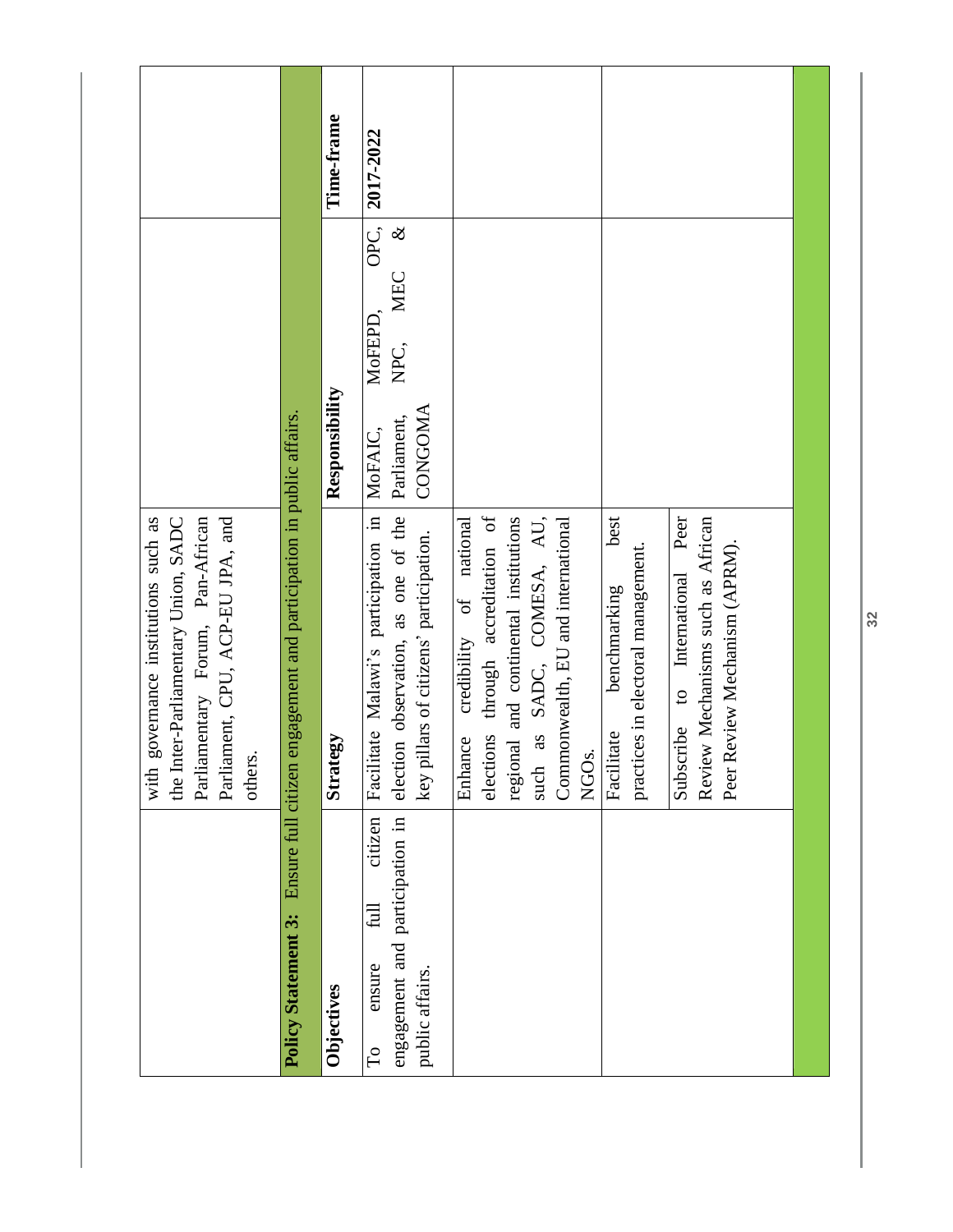| | | | |
|---|---|---|---|
| | with governance institutions such as the Inter-Parliamentary Union, SADC Parliamentary Forum, Pan-African Parliament, CPU, ACP-EU JPA, and others. | | |
| **Policy Statement 3:** Ensure full citizen engagement and participation in public affairs. | | | |
| **Objectives** | **Strategy** | **Responsibility** | **Time-frame** |
| To ensure full citizen engagement and participation in public affairs. | Facilitate Malawi's participation in election observation, as one of the key pillars of citizens' participation. | MoFAIC, MoFEPD, OPC, Parliament, NPC, MEC & CONGOMA | **2017-2022** |
| | Enhance credibility of national elections through accreditation of regional and continental institutions such as SADC, COMESA, AU, Commonwealth, EU and international NGOs. | | |
| | Facilitate benchmarking best practices in electoral management. | | |
| | Subscribe to International Peer Review Mechanisms such as African Peer Review Mechanism (APRM). | | |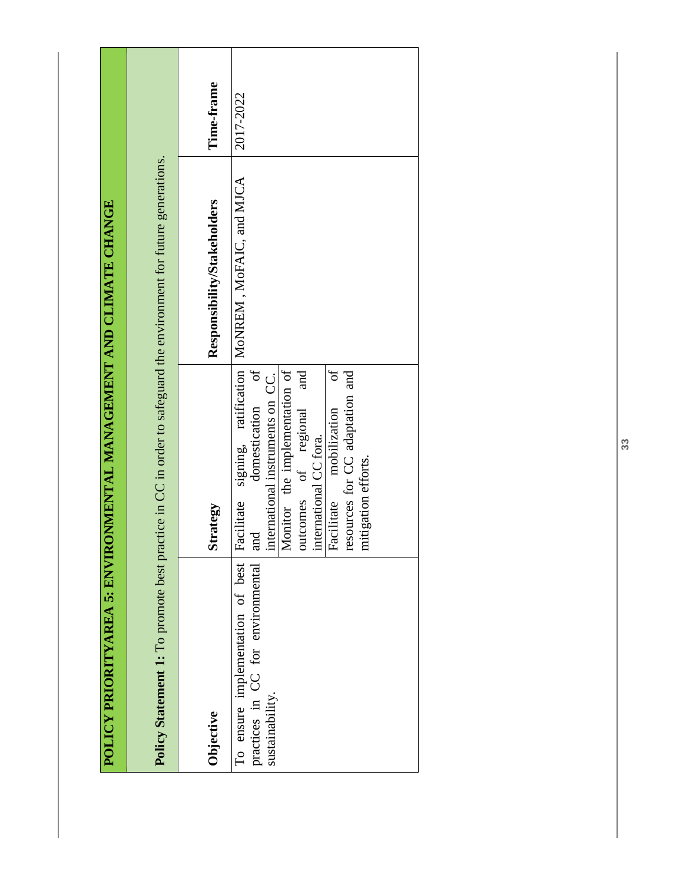| POLICY PRIORITYAREA 5: ENVIRONMENTAL MANAGEMENT AND CLIMATE CHANGE | | | |
|---|---|---|---|
| **Policy Statement 1:** To promote best practice in CC in order to safeguard the environment for future generations. | | | |
| **Objective** | **Strategy** | **Responsibility/Stakeholders** | **Time-frame** |
| To ensure implementation of best practices in CC for environmental sustainability. | Facilitate signing, ratification and domestication of international instruments on CC. | MoNREM , MoFAIC, and MJCA | 2017-2022 |
| | Monitor the implementation of outcomes of regional and international CC fora. | | |
| | Facilitate mobilization of resources for CC adaptation and mitigation efforts. | | |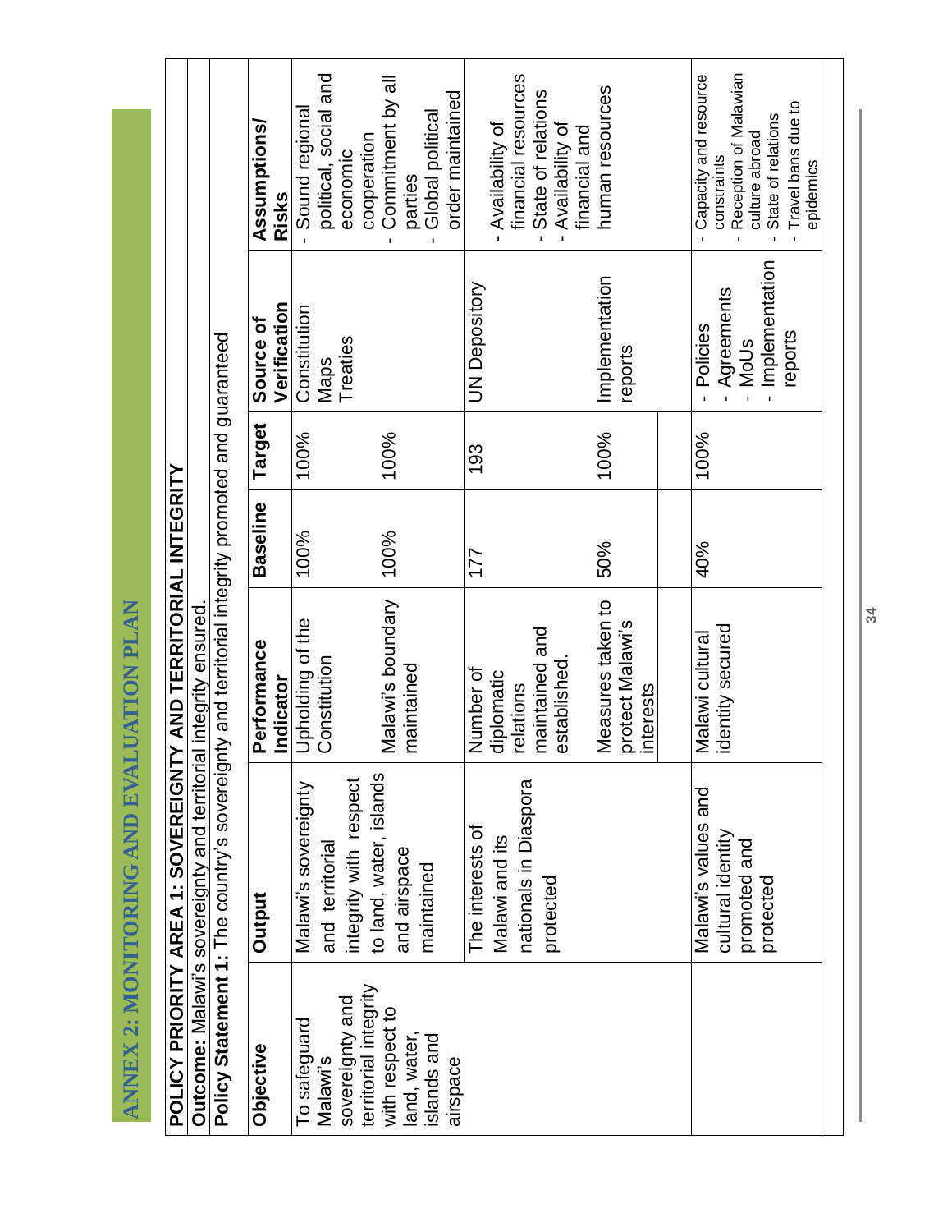# ANNEX 2: MONITORING AND EVALUATION PLAN

**POLICY PRIORITY AREA 1: SOVEREIGNTY AND TERRITORIAL INTEGRITY**

**Outcome:** Malawi's sovereignty and territorial integrity ensured.

**Policy Statement 1:** The country's sovereignty and territorial integrity promoted and guaranteed

| Objective | Output | Performance Indicator | Baseline | Target | Source of Verification | Assumptions/ Risks |
|---|---|---|---|---|---|---|
| To safeguard Malawi's sovereignty and territorial integrity with respect to land, water, islands and airspace | Malawi's sovereignty and territorial integrity with respect to land, water, islands and airspace maintained | Upholding of the Constitution | 100% | 100% | Constitution Maps Treaties | - Sound regional political, social and economic cooperation<br>- Commitment by all parties<br>- Global political order maintained |
| | | Malawi's boundary maintained | 100% | 100% | | |
| | The interests of Malawi and its nationals in Diaspora protected | Number of diplomatic relations maintained and established. | 177 | 193 | UN Depository | - Availability of financial resources<br>- State of relations<br>- Availability of financial and human resources |
| | | Measures taken to protect Malawi's interests | 50% | 100% | Implementation reports | |
| | Malawi's values and cultural identity promoted and protected | Malawi cultural identity secured | 40% | 100% | - Policies<br>- Agreements<br>- MoUs<br>- Implementation reports | - Capacity and resource constraints<br>- Reception of Malawian culture abroad<br>- State of relations<br>- Travel bans due to epidemics |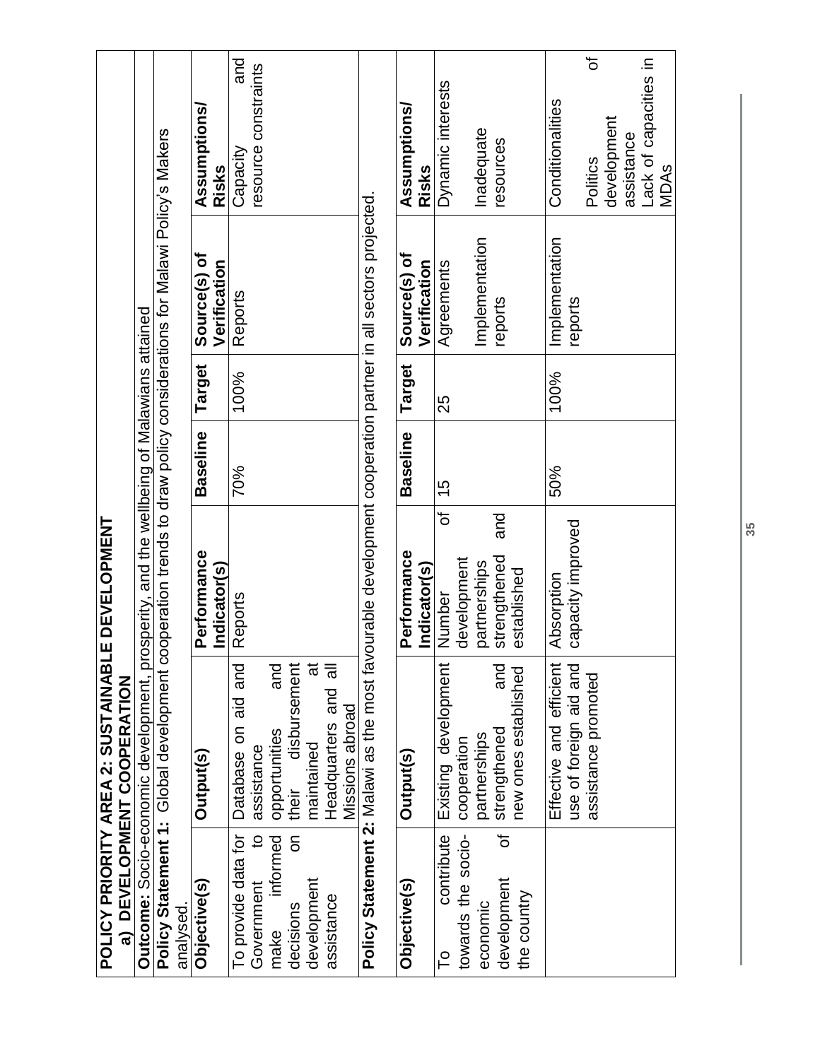## POLICY PRIORITY AREA 2: SUSTAINABLE DEVELOPMENT

### a) DEVELOPMENT COOPERATION

**Outcome:** Socio-economic development, prosperity, and the wellbeing of Malawians attained

**Policy Statement 1:** Global development cooperation trends to draw policy considerations for Malawi Policy's Makers analysed.

| Objective(s) | Output(s) | Performance Indicator(s) | Baseline | Target | Source(s) of Verification | Assumptions/ Risks |
|---|---|---|---|---|---|---|
| To provide data for Government to make informed decisions on development assistance | Database on aid and assistance opportunities and their disbursement maintained at Headquarters and all Missions abroad | Reports | 70% | 100% | Reports | Capacity and resource constraints |

**Policy Statement 2:** Malawi as the most favourable development cooperation partner in all sectors projected.

| Objective(s) | Output(s) | Performance Indicator(s) | Baseline | Target | Source(s) of Verification | Assumptions/ Risks |
|---|---|---|---|---|---|---|
| To contribute towards the socio-economic development of the country | Existing development cooperation partnerships strengthened and new ones established | Number of development partnerships strengthened and established | 15 | 25 | Agreements<br><br>Implementation reports | Dynamic interests<br><br>Inadequate resources |
| | Effective and efficient use of foreign aid and assistance promoted | Absorption capacity improved | 50% | 100% | Implementation reports | Conditionalities<br><br>Politics of development assistance<br>Lack of capacities in MDAs |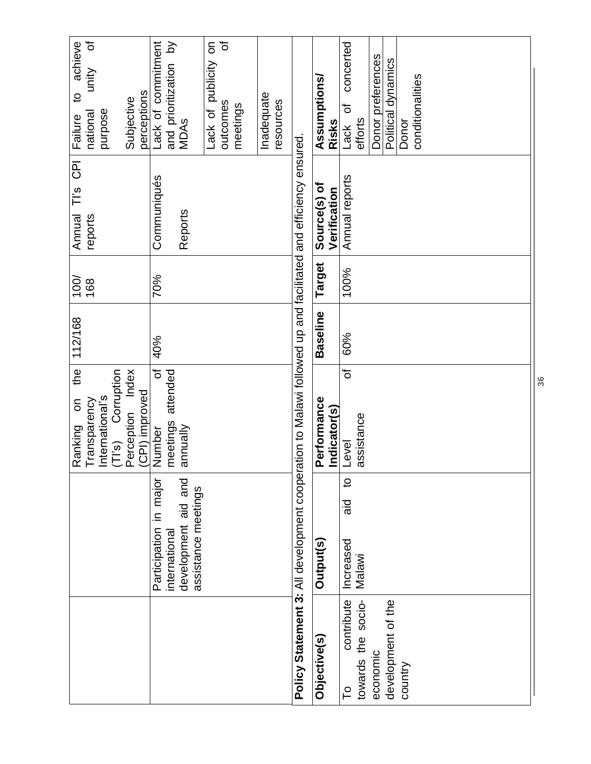| | | Ranking on the Transparency International's (TI's) Corruption Perception Index (CPI) improved | 112/168 | 100/168 | Annual TI's CPI reports | Failure to achieve national unity of purpose<br><br>Subjective perceptions |
|---|---|---|---|---|---|---|
| | Participation in major international development aid and assistance meetings | Number of meetings attended annually | 40% | 70% | Communiqués<br><br>Reports | Lack of commitment and prioritization by MDAs |
| | | | | | | Lack of publicity on outcomes of meetings |
| | | | | | | Inadequate resources |

**Policy Statement 3:** All development cooperation to Malawi followed up and facilitated and efficiency ensured.

| Objective(s) | Output(s) | Performance Indicator(s) | Baseline | Target | Source(s) of Verification | Assumptions/ Risks |
|---|---|---|---|---|---|---|
| To contribute towards the socio-economic development of the country | Increased aid to Malawi | Level of assistance | 60% | 100% | Annual reports | Lack of concerted efforts |
| | | | | | | Donor preferences |
| | | | | | | Political dynamics |
| | | | | | | Donor conditionalities |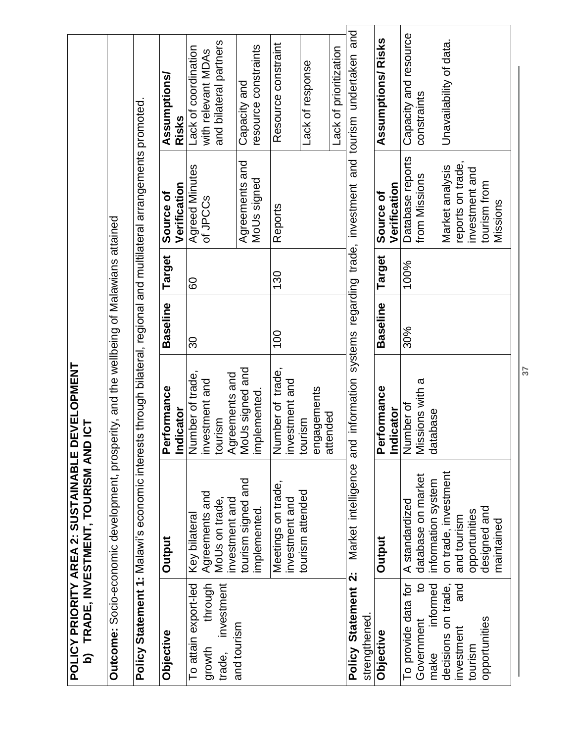**POLICY PRIORITY AREA 2: SUSTAINABLE DEVELOPMENT**

**b) TRADE, INVESTMENT, TOURISM AND ICT**

**Outcome:** Socio-economic development, prosperity, and the wellbeing of Malawians attained

**Policy Statement 1:** Malawi's economic interests through bilateral, regional and multilateral arrangements promoted.

| Objective | Output | Performance Indicator | Baseline | Target | Source of Verification | Assumptions/ Risks |
|---|---|---|---|---|---|---|
| To attain export-led growth through trade, investment and tourism | Key bilateral Agreements and MoUs on trade, investment and tourism signed and implemented. | Number of trade, investment and tourism | 30 | 60 | Agreed Minutes of JPCCs | Lack of coordination with relevant MDAs and bilateral partners |
| | | Agreements and MoUs signed and implemented. | | | Agreements and MoUs signed | Capacity and resource constraints |
| | Meetings on trade, investment and tourism attended | Number of trade, investment and tourism engagements attended | 100 | 130 | Reports | Resource constraint |
| | | | | | | Lack of response |
| | | | | | | Lack of prioritization |

**Policy Statement 2:** Market intelligence and information systems regarding trade, investment and tourism undertaken and strengthened.

| Objective | Output | Performance Indicator | Baseline | Target | Source of Verification | Assumptions/ Risks |
|---|---|---|---|---|---|---|
| To provide data for Government to make informed decisions on trade, investment and tourism opportunities | A standardized database on market information system on trade, investment and tourism opportunities designed and maintained | Number of Missions with a database | 30% | 100% | Database reports from Missions<br><br>Market analysis reports on trade, investment and tourism from Missions | Capacity and resource constraints<br><br>Unavailability of data. |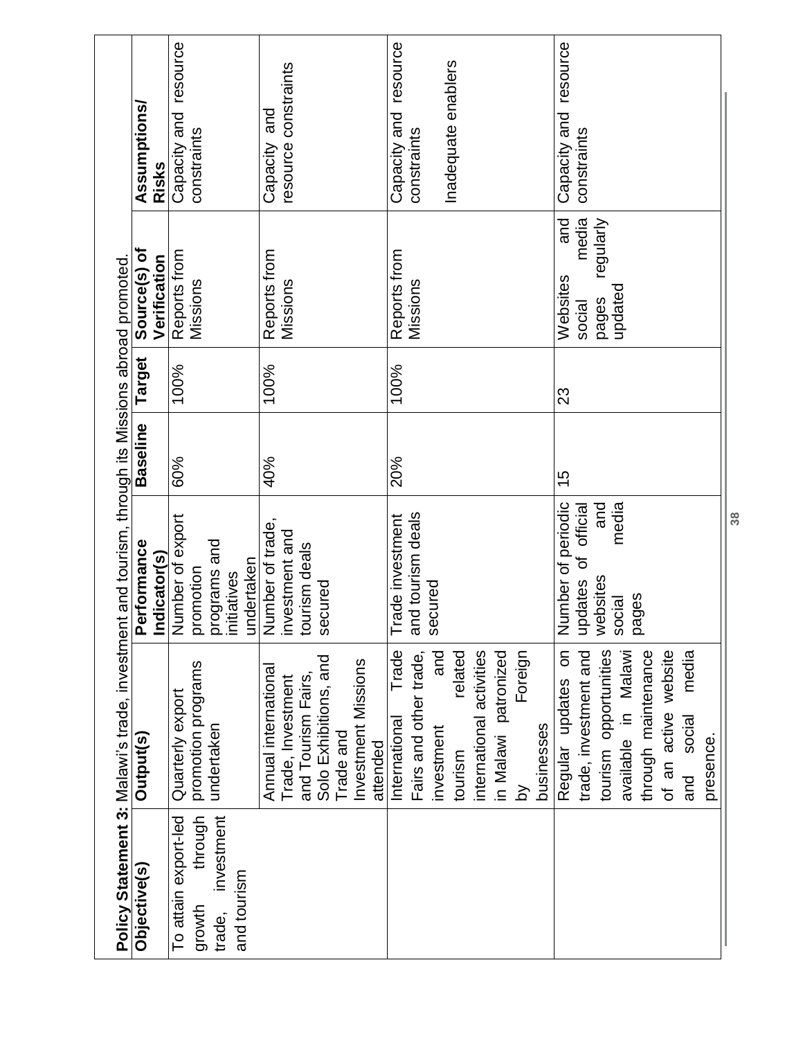**Policy Statement 3:** Malawi's trade, investment and tourism, through its Missions abroad promoted.

| Objective(s) | Output(s) | Performance Indicator(s) | Baseline | Target | Source(s) of Verification | Assumptions/ Risks |
|---|---|---|---|---|---|---|
| To attain export-led growth through trade, investment and tourism | Quarterly export promotion programs undertaken | Number of export promotion programs and initiatives undertaken | 60% | 100% | Reports from Missions | Capacity and resource constraints |
| | Annual international Trade, Investment and Tourism Fairs, Solo Exhibitions, and Trade and Investment Missions attended | Number of trade, investment and tourism deals secured | 40% | 100% | Reports from Missions | Capacity and resource constraints |
| | International Trade Fairs and other trade, investment and tourism related international activities in Malawi patronized by Foreign businesses | Trade investment and tourism deals secured | 20% | 100% | Reports from Missions | Capacity and resource constraints<br><br>Inadequate enablers |
| | Regular updates on trade, investment and tourism opportunities available in Malawi through maintenance of an active website and social media presence. | Number of periodic updates of official websites and social media pages | 15 | 23 | Websites and social media pages regularly updated | Capacity and resource constraints |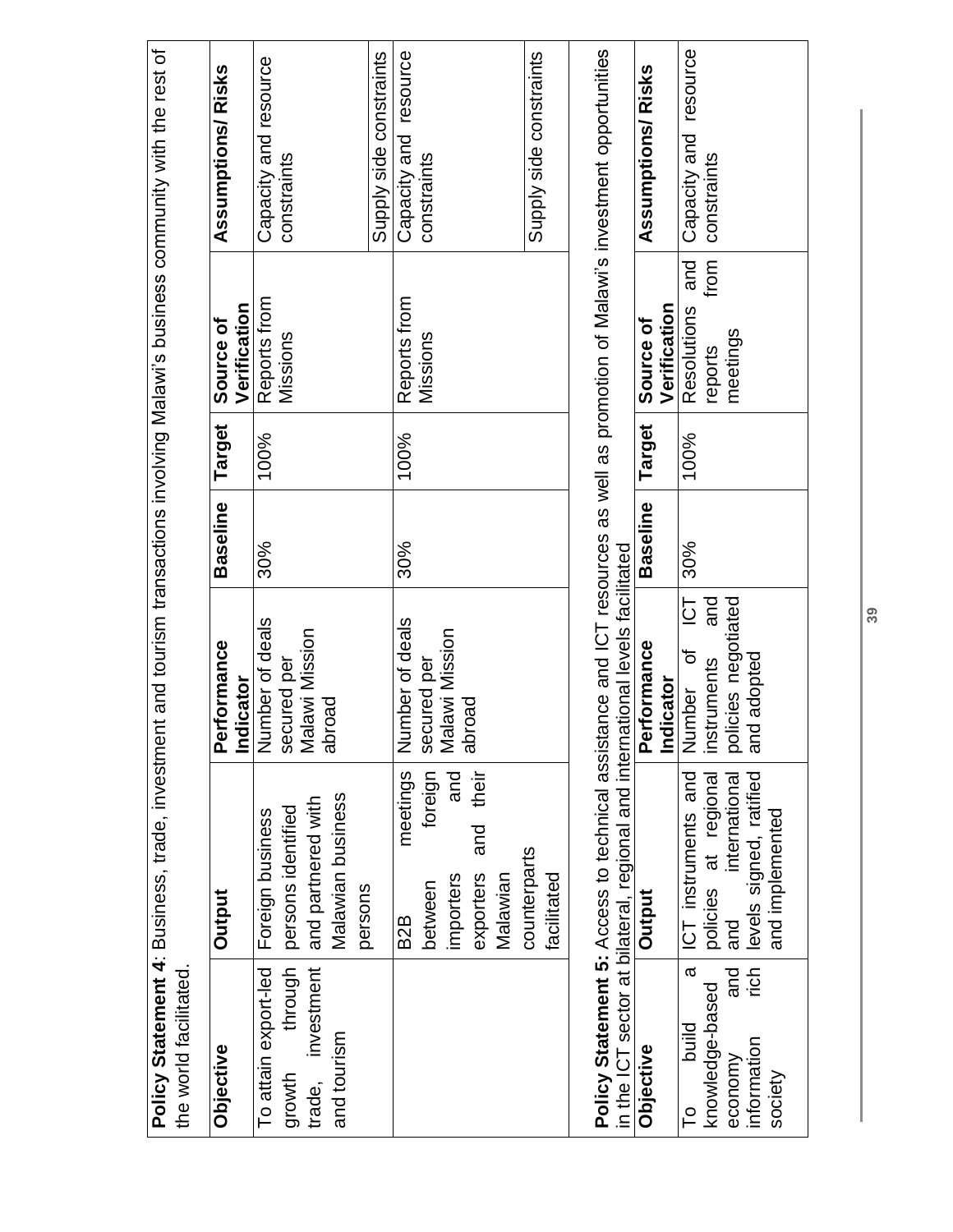**Policy Statement 4**: Business, trade, investment and tourism transactions involving Malawi's business community with the rest of the world facilitated.

| Objective | Output | Performance Indicator | Baseline | Target | Source of Verification | Assumptions/ Risks |
|---|---|---|---|---|---|---|
| To attain export-led growth through trade, investment and tourism | Foreign business persons identified and partnered with Malawian business persons | Number of deals secured per Malawi Mission abroad | 30% | 100% | Reports from Missions | Capacity and resource constraints |
| | | | | | | Supply side constraints |
| | B2B meetings between foreign importers and exporters and their Malawian counterparts facilitated | Number of deals secured per Malawi Mission abroad | 30% | 100% | Reports from Missions | Capacity and resource constraints |
| | | | | | | Supply side constraints |

**Policy Statement 5:** Access to technical assistance and ICT resources as well as promotion of Malawi's investment opportunities in the ICT sector at bilateral, regional and international levels facilitated

| Objective | Output | Performance Indicator | Baseline | Target | Source of Verification | Assumptions/ Risks |
|---|---|---|---|---|---|---|
| To build a knowledge-based economy and information rich society | ICT instruments and policies at regional and international levels signed, ratified and implemented | Number of ICT instruments and policies negotiated and adopted | 30% | 100% | Resolutions and reports from meetings | Capacity and resource constraints |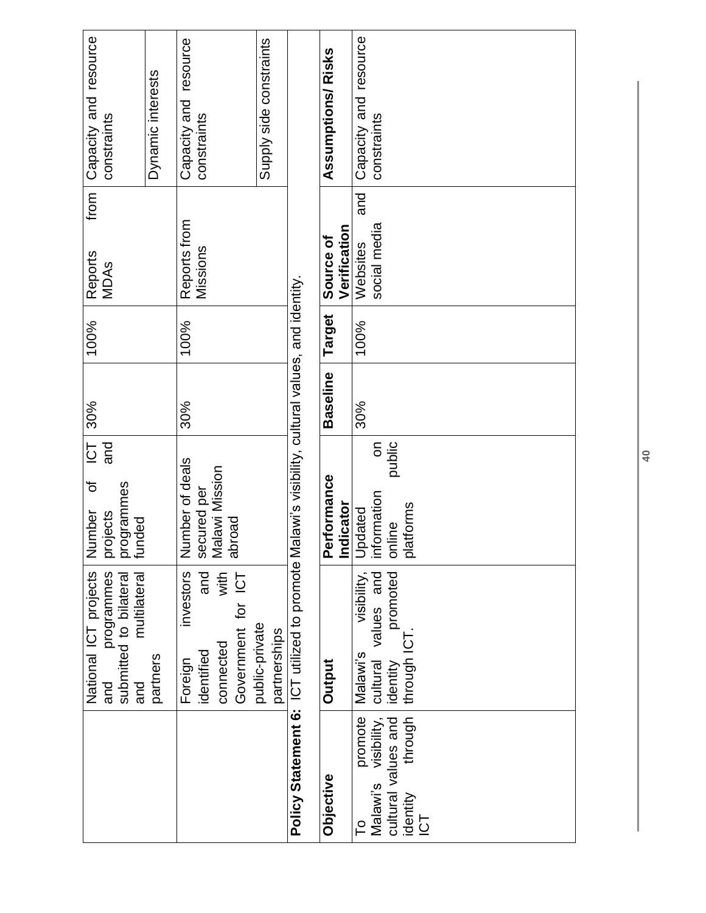| Objective | Output | Performance Indicator | Baseline | Target | Source of Verification | Assumptions/ Risks |
|---|---|---|---|---|---|---|
| | National ICT projects and programmes submitted to bilateral and multilateral partners | Number of ICT projects and programmes funded | 30% | 100% | Reports from MDAs | Capacity and resource constraints |
| | | | | | | Dynamic interests |
| | Foreign investors identified and connected with Government for ICT public-private partnerships | Number of deals secured per Malawi Mission abroad | 30% | 100% | Reports from Missions | Capacity and resource constraints |
| | | | | | | Supply side constraints |

**Policy Statement 6:** ICT utilized to promote Malawi's visibility, cultural values, and identity.

| Objective | Output | Performance Indicator | Baseline | Target | Source of Verification | Assumptions/ Risks |
|---|---|---|---|---|---|---|
| To promote Malawi's visibility, cultural values and identity through ICT | Malawi's visibility, cultural values and identity promoted through ICT. | Updated information on online public platforms | 30% | 100% | Websites and social media | Capacity and resource constraints |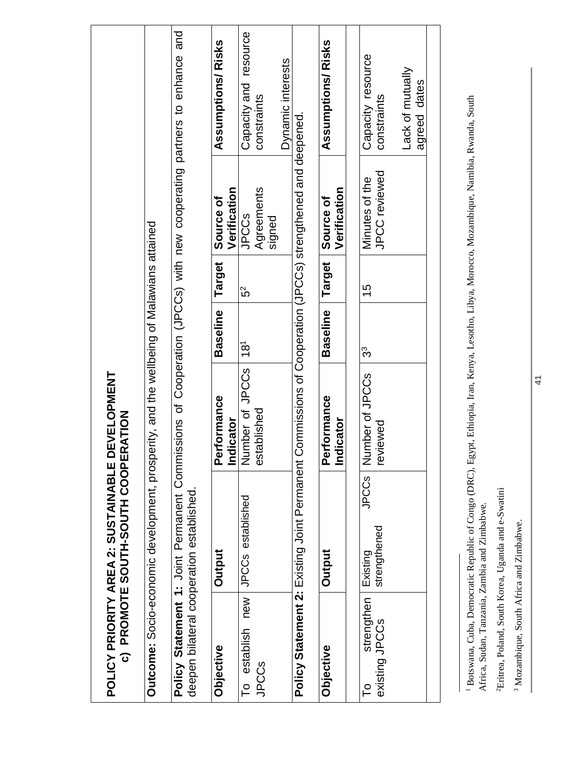# POLICY PRIORITY AREA 2: SUSTAINABLE DEVELOPMENT

## c) PROMOTE SOUTH-SOUTH COOPERATION

**Outcome:** Socio-economic development, prosperity, and the wellbeing of Malawians attained

**Policy Statement 1:** Joint Permanent Commissions of Cooperation (JPCCs) with new cooperating partners to enhance and deepen bilateral cooperation established.

| Objective | Output | Performance Indicator | Baseline | Target | Source of Verification | Assumptions/ Risks |
|---|---|---|---|---|---|---|
| To establish new JPCCs | JPCCs established | Number of JPCCs established | 18[1] | 5[2] | JPCCs Agreements signed | Capacity and resource constraints<br><br>Dynamic interests |

**Policy Statement 2:** Existing Joint Permanent Commissions of Cooperation (JPCCs) strengthened and deepened.

| Objective | Output | Performance Indicator | Baseline | Target | Source of Verification | Assumptions/ Risks |
|---|---|---|---|---|---|---|
| To strengthen existing JPCCs | Existing JPCCs strengthened | Number of JPCCs reviewed | 3[3] | 15 | Minutes of the JPCC reviewed | Capacity resource constraints<br><br>Lack of mutually agreed dates |

[1] Botswana, Cuba, Democratic Republic of Congo (DRC), Egypt, Ethiopia, Iran, Kenya, Lesotho, Libya, Morocco, Mozambique, Namibia, Rwanda, South Africa, Sudan, Tanzania, Zambia and Zimbabwe.

[2] Eritrea, Poland, South Korea, Uganda and e-Swatini

[3] Mozambique, South Africa and Zimbabwe.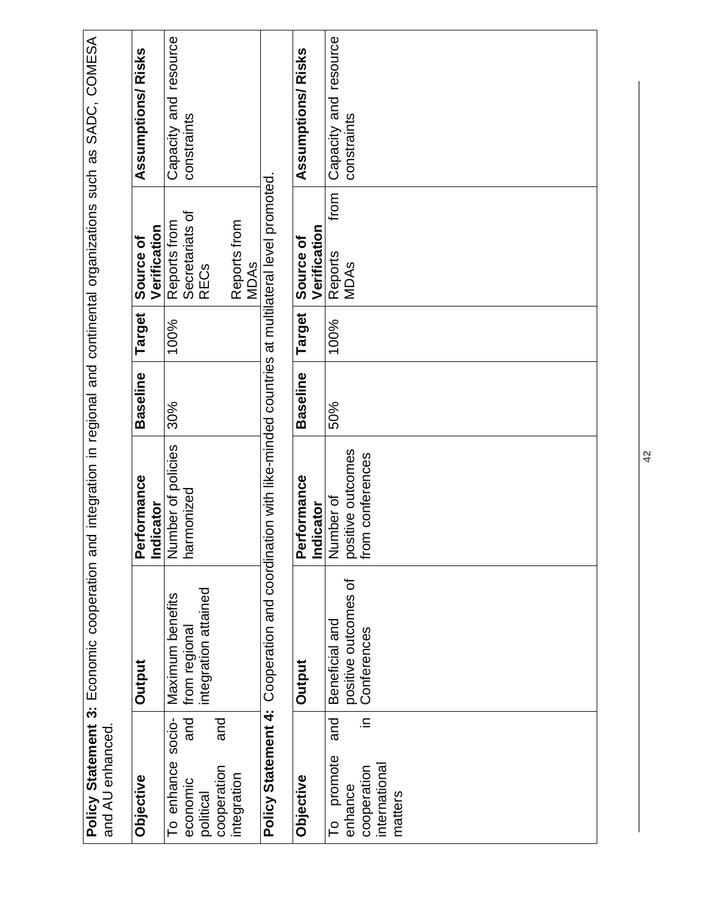**Policy Statement 3:** Economic cooperation and integration in regional and continental organizations such as SADC, COMESA and AU enhanced.

| Objective | Output | Performance Indicator | Baseline | Target | Source of Verification | Assumptions/ Risks |
| --- | --- | --- | --- | --- | --- | --- |
| To enhance socio-economic and political cooperation and integration | Maximum benefits from regional integration attained | Number of policies harmonized | 30% | 100% | Reports from Secretariats of RECs<br><br>Reports from MDAs | Capacity and resource constraints |

**Policy Statement 4:** Cooperation and coordination with like-minded countries at multilateral level promoted.

| Objective | Output | Performance Indicator | Baseline | Target | Source of Verification | Assumptions/ Risks |
| --- | --- | --- | --- | --- | --- | --- |
| To promote and enhance cooperation in international matters | Beneficial and positive outcomes of Conferences | Number of positive outcomes from conferences | 50% | 100% | Reports from MDAs | Capacity and resource constraints |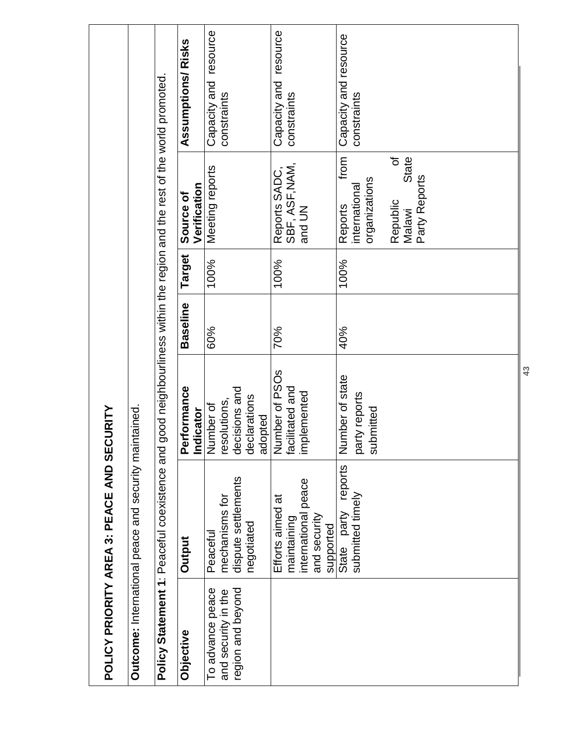**POLICY PRIORITY AREA 3: PEACE AND SECURITY**

**Outcome:** International peace and security maintained.

**Policy Statement 1**: Peaceful coexistence and good neighbourliness within the region and the rest of the world promoted.

| Objective | Output | Performance Indicator | Baseline | Target | Source of Verification | Assumptions/ Risks |
|---|---|---|---|---|---|---|
| To advance peace and security in the region and beyond | Peaceful mechanisms for dispute settlements negotiated | Number of resolutions, decisions and declarations adopted | 60% | 100% | Meeting reports | Capacity and resource constraints |
| | Efforts aimed at maintaining international peace and security supported | Number of PSOs facilitated and implemented | 70% | 100% | Reports SADC, SBF, ASF, NAM, and UN | Capacity and resource constraints |
| | State party reports submitted timely | Number of state party reports submitted | 40% | 100% | Reports from international organizations<br><br>Republic of Malawi State Party Reports | Capacity and resource constraints |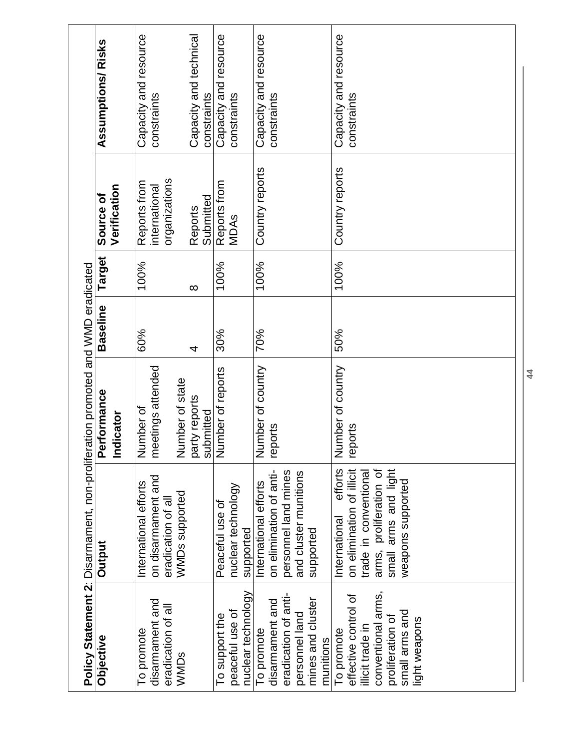| **Policy Statement 2**: Disarmament, non-proliferation promoted and WMD eradicated | | | | | | |
|---|---|---|---|---|---|---|
| **Objective** | **Output** | **Performance Indicator** | **Baseline** | **Target** | **Source of Verification** | **Assumptions/ Risks** |
| To promote disarmament and eradication of all WMDs | International efforts on disarmament and eradication of all WMDs supported | Number of meetings attended | 60% | 100% | Reports from international organizations | Capacity and resource constraints |
| | | Number of state party reports submitted | 4 | 8 | Reports Submitted | Capacity and technical constraints |
| To support the peaceful use of nuclear technology | Peaceful use of nuclear technology supported | Number of reports | 30% | 100% | Reports from MDAs | Capacity and resource constraints |
| To promote disarmament and eradication of anti-personnel land mines and cluster munitions | International efforts on elimination of anti-personnel land mines and cluster munitions supported | Number of country reports | 70% | 100% | Country reports | Capacity and resource constraints |
| To promote effective control of illicit trade in conventional arms, proliferation of small arms and light weapons | International efforts on elimination of illicit trade in conventional arms, proliferation of small arms and light weapons supported | Number of country reports | 50% | 100% | Country reports | Capacity and resource constraints |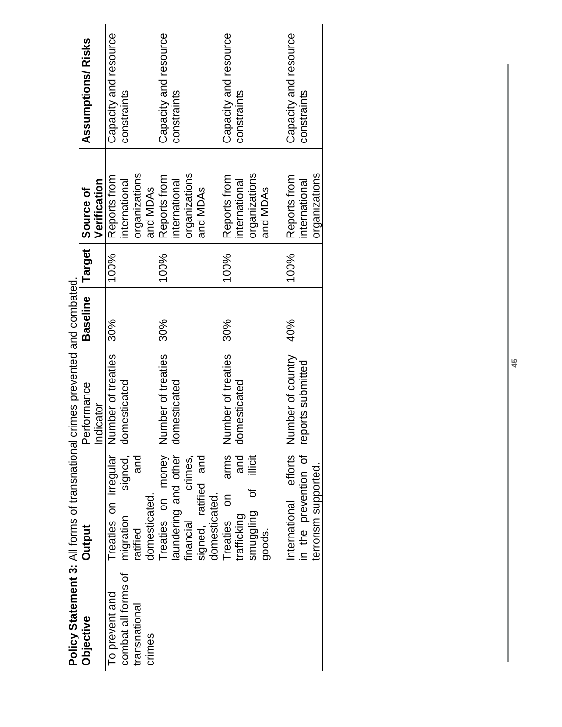| **Policy Statement 3:** All forms of transnational crimes prevented and combated. | | | | | | |
|---|---|---|---|---|---|---|
| **Objective** | **Output** | Performance Indicator | **Baseline** | **Target** | **Source of Verification** | **Assumptions/ Risks** |
| To prevent and combat all forms of transnational crimes | Treaties on irregular migration signed, ratified and domesticated. | Number of treaties domesticated | 30% | 100% | Reports from international organizations and MDAs | Capacity and resource constraints |
| | Treaties on money laundering and other financial crimes, signed, ratified and domesticated. | Number of treaties domesticated | 30% | 100% | Reports from international organizations and MDAs | Capacity and resource constraints |
| | Treaties on arms trafficking and smuggling of illicit goods. | Number of treaties domesticated | 30% | 100% | Reports from international organizations and MDAs | Capacity and resource constraints |
| | International efforts in the prevention of terrorism supported. | Number of country reports submitted | 40% | 100% | Reports from international organizations | Capacity and resource constraints |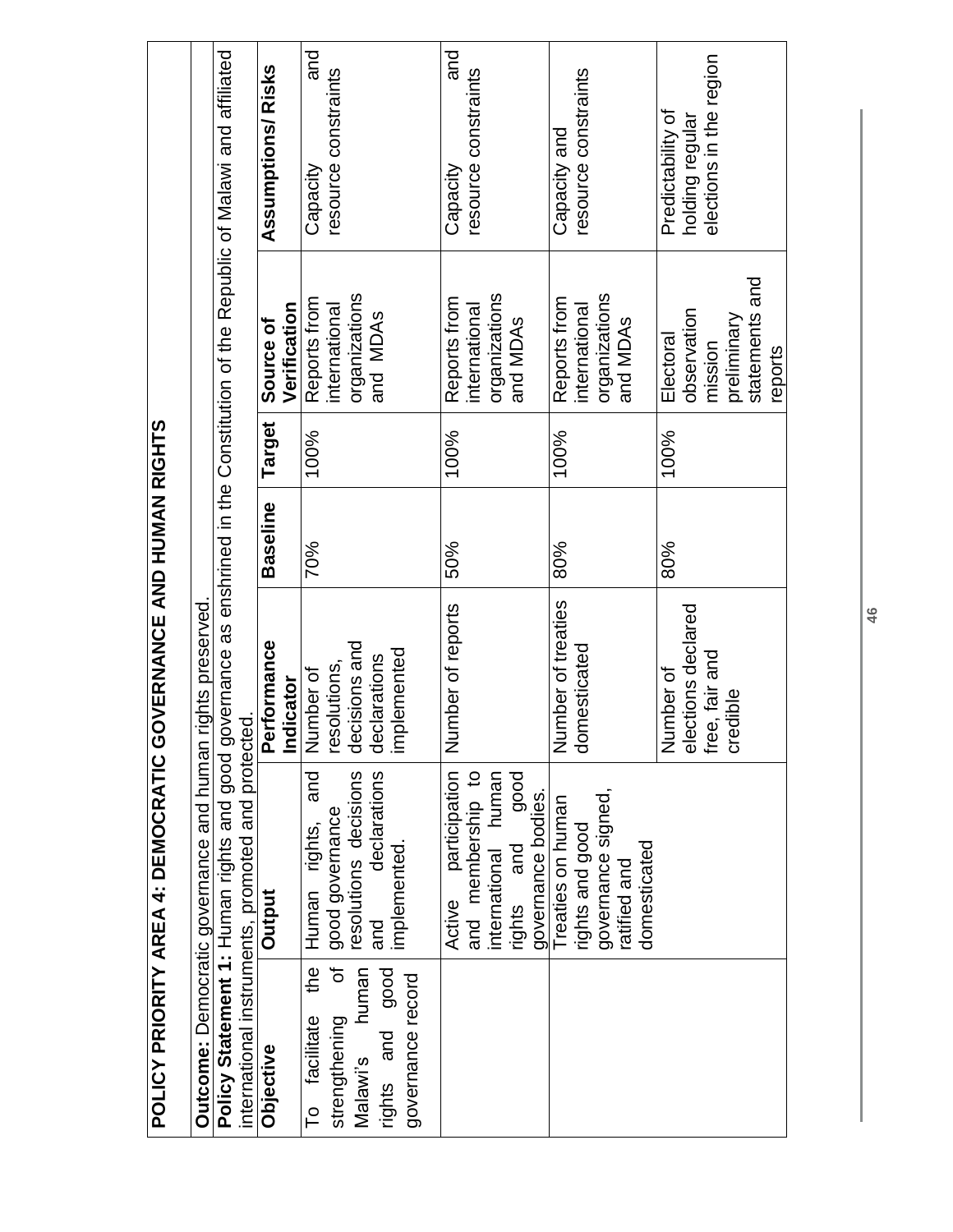## POLICY PRIORITY AREA 4: DEMOCRATIC GOVERNANCE AND HUMAN RIGHTS

**Outcome:** Democratic governance and human rights preserved.

**Policy Statement 1:** Human rights and good governance as enshrined in the Constitution of the Republic of Malawi and affiliated international instruments, promoted and protected.

| Objective | Output | Performance Indicator | Baseline | Target | Source of Verification | Assumptions/ Risks |
|---|---|---|---|---|---|---|
| To facilitate the strengthening of Malawi's human rights and good governance record | Human rights, and good governance resolutions decisions and declarations implemented. | Number of resolutions, decisions and declarations implemented | 70% | 100% | Reports from international organizations and MDAs | Capacity and resource constraints |
| | Active participation and membership to international human rights and good governance bodies. | Number of reports | 50% | 100% | Reports from international organizations and MDAs | Capacity and resource constraints |
| | Treaties on human rights and good governance signed, ratified and domesticated | Number of treaties domesticated | 80% | 100% | Reports from international organizations and MDAs | Capacity and resource constraints |
| | | Number of elections declared free, fair and credible | 80% | 100% | Electoral observation mission preliminary statements and reports | Predictability of holding regular elections in the region |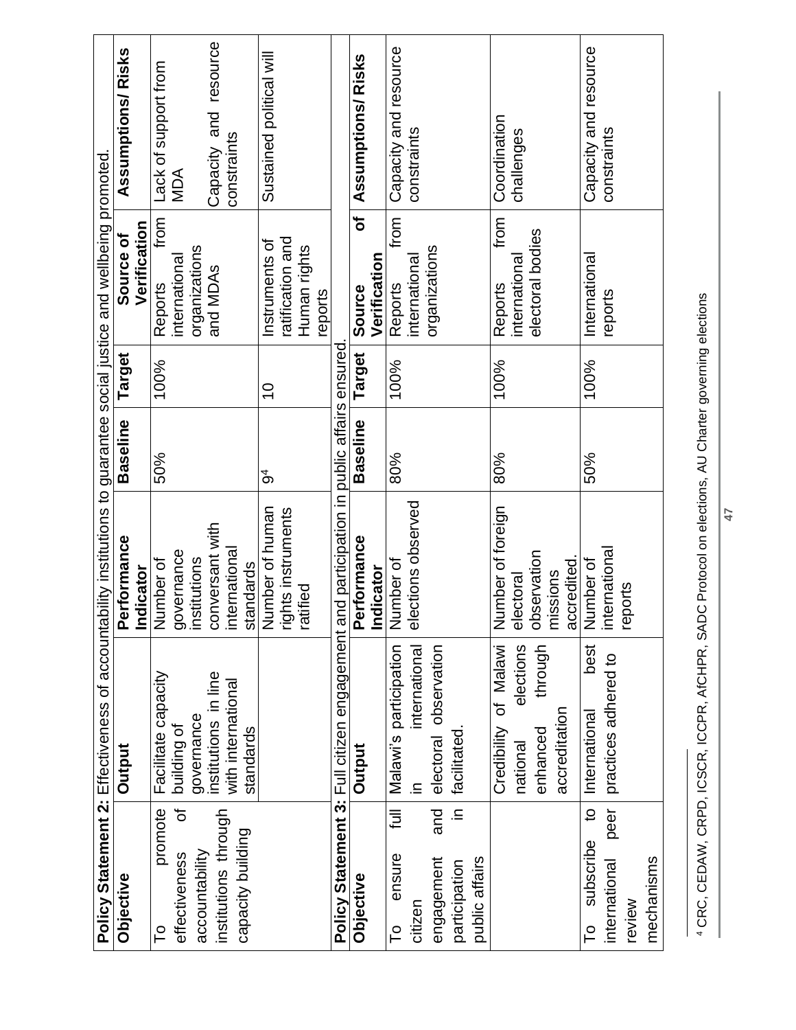| Objective | Output | Performance Indicator | Baseline | Target | Source of Verification | Assumptions/ Risks |
|---|---|---|---|---|---|---|
| **Policy Statement 2:** Effectiveness of accountability institutions to guarantee social justice and wellbeing promoted. | | | | | | |
| To promote effectiveness of accountability institutions through capacity building | Facilitate capacity building of governance institutions in line with international standards | Number of governance institutions conversant with international standards | 50% | 100% | Reports from international organizations and MDAs | Lack of support from MDA<br><br>Capacity and resource constraints |
| | | Number of human rights instruments ratified | 9[4] | 10 | Instruments of ratification and Human rights reports | Sustained political will |

| Objective | Output | Performance Indicator | Baseline | Target | Source of Verification | Assumptions/ Risks |
|---|---|---|---|---|---|---|
| **Policy Statement 3:** Full citizen engagement and participation in public affairs ensured. | | | | | | |
| To ensure full citizen engagement and participation in public affairs | Malawi's participation in international electoral observation facilitated. | Number of elections observed | 80% | 100% | Reports from international organizations | Capacity and resource constraints |
| | Credibility of Malawi national elections enhanced through accreditation | Number of foreign electoral observation missions accredited. | 80% | 100% | Reports from international electoral bodies | Coordination challenges |
| To subscribe to international peer review mechanisms | International best practices adhered to | Number of international reports | 50% | 100% | International reports | Capacity and resource constraints |

[4] CRC, CEDAW, CRPD, ICSCR, ICCPR, AfCHPR, SADC Protocol on elections, AU Charter governing elections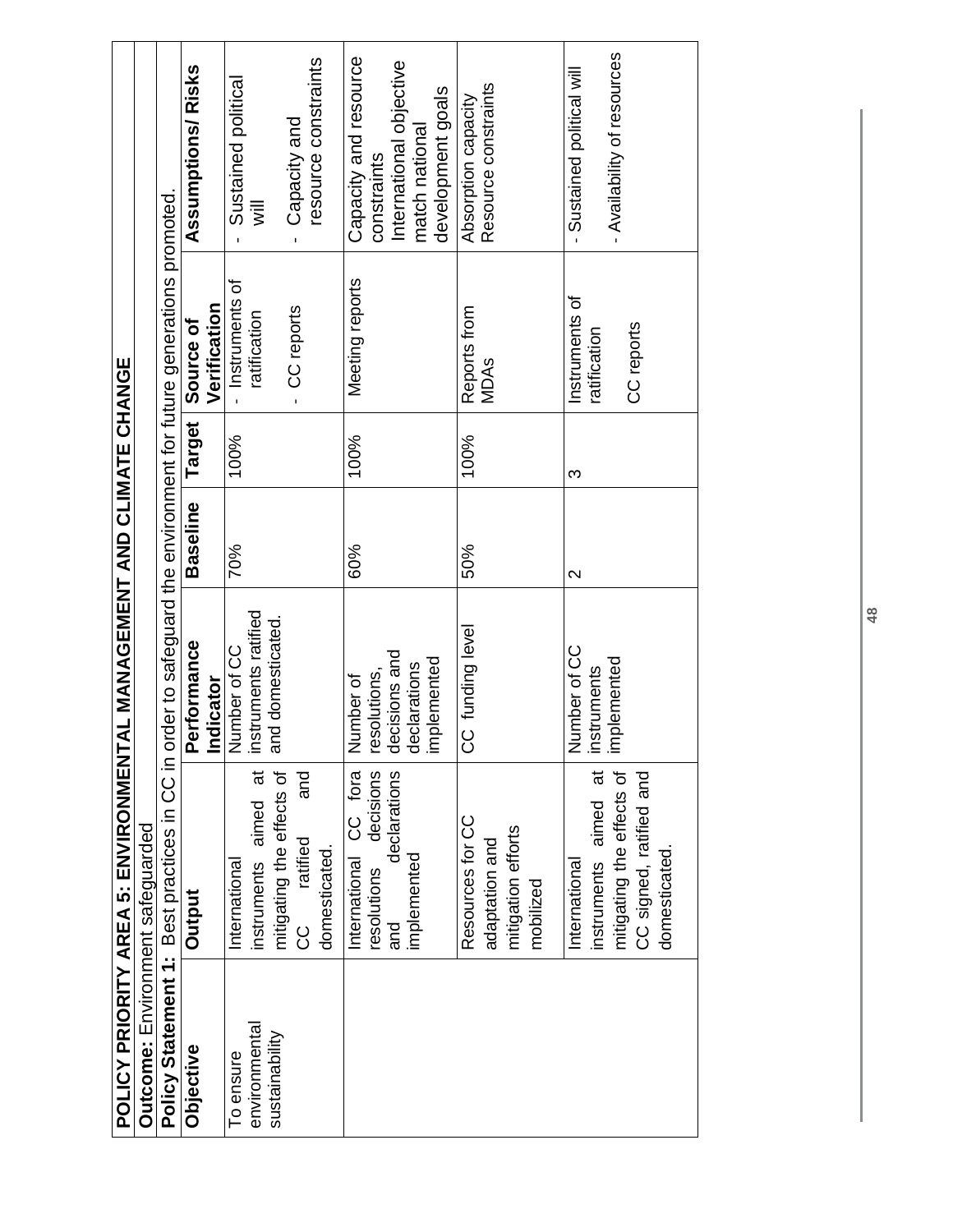**POLICY PRIORITY AREA 5: ENVIRONMENTAL MANAGEMENT AND CLIMATE CHANGE**

**Outcome:** Environment safeguarded

**Policy Statement 1:** Best practices in CC in order to safeguard the environment for future generations promoted.

| Objective | Output | Performance Indicator | Baseline | Target | Source of Verification | Assumptions/ Risks |
|---|---|---|---|---|---|---|
| To ensure environmental sustainability | International instruments aimed at mitigating the effects of CC ratified and domesticated. | Number of CC instruments ratified and domesticated. | 70% | 100% | - Instruments of ratification<br>- CC reports | - Sustained political will<br>- Capacity and resource constraints |
| | International CC fora resolutions decisions and declarations implemented | Number of resolutions, decisions and declarations implemented | 60% | 100% | Meeting reports | Capacity and resource constraints<br>International objective match national development goals |
| | Resources for CC adaptation and mitigation efforts mobilized | CC funding level | 50% | 100% | Reports from MDAs | Absorption capacity<br>Resource constraints |
| | International instruments aimed at mitigating the effects of CC signed, ratified and domesticated. | Number of CC instruments implemented | 2 | 3 | Instruments of ratification<br>CC reports | - Sustained political will<br>- Availability of resources |